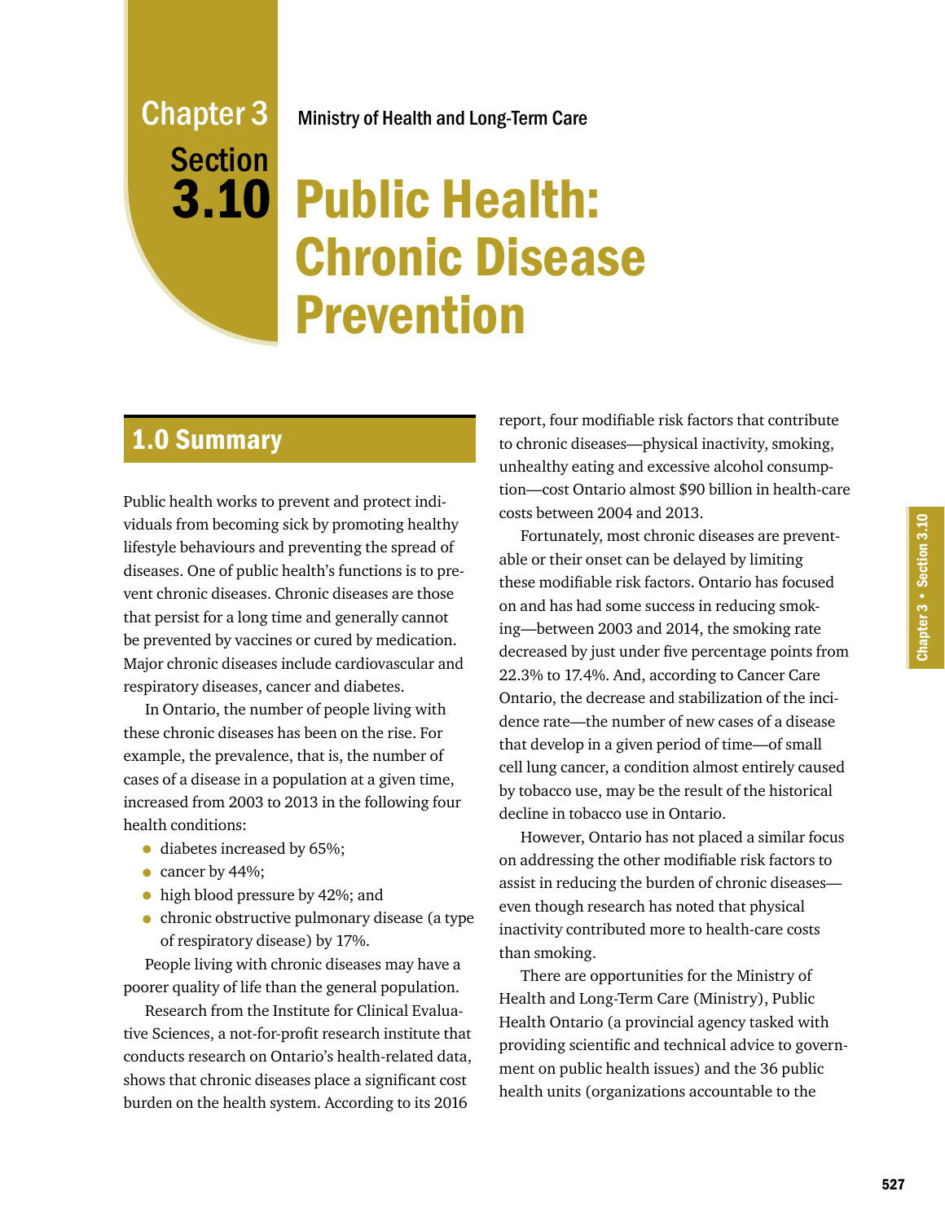Chapter 3
Section 3.10

Ministry of Health and Long-Term Care

# Public Health: Chronic Disease Prevention

## 1.0 Summary

Public health works to prevent and protect individuals from becoming sick by promoting healthy lifestyle behaviours and preventing the spread of diseases. One of public health's functions is to prevent chronic diseases. Chronic diseases are those that persist for a long time and generally cannot be prevented by vaccines or cured by medication. Major chronic diseases include cardiovascular and respiratory diseases, cancer and diabetes.

In Ontario, the number of people living with these chronic diseases has been on the rise. For example, the prevalence, that is, the number of cases of a disease in a population at a given time, increased from 2003 to 2013 in the following four health conditions:

- diabetes increased by 65%;
- cancer by 44%;
- high blood pressure by 42%; and
- chronic obstructive pulmonary disease (a type of respiratory disease) by 17%.

People living with chronic diseases may have a poorer quality of life than the general population.

Research from the Institute for Clinical Evaluative Sciences, a not-for-profit research institute that conducts research on Ontario's health-related data, shows that chronic diseases place a significant cost burden on the health system. According to its 2016 report, four modifiable risk factors that contribute to chronic diseases—physical inactivity, smoking, unhealthy eating and excessive alcohol consumption—cost Ontario almost $90 billion in health-care costs between 2004 and 2013.

Fortunately, most chronic diseases are preventable or their onset can be delayed by limiting these modifiable risk factors. Ontario has focused on and has had some success in reducing smoking—between 2003 and 2014, the smoking rate decreased by just under five percentage points from 22.3% to 17.4%. And, according to Cancer Care Ontario, the decrease and stabilization of the incidence rate—the number of new cases of a disease that develop in a given period of time—of small cell lung cancer, a condition almost entirely caused by tobacco use, may be the result of the historical decline in tobacco use in Ontario.

However, Ontario has not placed a similar focus on addressing the other modifiable risk factors to assist in reducing the burden of chronic diseases—even though research has noted that physical inactivity contributed more to health-care costs than smoking.

There are opportunities for the Ministry of Health and Long-Term Care (Ministry), Public Health Ontario (a provincial agency tasked with providing scientific and technical advice to government on public health issues) and the 36 public health units (organizations accountable to the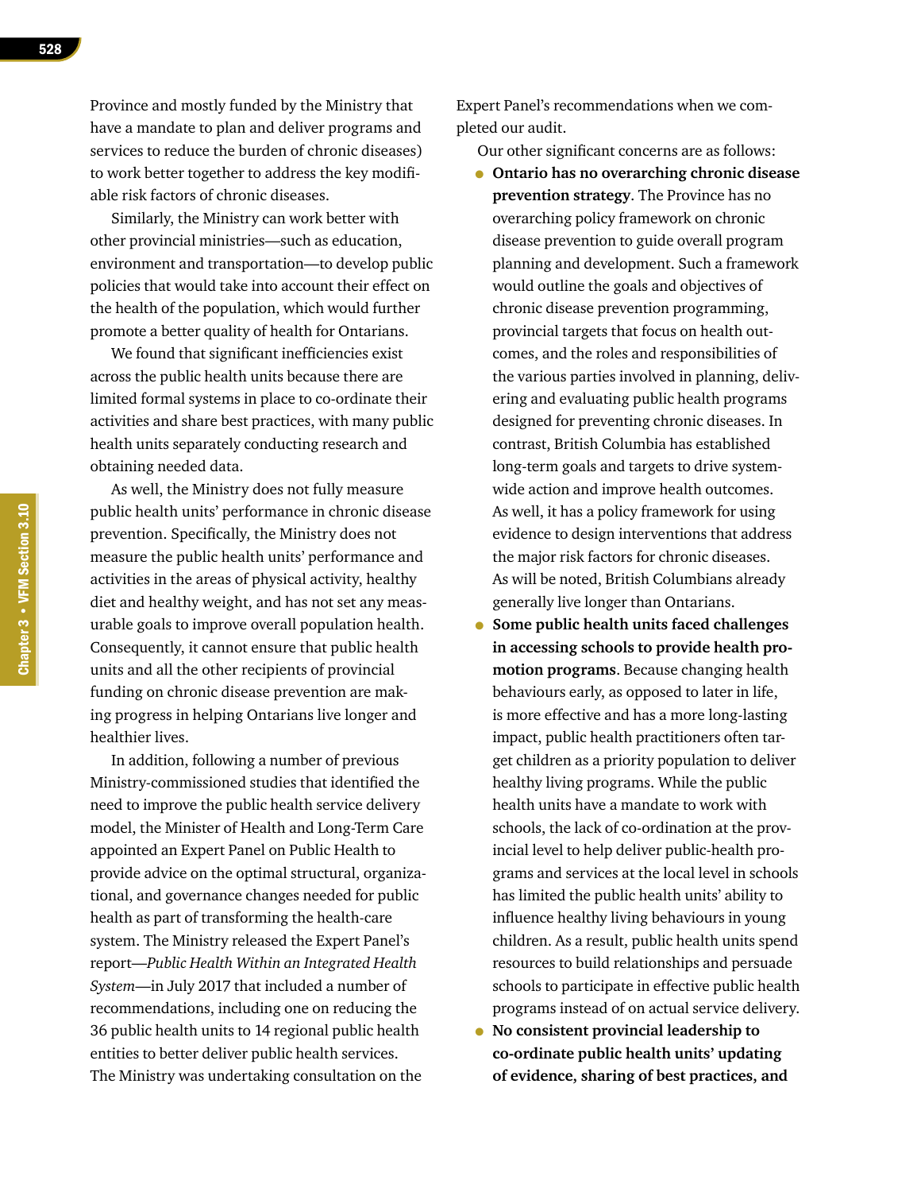Province and mostly funded by the Ministry that have a mandate to plan and deliver programs and services to reduce the burden of chronic diseases) to work better together to address the key modifiable risk factors of chronic diseases.

Similarly, the Ministry can work better with other provincial ministries—such as education, environment and transportation—to develop public policies that would take into account their effect on the health of the population, which would further promote a better quality of health for Ontarians.

We found that significant inefficiencies exist across the public health units because there are limited formal systems in place to co-ordinate their activities and share best practices, with many public health units separately conducting research and obtaining needed data.

As well, the Ministry does not fully measure public health units' performance in chronic disease prevention. Specifically, the Ministry does not measure the public health units' performance and activities in the areas of physical activity, healthy diet and healthy weight, and has not set any measurable goals to improve overall population health. Consequently, it cannot ensure that public health units and all the other recipients of provincial funding on chronic disease prevention are making progress in helping Ontarians live longer and healthier lives.

In addition, following a number of previous Ministry-commissioned studies that identified the need to improve the public health service delivery model, the Minister of Health and Long-Term Care appointed an Expert Panel on Public Health to provide advice on the optimal structural, organizational, and governance changes needed for public health as part of transforming the health-care system. The Ministry released the Expert Panel's report—*Public Health Within an Integrated Health System*—in July 2017 that included a number of recommendations, including one on reducing the 36 public health units to 14 regional public health entities to better deliver public health services. The Ministry was undertaking consultation on the Expert Panel's recommendations when we completed our audit.

Our other significant concerns are as follows:

- **Ontario has no overarching chronic disease prevention strategy**. The Province has no overarching policy framework on chronic disease prevention to guide overall program planning and development. Such a framework would outline the goals and objectives of chronic disease prevention programming, provincial targets that focus on health outcomes, and the roles and responsibilities of the various parties involved in planning, delivering and evaluating public health programs designed for preventing chronic diseases. In contrast, British Columbia has established long-term goals and targets to drive system-wide action and improve health outcomes. As well, it has a policy framework for using evidence to design interventions that address the major risk factors for chronic diseases. As will be noted, British Columbians already generally live longer than Ontarians.
- **Some public health units faced challenges in accessing schools to provide health promotion programs**. Because changing health behaviours early, as opposed to later in life, is more effective and has a more long-lasting impact, public health practitioners often target children as a priority population to deliver healthy living programs. While the public health units have a mandate to work with schools, the lack of co-ordination at the provincial level to help deliver public-health programs and services at the local level in schools has limited the public health units' ability to influence healthy living behaviours in young children. As a result, public health units spend resources to build relationships and persuade schools to participate in effective public health programs instead of on actual service delivery.
- **No consistent provincial leadership to co-ordinate public health units' updating of evidence, sharing of best practices, and**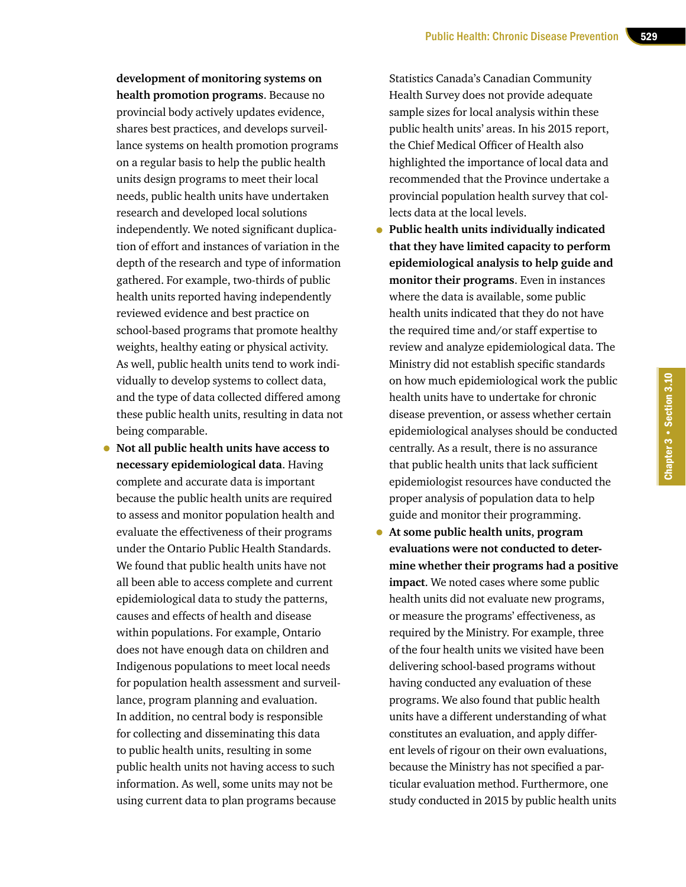**development of monitoring systems on health promotion programs**. Because no provincial body actively updates evidence, shares best practices, and develops surveillance systems on health promotion programs on a regular basis to help the public health units design programs to meet their local needs, public health units have undertaken research and developed local solutions independently. We noted significant duplication of effort and instances of variation in the depth of the research and type of information gathered. For example, two-thirds of public health units reported having independently reviewed evidence and best practice on school-based programs that promote healthy weights, healthy eating or physical activity. As well, public health units tend to work individually to develop systems to collect data, and the type of data collected differed among these public health units, resulting in data not being comparable.

- **Not all public health units have access to necessary epidemiological data**. Having complete and accurate data is important because the public health units are required to assess and monitor population health and evaluate the effectiveness of their programs under the Ontario Public Health Standards. We found that public health units have not all been able to access complete and current epidemiological data to study the patterns, causes and effects of health and disease within populations. For example, Ontario does not have enough data on children and Indigenous populations to meet local needs for population health assessment and surveillance, program planning and evaluation. In addition, no central body is responsible for collecting and disseminating this data to public health units, resulting in some public health units not having access to such information. As well, some units may not be using current data to plan programs because Statistics Canada's Canadian Community Health Survey does not provide adequate sample sizes for local analysis within these public health units' areas. In his 2015 report, the Chief Medical Officer of Health also highlighted the importance of local data and recommended that the Province undertake a provincial population health survey that collects data at the local levels.
- **Public health units individually indicated that they have limited capacity to perform epidemiological analysis to help guide and monitor their programs**. Even in instances where the data is available, some public health units indicated that they do not have the required time and/or staff expertise to review and analyze epidemiological data. The Ministry did not establish specific standards on how much epidemiological work the public health units have to undertake for chronic disease prevention, or assess whether certain epidemiological analyses should be conducted centrally. As a result, there is no assurance that public health units that lack sufficient epidemiologist resources have conducted the proper analysis of population data to help guide and monitor their programming.
- **At some public health units, program evaluations were not conducted to determine whether their programs had a positive impact**. We noted cases where some public health units did not evaluate new programs, or measure the programs' effectiveness, as required by the Ministry. For example, three of the four health units we visited have been delivering school-based programs without having conducted any evaluation of these programs. We also found that public health units have a different understanding of what constitutes an evaluation, and apply different levels of rigour on their own evaluations, because the Ministry has not specified a particular evaluation method. Furthermore, one study conducted in 2015 by public health units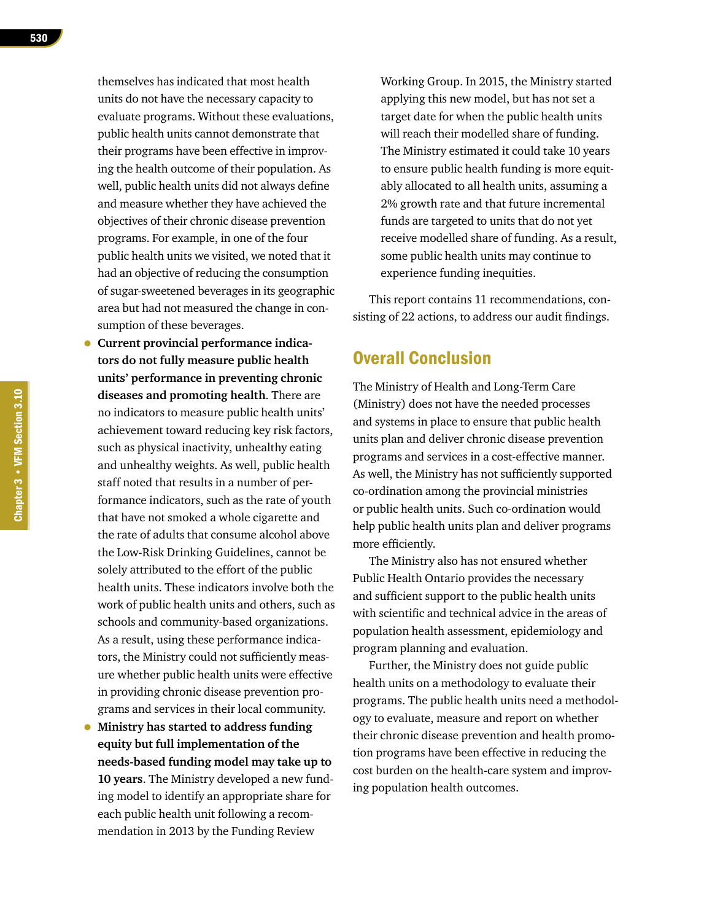themselves has indicated that most health units do not have the necessary capacity to evaluate programs. Without these evaluations, public health units cannot demonstrate that their programs have been effective in improving the health outcome of their population. As well, public health units did not always define and measure whether they have achieved the objectives of their chronic disease prevention programs. For example, in one of the four public health units we visited, we noted that it had an objective of reducing the consumption of sugar-sweetened beverages in its geographic area but had not measured the change in consumption of these beverages.

- **Current provincial performance indicators do not fully measure public health units' performance in preventing chronic diseases and promoting health**. There are no indicators to measure public health units' achievement toward reducing key risk factors, such as physical inactivity, unhealthy eating and unhealthy weights. As well, public health staff noted that results in a number of performance indicators, such as the rate of youth that have not smoked a whole cigarette and the rate of adults that consume alcohol above the Low-Risk Drinking Guidelines, cannot be solely attributed to the effort of the public health units. These indicators involve both the work of public health units and others, such as schools and community-based organizations. As a result, using these performance indicators, the Ministry could not sufficiently measure whether public health units were effective in providing chronic disease prevention programs and services in their local community.
- **Ministry has started to address funding equity but full implementation of the needs-based funding model may take up to 10 years**. The Ministry developed a new funding model to identify an appropriate share for each public health unit following a recommendation in 2013 by the Funding Review Working Group. In 2015, the Ministry started applying this new model, but has not set a target date for when the public health units will reach their modelled share of funding. The Ministry estimated it could take 10 years to ensure public health funding is more equitably allocated to all health units, assuming a 2% growth rate and that future incremental funds are targeted to units that do not yet receive modelled share of funding. As a result, some public health units may continue to experience funding inequities.

This report contains 11 recommendations, consisting of 22 actions, to address our audit findings.

## Overall Conclusion

The Ministry of Health and Long-Term Care (Ministry) does not have the needed processes and systems in place to ensure that public health units plan and deliver chronic disease prevention programs and services in a cost-effective manner. As well, the Ministry has not sufficiently supported co-ordination among the provincial ministries or public health units. Such co-ordination would help public health units plan and deliver programs more efficiently.

The Ministry also has not ensured whether Public Health Ontario provides the necessary and sufficient support to the public health units with scientific and technical advice in the areas of population health assessment, epidemiology and program planning and evaluation.

Further, the Ministry does not guide public health units on a methodology to evaluate their programs. The public health units need a methodology to evaluate, measure and report on whether their chronic disease prevention and health promotion programs have been effective in reducing the cost burden on the health-care system and improving population health outcomes.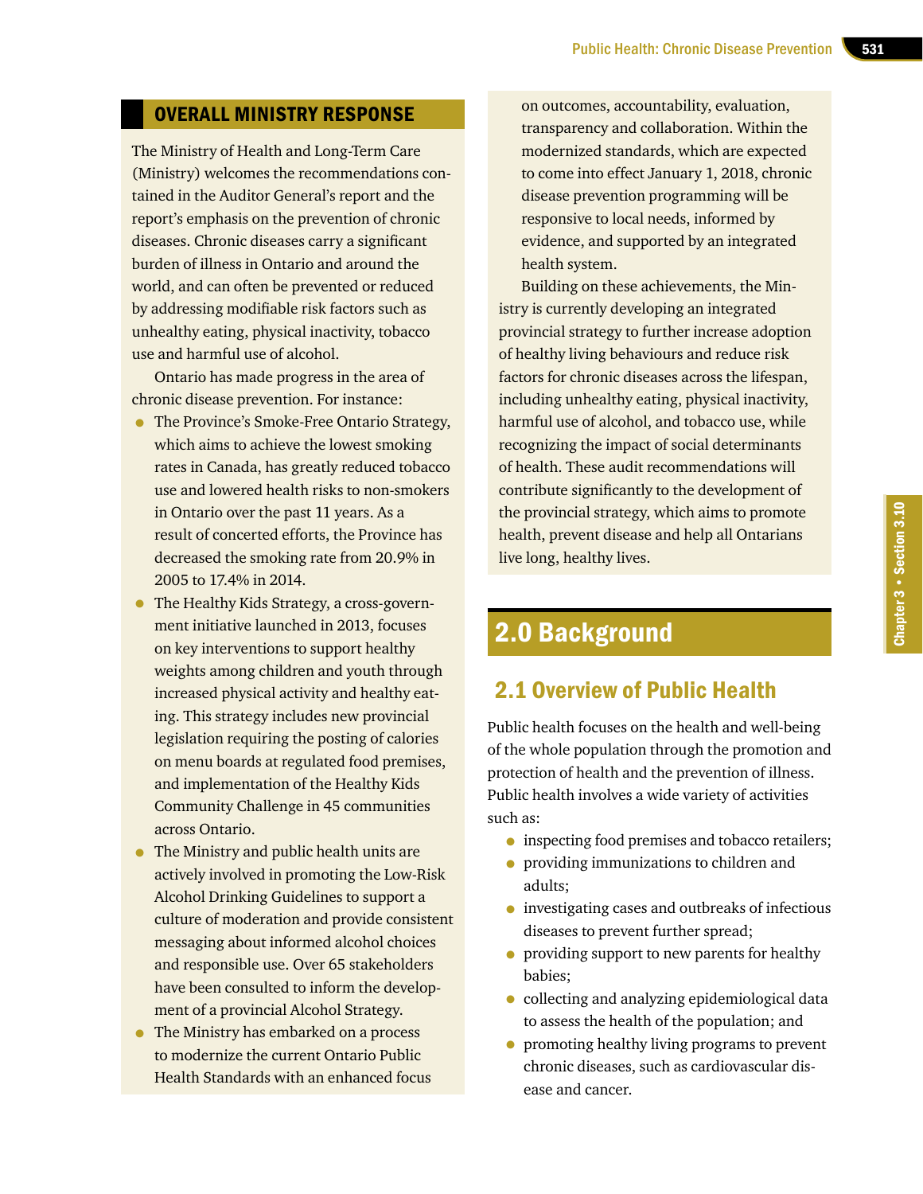## OVERALL MINISTRY RESPONSE

The Ministry of Health and Long-Term Care (Ministry) welcomes the recommendations contained in the Auditor General's report and the report's emphasis on the prevention of chronic diseases. Chronic diseases carry a significant burden of illness in Ontario and around the world, and can often be prevented or reduced by addressing modifiable risk factors such as unhealthy eating, physical inactivity, tobacco use and harmful use of alcohol.

Ontario has made progress in the area of chronic disease prevention. For instance:

- The Province's Smoke-Free Ontario Strategy, which aims to achieve the lowest smoking rates in Canada, has greatly reduced tobacco use and lowered health risks to non-smokers in Ontario over the past 11 years. As a result of concerted efforts, the Province has decreased the smoking rate from 20.9% in 2005 to 17.4% in 2014.
- The Healthy Kids Strategy, a cross-government initiative launched in 2013, focuses on key interventions to support healthy weights among children and youth through increased physical activity and healthy eating. This strategy includes new provincial legislation requiring the posting of calories on menu boards at regulated food premises, and implementation of the Healthy Kids Community Challenge in 45 communities across Ontario.
- The Ministry and public health units are actively involved in promoting the Low-Risk Alcohol Drinking Guidelines to support a culture of moderation and provide consistent messaging about informed alcohol choices and responsible use. Over 65 stakeholders have been consulted to inform the development of a provincial Alcohol Strategy.
- The Ministry has embarked on a process to modernize the current Ontario Public Health Standards with an enhanced focus on outcomes, accountability, evaluation, transparency and collaboration. Within the modernized standards, which are expected to come into effect January 1, 2018, chronic disease prevention programming will be responsive to local needs, informed by evidence, and supported by an integrated health system.

Building on these achievements, the Ministry is currently developing an integrated provincial strategy to further increase adoption of healthy living behaviours and reduce risk factors for chronic diseases across the lifespan, including unhealthy eating, physical inactivity, harmful use of alcohol, and tobacco use, while recognizing the impact of social determinants of health. These audit recommendations will contribute significantly to the development of the provincial strategy, which aims to promote health, prevent disease and help all Ontarians live long, healthy lives.

# 2.0 Background

## 2.1 Overview of Public Health

Public health focuses on the health and well-being of the whole population through the promotion and protection of health and the prevention of illness. Public health involves a wide variety of activities such as:

- inspecting food premises and tobacco retailers;
- providing immunizations to children and adults;
- investigating cases and outbreaks of infectious diseases to prevent further spread;
- providing support to new parents for healthy babies;
- collecting and analyzing epidemiological data to assess the health of the population; and
- promoting healthy living programs to prevent chronic diseases, such as cardiovascular disease and cancer.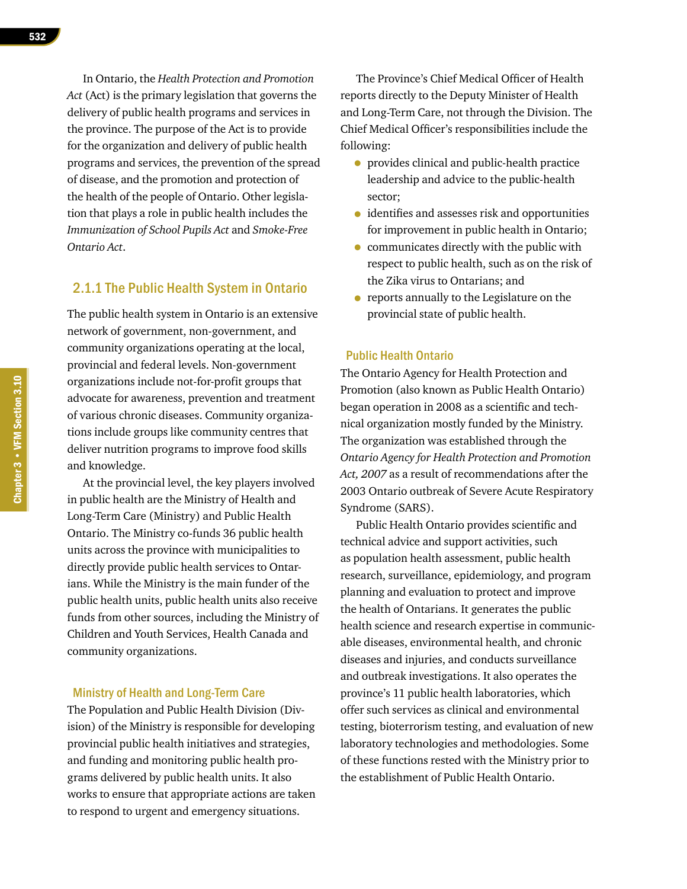In Ontario, the *Health Protection and Promotion Act* (Act) is the primary legislation that governs the delivery of public health programs and services in the province. The purpose of the Act is to provide for the organization and delivery of public health programs and services, the prevention of the spread of disease, and the promotion and protection of the health of the people of Ontario. Other legislation that plays a role in public health includes the *Immunization of School Pupils Act* and *Smoke-Free Ontario Act*.

### 2.1.1 The Public Health System in Ontario

The public health system in Ontario is an extensive network of government, non-government, and community organizations operating at the local, provincial and federal levels. Non-government organizations include not-for-profit groups that advocate for awareness, prevention and treatment of various chronic diseases. Community organizations include groups like community centres that deliver nutrition programs to improve food skills and knowledge.

At the provincial level, the key players involved in public health are the Ministry of Health and Long-Term Care (Ministry) and Public Health Ontario. The Ministry co-funds 36 public health units across the province with municipalities to directly provide public health services to Ontarians. While the Ministry is the main funder of the public health units, public health units also receive funds from other sources, including the Ministry of Children and Youth Services, Health Canada and community organizations.

#### Ministry of Health and Long-Term Care

The Population and Public Health Division (Division) of the Ministry is responsible for developing provincial public health initiatives and strategies, and funding and monitoring public health programs delivered by public health units. It also works to ensure that appropriate actions are taken to respond to urgent and emergency situations.

The Province's Chief Medical Officer of Health reports directly to the Deputy Minister of Health and Long-Term Care, not through the Division. The Chief Medical Officer's responsibilities include the following:

- provides clinical and public-health practice leadership and advice to the public-health sector;
- identifies and assesses risk and opportunities for improvement in public health in Ontario;
- communicates directly with the public with respect to public health, such as on the risk of the Zika virus to Ontarians; and
- reports annually to the Legislature on the provincial state of public health.

#### Public Health Ontario

The Ontario Agency for Health Protection and Promotion (also known as Public Health Ontario) began operation in 2008 as a scientific and technical organization mostly funded by the Ministry. The organization was established through the *Ontario Agency for Health Protection and Promotion Act, 2007* as a result of recommendations after the 2003 Ontario outbreak of Severe Acute Respiratory Syndrome (SARS).

Public Health Ontario provides scientific and technical advice and support activities, such as population health assessment, public health research, surveillance, epidemiology, and program planning and evaluation to protect and improve the health of Ontarians. It generates the public health science and research expertise in communicable diseases, environmental health, and chronic diseases and injuries, and conducts surveillance and outbreak investigations. It also operates the province's 11 public health laboratories, which offer such services as clinical and environmental testing, bioterrorism testing, and evaluation of new laboratory technologies and methodologies. Some of these functions rested with the Ministry prior to the establishment of Public Health Ontario.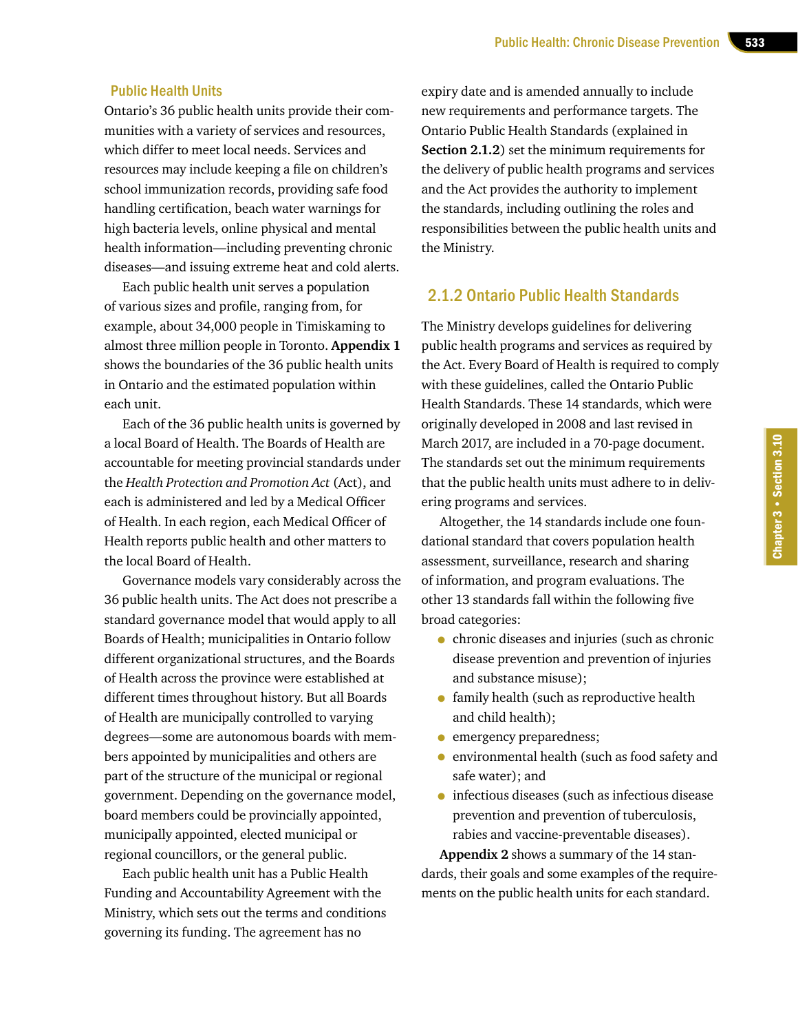### Public Health Units

Ontario's 36 public health units provide their communities with a variety of services and resources, which differ to meet local needs. Services and resources may include keeping a file on children's school immunization records, providing safe food handling certification, beach water warnings for high bacteria levels, online physical and mental health information—including preventing chronic diseases—and issuing extreme heat and cold alerts.

Each public health unit serves a population of various sizes and profile, ranging from, for example, about 34,000 people in Timiskaming to almost three million people in Toronto. **Appendix 1** shows the boundaries of the 36 public health units in Ontario and the estimated population within each unit.

Each of the 36 public health units is governed by a local Board of Health. The Boards of Health are accountable for meeting provincial standards under the *Health Protection and Promotion Act* (Act), and each is administered and led by a Medical Officer of Health. In each region, each Medical Officer of Health reports public health and other matters to the local Board of Health.

Governance models vary considerably across the 36 public health units. The Act does not prescribe a standard governance model that would apply to all Boards of Health; municipalities in Ontario follow different organizational structures, and the Boards of Health across the province were established at different times throughout history. But all Boards of Health are municipally controlled to varying degrees—some are autonomous boards with members appointed by municipalities and others are part of the structure of the municipal or regional government. Depending on the governance model, board members could be provincially appointed, municipally appointed, elected municipal or regional councillors, or the general public.

Each public health unit has a Public Health Funding and Accountability Agreement with the Ministry, which sets out the terms and conditions governing its funding. The agreement has no expiry date and is amended annually to include new requirements and performance targets. The Ontario Public Health Standards (explained in **Section 2.1.2**) set the minimum requirements for the delivery of public health programs and services and the Act provides the authority to implement the standards, including outlining the roles and responsibilities between the public health units and the Ministry.

## 2.1.2 Ontario Public Health Standards

The Ministry develops guidelines for delivering public health programs and services as required by the Act. Every Board of Health is required to comply with these guidelines, called the Ontario Public Health Standards. These 14 standards, which were originally developed in 2008 and last revised in March 2017, are included in a 70-page document. The standards set out the minimum requirements that the public health units must adhere to in delivering programs and services.

Altogether, the 14 standards include one foundational standard that covers population health assessment, surveillance, research and sharing of information, and program evaluations. The other 13 standards fall within the following five broad categories:

- chronic diseases and injuries (such as chronic disease prevention and prevention of injuries and substance misuse);
- family health (such as reproductive health and child health);
- emergency preparedness;
- environmental health (such as food safety and safe water); and
- infectious diseases (such as infectious disease prevention and prevention of tuberculosis, rabies and vaccine-preventable diseases).

**Appendix 2** shows a summary of the 14 standards, their goals and some examples of the requirements on the public health units for each standard.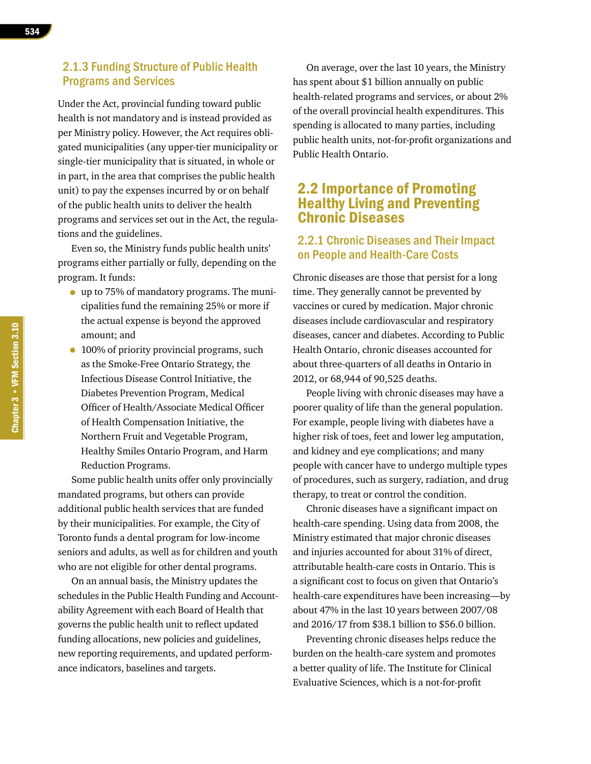### 2.1.3 Funding Structure of Public Health Programs and Services

Under the Act, provincial funding toward public health is not mandatory and is instead provided as per Ministry policy. However, the Act requires obligated municipalities (any upper-tier municipality or single-tier municipality that is situated, in whole or in part, in the area that comprises the public health unit) to pay the expenses incurred by or on behalf of the public health units to deliver the health programs and services set out in the Act, the regulations and the guidelines.

Even so, the Ministry funds public health units' programs either partially or fully, depending on the program. It funds:

- up to 75% of mandatory programs. The municipalities fund the remaining 25% or more if the actual expense is beyond the approved amount; and
- 100% of priority provincial programs, such as the Smoke-Free Ontario Strategy, the Infectious Disease Control Initiative, the Diabetes Prevention Program, Medical Officer of Health/Associate Medical Officer of Health Compensation Initiative, the Northern Fruit and Vegetable Program, Healthy Smiles Ontario Program, and Harm Reduction Programs.

Some public health units offer only provincially mandated programs, but others can provide additional public health services that are funded by their municipalities. For example, the City of Toronto funds a dental program for low-income seniors and adults, as well as for children and youth who are not eligible for other dental programs.

On an annual basis, the Ministry updates the schedules in the Public Health Funding and Accountability Agreement with each Board of Health that governs the public health unit to reflect updated funding allocations, new policies and guidelines, new reporting requirements, and updated performance indicators, baselines and targets.

On average, over the last 10 years, the Ministry has spent about $1 billion annually on public health-related programs and services, or about 2% of the overall provincial health expenditures. This spending is allocated to many parties, including public health units, not-for-profit organizations and Public Health Ontario.

## 2.2 Importance of Promoting Healthy Living and Preventing Chronic Diseases

### 2.2.1 Chronic Diseases and Their Impact on People and Health-Care Costs

Chronic diseases are those that persist for a long time. They generally cannot be prevented by vaccines or cured by medication. Major chronic diseases include cardiovascular and respiratory diseases, cancer and diabetes. According to Public Health Ontario, chronic diseases accounted for about three-quarters of all deaths in Ontario in 2012, or 68,944 of 90,525 deaths.

People living with chronic diseases may have a poorer quality of life than the general population. For example, people living with diabetes have a higher risk of toes, feet and lower leg amputation, and kidney and eye complications; and many people with cancer have to undergo multiple types of procedures, such as surgery, radiation, and drug therapy, to treat or control the condition.

Chronic diseases have a significant impact on health-care spending. Using data from 2008, the Ministry estimated that major chronic diseases and injuries accounted for about 31% of direct, attributable health-care costs in Ontario. This is a significant cost to focus on given that Ontario's health-care expenditures have been increasing—by about 47% in the last 10 years between 2007/08 and 2016/17 from $38.1 billion to $56.0 billion.

Preventing chronic diseases helps reduce the burden on the health-care system and promotes a better quality of life. The Institute for Clinical Evaluative Sciences, which is a not-for-profit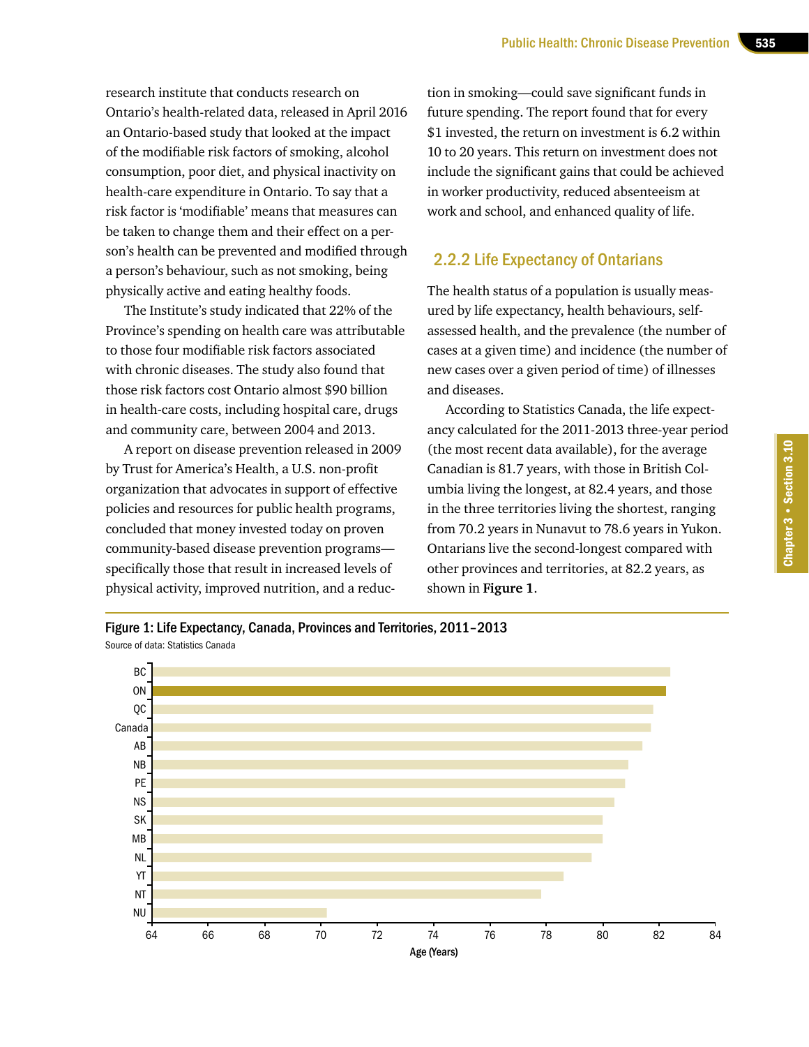research institute that conducts research on Ontario's health-related data, released in April 2016 an Ontario-based study that looked at the impact of the modifiable risk factors of smoking, alcohol consumption, poor diet, and physical inactivity on health-care expenditure in Ontario. To say that a risk factor is 'modifiable' means that measures can be taken to change them and their effect on a person's health can be prevented and modified through a person's behaviour, such as not smoking, being physically active and eating healthy foods.

The Institute's study indicated that 22% of the Province's spending on health care was attributable to those four modifiable risk factors associated with chronic diseases. The study also found that those risk factors cost Ontario almost $90 billion in health-care costs, including hospital care, drugs and community care, between 2004 and 2013.

A report on disease prevention released in 2009 by Trust for America's Health, a U.S. non-profit organization that advocates in support of effective policies and resources for public health programs, concluded that money invested today on proven community-based disease prevention programs—specifically those that result in increased levels of physical activity, improved nutrition, and a reduction in smoking—could save significant funds in future spending. The report found that for every $1 invested, the return on investment is 6.2 within 10 to 20 years. This return on investment does not include the significant gains that could be achieved in worker productivity, reduced absenteeism at work and school, and enhanced quality of life.

### 2.2.2 Life Expectancy of Ontarians

The health status of a population is usually measured by life expectancy, health behaviours, self-assessed health, and the prevalence (the number of cases at a given time) and incidence (the number of new cases over a given period of time) of illnesses and diseases.

According to Statistics Canada, the life expectancy calculated for the 2011-2013 three-year period (the most recent data available), for the average Canadian is 81.7 years, with those in British Columbia living the longest, at 82.4 years, and those in the three territories living the shortest, ranging from 70.2 years in Nunavut to 78.6 years in Yukon. Ontarians live the second-longest compared with other provinces and territories, at 82.2 years, as shown in **Figure 1**.

**Figure 1: Life Expectancy, Canada, Provinces and Territories, 2011–2013**

Source of data: Statistics Canada

| Jurisdiction | Age (Years) |
|---|---|
| BC | 82.4 |
| ON | 82.2 |
| QC | ~81.8 |
| Canada | 81.7 |
| AB | ~81.4 |
| NB | ~80.9 |
| PE | ~80.8 |
| NS | ~80.4 |
| SK | ~80.0 |
| MB | ~80.0 |
| NL | ~79.6 |
| YT | 78.6 |
| NT | ~77.8 |
| NU | 70.2 |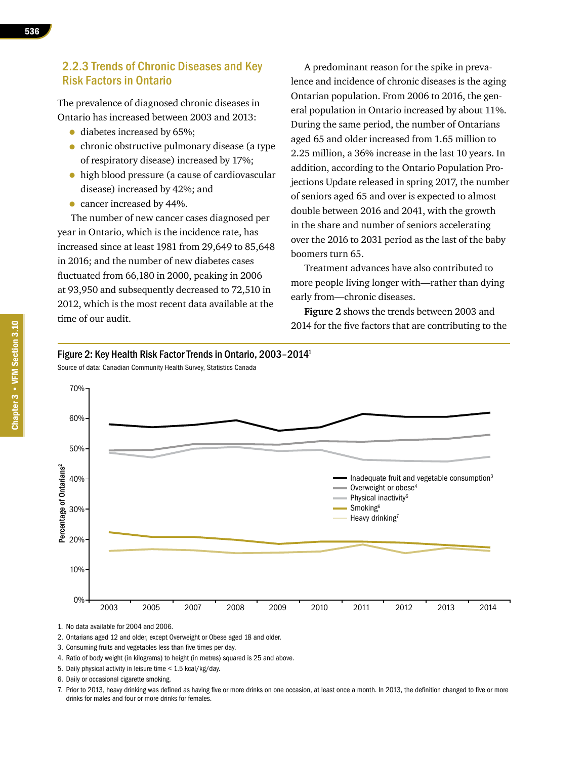### 2.2.3 Trends of Chronic Diseases and Key Risk Factors in Ontario

The prevalence of diagnosed chronic diseases in Ontario has increased between 2003 and 2013:

- diabetes increased by 65%;
- chronic obstructive pulmonary disease (a type of respiratory disease) increased by 17%;
- high blood pressure (a cause of cardiovascular disease) increased by 42%; and
- cancer increased by 44%.

The number of new cancer cases diagnosed per year in Ontario, which is the incidence rate, has increased since at least 1981 from 29,649 to 85,648 in 2016; and the number of new diabetes cases fluctuated from 66,180 in 2000, peaking in 2006 at 93,950 and subsequently decreased to 72,510 in 2012, which is the most recent data available at the time of our audit.

A predominant reason for the spike in prevalence and incidence of chronic diseases is the aging Ontarian population. From 2006 to 2016, the general population in Ontario increased by about 11%. During the same period, the number of Ontarians aged 65 and older increased from 1.65 million to 2.25 million, a 36% increase in the last 10 years. In addition, according to the Ontario Population Projections Update released in spring 2017, the number of seniors aged 65 and over is expected to almost double between 2016 and 2041, with the growth in the share and number of seniors accelerating over the 2016 to 2031 period as the last of the baby boomers turn 65.

Treatment advances have also contributed to more people living longer with—rather than dying early from—chronic diseases.

**Figure 2** shows the trends between 2003 and 2014 for the five factors that are contributing to the

**Figure 2: Key Health Risk Factor Trends in Ontario, 2003–2014**[1]

Source of data: Canadian Community Health Survey, Statistics Canada

Legend: Inadequate fruit and vegetable consumption[3]; Overweight or obese[4]; Physical inactivity[5]; Smoking[6]; Heavy drinking[7]

Y-axis: Percentage of Ontarians[2] (0%–70%); X-axis: 2003, 2005, 2007, 2008, 2009, 2010, 2011, 2012, 2013, 2014

1. No data available for 2004 and 2006.
2. Ontarians aged 12 and older, except Overweight or Obese aged 18 and older.
3. Consuming fruits and vegetables less than five times per day.
4. Ratio of body weight (in kilograms) to height (in metres) squared is 25 and above.
5. Daily physical activity in leisure time < 1.5 kcal/kg/day.
6. Daily or occasional cigarette smoking.
7. Prior to 2013, heavy drinking was defined as having five or more drinks on one occasion, at least once a month. In 2013, the definition changed to five or more drinks for males and four or more drinks for females.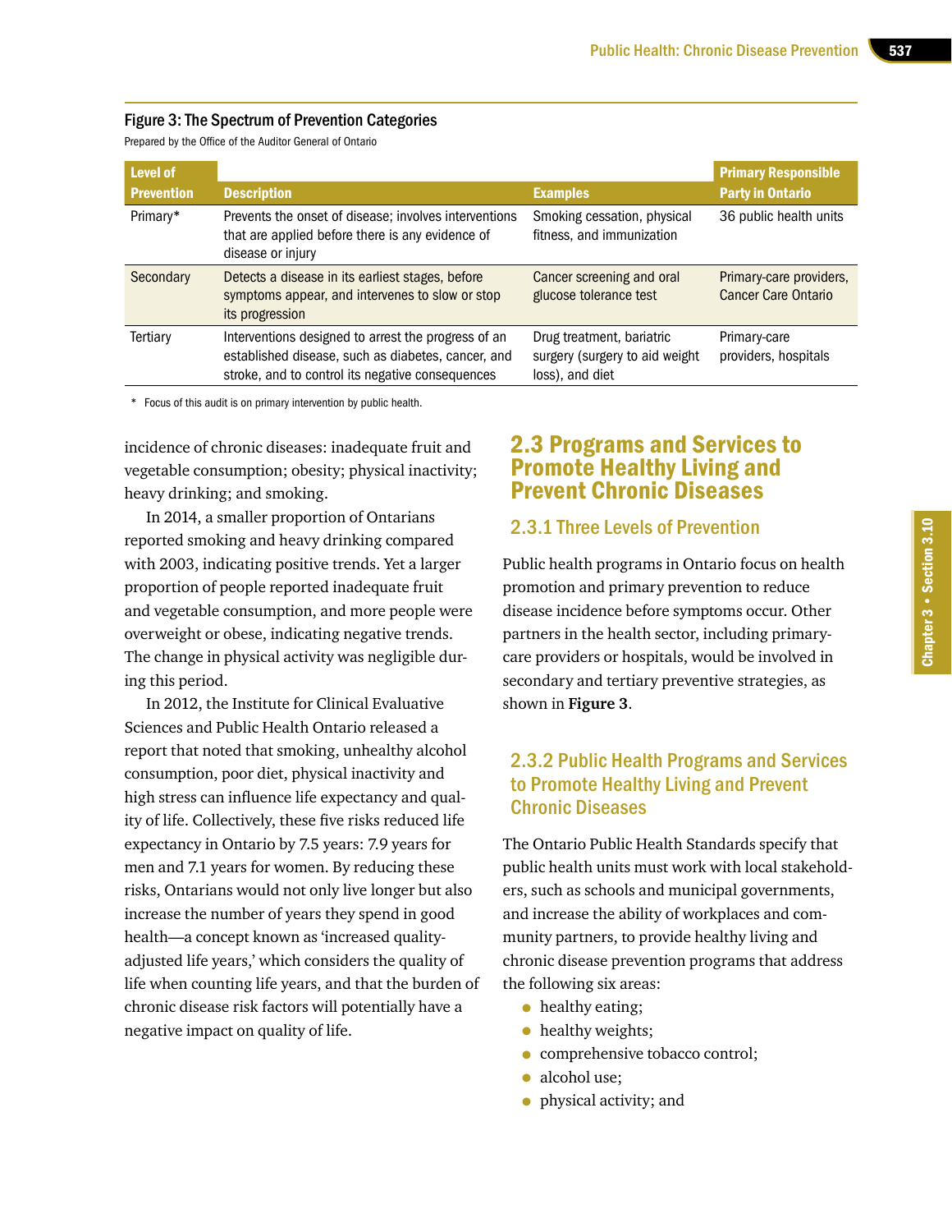**Figure 3: The Spectrum of Prevention Categories**

Prepared by the Office of the Auditor General of Ontario

| Level of Prevention | Description | Examples | Primary Responsible Party in Ontario |
|---|---|---|---|
| Primary* | Prevents the onset of disease; involves interventions that are applied before there is any evidence of disease or injury | Smoking cessation, physical fitness, and immunization | 36 public health units |
| Secondary | Detects a disease in its earliest stages, before symptoms appear, and intervenes to slow or stop its progression | Cancer screening and oral glucose tolerance test | Primary-care providers, Cancer Care Ontario |
| Tertiary | Interventions designed to arrest the progress of an established disease, such as diabetes, cancer, and stroke, and to control its negative consequences | Drug treatment, bariatric surgery (surgery to aid weight loss), and diet | Primary-care providers, hospitals |

\* Focus of this audit is on primary intervention by public health.

incidence of chronic diseases: inadequate fruit and vegetable consumption; obesity; physical inactivity; heavy drinking; and smoking.

In 2014, a smaller proportion of Ontarians reported smoking and heavy drinking compared with 2003, indicating positive trends. Yet a larger proportion of people reported inadequate fruit and vegetable consumption, and more people were overweight or obese, indicating negative trends. The change in physical activity was negligible during this period.

In 2012, the Institute for Clinical Evaluative Sciences and Public Health Ontario released a report that noted that smoking, unhealthy alcohol consumption, poor diet, physical inactivity and high stress can influence life expectancy and quality of life. Collectively, these five risks reduced life expectancy in Ontario by 7.5 years: 7.9 years for men and 7.1 years for women. By reducing these risks, Ontarians would not only live longer but also increase the number of years they spend in good health—a concept known as 'increased quality-adjusted life years,' which considers the quality of life when counting life years, and that the burden of chronic disease risk factors will potentially have a negative impact on quality of life.

## 2.3 Programs and Services to Promote Healthy Living and Prevent Chronic Diseases

### 2.3.1 Three Levels of Prevention

Public health programs in Ontario focus on health promotion and primary prevention to reduce disease incidence before symptoms occur. Other partners in the health sector, including primary-care providers or hospitals, would be involved in secondary and tertiary preventive strategies, as shown in **Figure 3**.

### 2.3.2 Public Health Programs and Services to Promote Healthy Living and Prevent Chronic Diseases

The Ontario Public Health Standards specify that public health units must work with local stakeholders, such as schools and municipal governments, and increase the ability of workplaces and community partners, to provide healthy living and chronic disease prevention programs that address the following six areas:

- healthy eating;
- healthy weights;
- comprehensive tobacco control;
- alcohol use;
- physical activity; and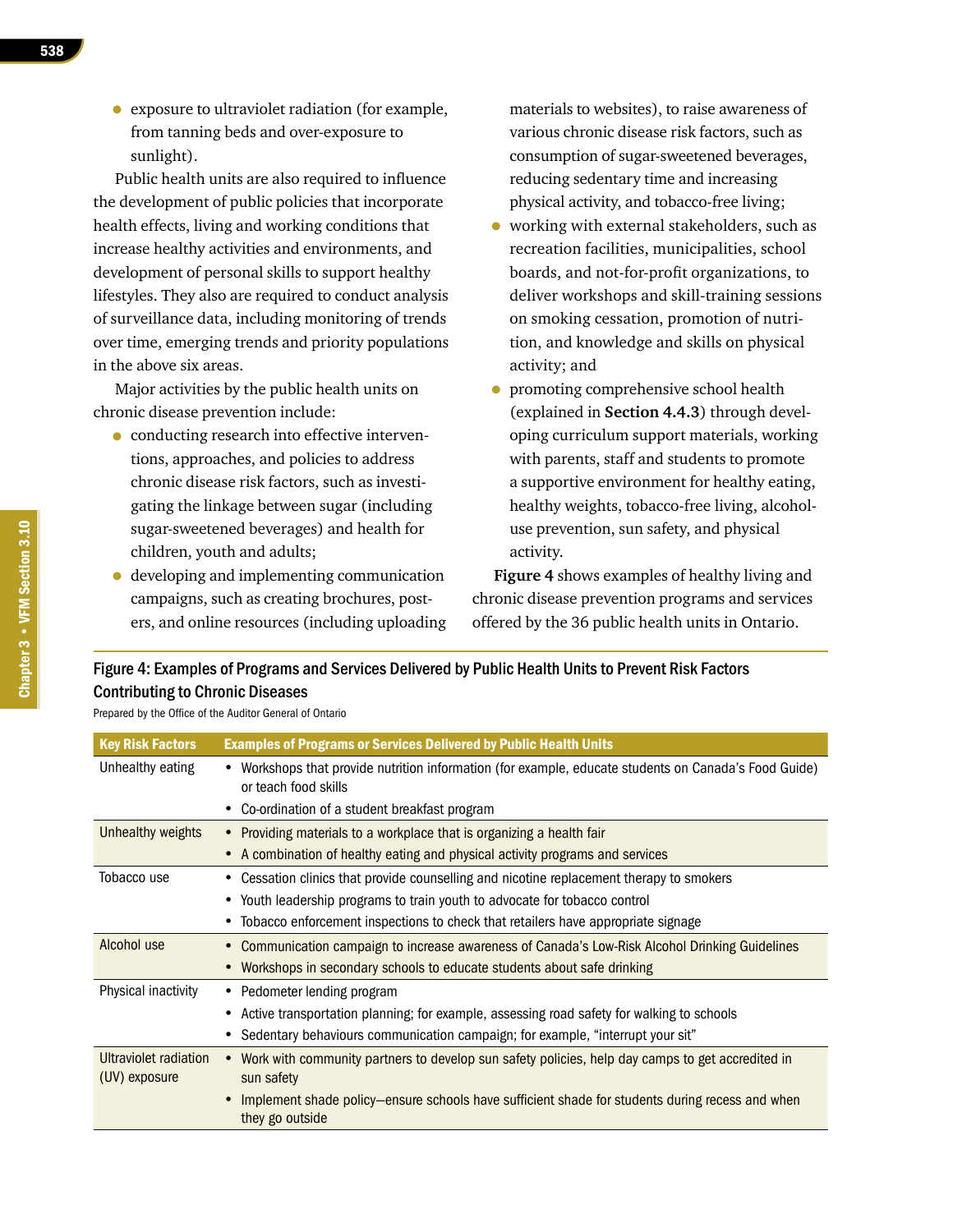- exposure to ultraviolet radiation (for example, from tanning beds and over-exposure to sunlight).

Public health units are also required to influence the development of public policies that incorporate health effects, living and working conditions that increase healthy activities and environments, and development of personal skills to support healthy lifestyles. They also are required to conduct analysis of surveillance data, including monitoring of trends over time, emerging trends and priority populations in the above six areas.

Major activities by the public health units on chronic disease prevention include:

- conducting research into effective interventions, approaches, and policies to address chronic disease risk factors, such as investigating the linkage between sugar (including sugar-sweetened beverages) and health for children, youth and adults;
- developing and implementing communication campaigns, such as creating brochures, posters, and online resources (including uploading materials to websites), to raise awareness of various chronic disease risk factors, such as consumption of sugar-sweetened beverages, reducing sedentary time and increasing physical activity, and tobacco-free living;
- working with external stakeholders, such as recreation facilities, municipalities, school boards, and not-for-profit organizations, to deliver workshops and skill-training sessions on smoking cessation, promotion of nutrition, and knowledge and skills on physical activity; and
- promoting comprehensive school health (explained in **Section 4.4.3**) through developing curriculum support materials, working with parents, staff and students to promote a supportive environment for healthy eating, healthy weights, tobacco-free living, alcohol-use prevention, sun safety, and physical activity.

**Figure 4** shows examples of healthy living and chronic disease prevention programs and services offered by the 36 public health units in Ontario.

**Figure 4: Examples of Programs and Services Delivered by Public Health Units to Prevent Risk Factors Contributing to Chronic Diseases**

Prepared by the Office of the Auditor General of Ontario

| Key Risk Factors | Examples of Programs or Services Delivered by Public Health Units |
|---|---|
| Unhealthy eating | • Workshops that provide nutrition information (for example, educate students on Canada's Food Guide) or teach food skills<br>• Co-ordination of a student breakfast program |
| Unhealthy weights | • Providing materials to a workplace that is organizing a health fair<br>• A combination of healthy eating and physical activity programs and services |
| Tobacco use | • Cessation clinics that provide counselling and nicotine replacement therapy to smokers<br>• Youth leadership programs to train youth to advocate for tobacco control<br>• Tobacco enforcement inspections to check that retailers have appropriate signage |
| Alcohol use | • Communication campaign to increase awareness of Canada's Low-Risk Alcohol Drinking Guidelines<br>• Workshops in secondary schools to educate students about safe drinking |
| Physical inactivity | • Pedometer lending program<br>• Active transportation planning; for example, assessing road safety for walking to schools<br>• Sedentary behaviours communication campaign; for example, "interrupt your sit" |
| Ultraviolet radiation (UV) exposure | • Work with community partners to develop sun safety policies, help day camps to get accredited in sun safety<br>• Implement shade policy—ensure schools have sufficient shade for students during recess and when they go outside |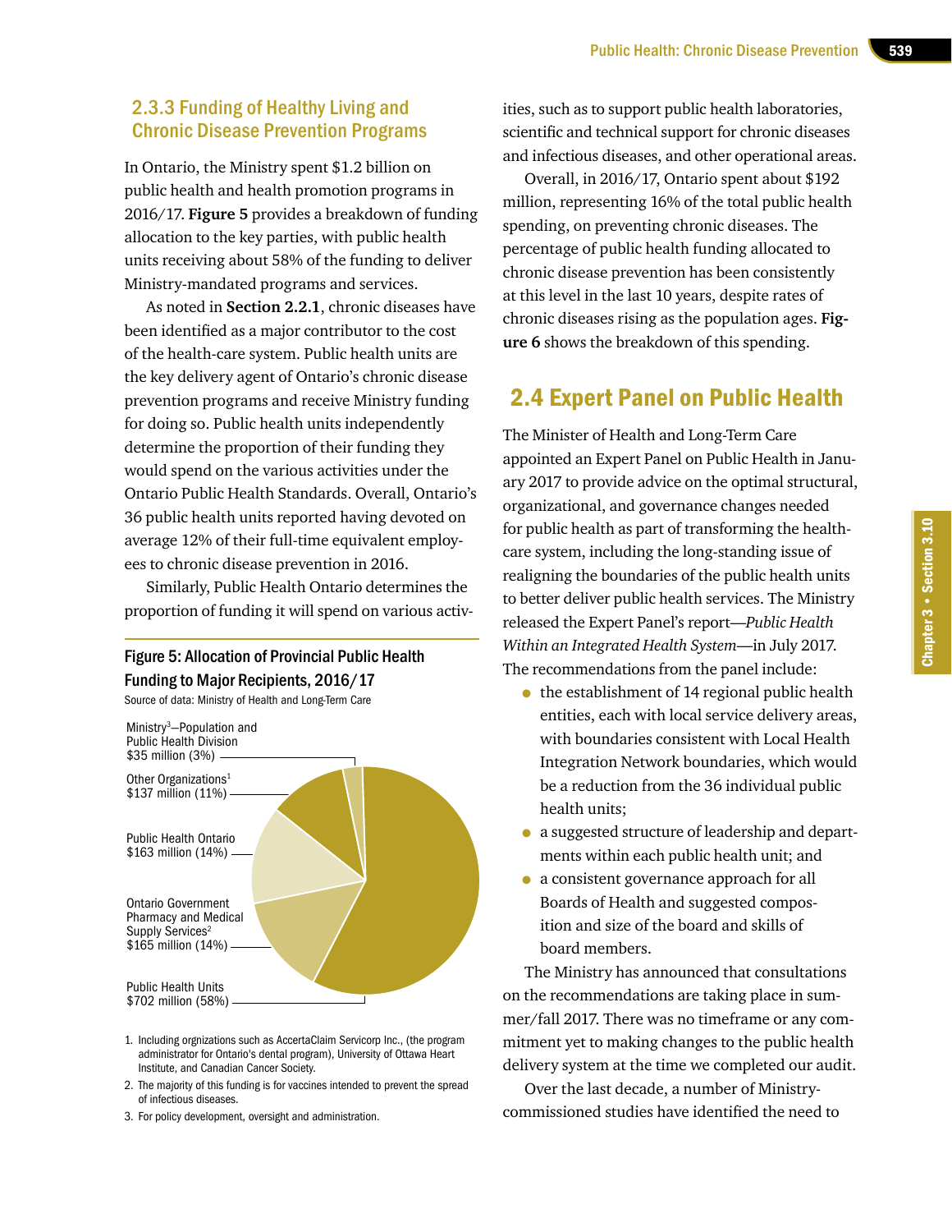### 2.3.3 Funding of Healthy Living and Chronic Disease Prevention Programs

In Ontario, the Ministry spent $1.2 billion on public health and health promotion programs in 2016/17. **Figure 5** provides a breakdown of funding allocation to the key parties, with public health units receiving about 58% of the funding to deliver Ministry-mandated programs and services.

As noted in **Section 2.2.1**, chronic diseases have been identified as a major contributor to the cost of the health-care system. Public health units are the key delivery agent of Ontario's chronic disease prevention programs and receive Ministry funding for doing so. Public health units independently determine the proportion of their funding they would spend on the various activities under the Ontario Public Health Standards. Overall, Ontario's 36 public health units reported having devoted on average 12% of their full-time equivalent employees to chronic disease prevention in 2016.

Similarly, Public Health Ontario determines the proportion of funding it will spend on various activities, such as to support public health laboratories, scientific and technical support for chronic diseases and infectious diseases, and other operational areas.

Overall, in 2016/17, Ontario spent about $192 million, representing 16% of the total public health spending, on preventing chronic diseases. The percentage of public health funding allocated to chronic disease prevention has been consistently at this level in the last 10 years, despite rates of chronic diseases rising as the population ages. **Figure 6** shows the breakdown of this spending.

**Figure 5: Allocation of Provincial Public Health Funding to Major Recipients, 2016/17**

Source of data: Ministry of Health and Long-Term Care

| Recipient | Funding |
|---|---|
| Ministry[3]—Population and Public Health Division | $35 million (3%) |
| Other Organizations[1] | $137 million (11%) |
| Public Health Ontario | $163 million (14%) |
| Ontario Government Pharmacy and Medical Supply Services[2] | $165 million (14%) |
| Public Health Units | $702 million (58%) |

1. Including orgnizations such as AccertaClaim Servicorp Inc., (the program administrator for Ontario's dental program), University of Ottawa Heart Institute, and Canadian Cancer Society.
2. The majority of this funding is for vaccines intended to prevent the spread of infectious diseases.
3. For policy development, oversight and administration.

## 2.4 Expert Panel on Public Health

The Minister of Health and Long-Term Care appointed an Expert Panel on Public Health in January 2017 to provide advice on the optimal structural, organizational, and governance changes needed for public health as part of transforming the health-care system, including the long-standing issue of realigning the boundaries of the public health units to better deliver public health services. The Ministry released the Expert Panel's report—*Public Health Within an Integrated Health System*—in July 2017. The recommendations from the panel include:

- the establishment of 14 regional public health entities, each with local service delivery areas, with boundaries consistent with Local Health Integration Network boundaries, which would be a reduction from the 36 individual public health units;
- a suggested structure of leadership and departments within each public health unit; and
- a consistent governance approach for all Boards of Health and suggested composition and size of the board and skills of board members.

The Ministry has announced that consultations on the recommendations are taking place in summer/fall 2017. There was no timeframe or any commitment yet to making changes to the public health delivery system at the time we completed our audit.

Over the last decade, a number of Ministry-commissioned studies have identified the need to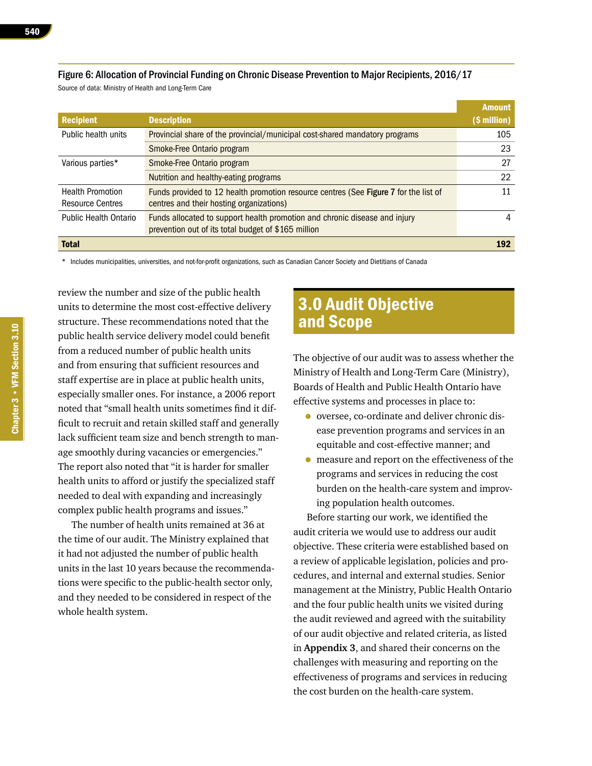Figure 6: Allocation of Provincial Funding on Chronic Disease Prevention to Major Recipients, 2016/17

Source of data: Ministry of Health and Long-Term Care

| Recipient | Description | Amount ($ million) |
|---|---|---|
| Public health units | Provincial share of the provincial/municipal cost-shared mandatory programs | 105 |
| | Smoke-Free Ontario program | 23 |
| Various parties* | Smoke-Free Ontario program | 27 |
| | Nutrition and healthy-eating programs | 22 |
| Health Promotion Resource Centres | Funds provided to 12 health promotion resource centres (See **Figure 7** for the list of centres and their hosting organizations) | 11 |
| Public Health Ontario | Funds allocated to support health promotion and chronic disease and injury prevention out of its total budget of $165 million | 4 |
| **Total** | | **192** |

\* Includes municipalities, universities, and not-for-profit organizations, such as Canadian Cancer Society and Dietitians of Canada

review the number and size of the public health units to determine the most cost-effective delivery structure. These recommendations noted that the public health service delivery model could benefit from a reduced number of public health units and from ensuring that sufficient resources and staff expertise are in place at public health units, especially smaller ones. For instance, a 2006 report noted that "small health units sometimes find it difficult to recruit and retain skilled staff and generally lack sufficient team size and bench strength to manage smoothly during vacancies or emergencies." The report also noted that "it is harder for smaller health units to afford or justify the specialized staff needed to deal with expanding and increasingly complex public health programs and issues."

The number of health units remained at 36 at the time of our audit. The Ministry explained that it had not adjusted the number of public health units in the last 10 years because the recommendations were specific to the public-health sector only, and they needed to be considered in respect of the whole health system.

## 3.0 Audit Objective and Scope

The objective of our audit was to assess whether the Ministry of Health and Long-Term Care (Ministry), Boards of Health and Public Health Ontario have effective systems and processes in place to:

- oversee, co-ordinate and deliver chronic disease prevention programs and services in an equitable and cost-effective manner; and
- measure and report on the effectiveness of the programs and services in reducing the cost burden on the health-care system and improving population health outcomes.

Before starting our work, we identified the audit criteria we would use to address our audit objective. These criteria were established based on a review of applicable legislation, policies and procedures, and internal and external studies. Senior management at the Ministry, Public Health Ontario and the four public health units we visited during the audit reviewed and agreed with the suitability of our audit objective and related criteria, as listed in **Appendix 3**, and shared their concerns on the challenges with measuring and reporting on the effectiveness of programs and services in reducing the cost burden on the health-care system.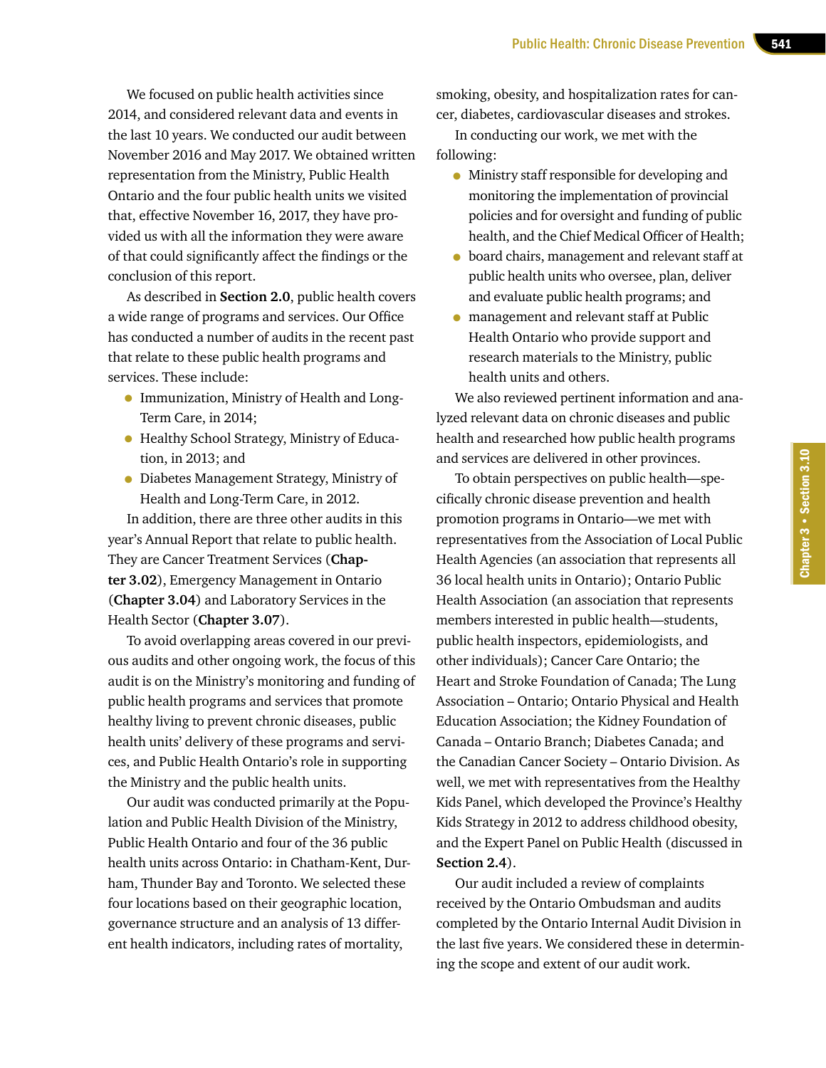We focused on public health activities since 2014, and considered relevant data and events in the last 10 years. We conducted our audit between November 2016 and May 2017. We obtained written representation from the Ministry, Public Health Ontario and the four public health units we visited that, effective November 16, 2017, they have provided us with all the information they were aware of that could significantly affect the findings or the conclusion of this report.

As described in **Section 2.0**, public health covers a wide range of programs and services. Our Office has conducted a number of audits in the recent past that relate to these public health programs and services. These include:

- Immunization, Ministry of Health and Long-Term Care, in 2014;
- Healthy School Strategy, Ministry of Education, in 2013; and
- Diabetes Management Strategy, Ministry of Health and Long-Term Care, in 2012.

In addition, there are three other audits in this year's Annual Report that relate to public health. They are Cancer Treatment Services (**Chapter 3.02**), Emergency Management in Ontario (**Chapter 3.04**) and Laboratory Services in the Health Sector (**Chapter 3.07**).

To avoid overlapping areas covered in our previous audits and other ongoing work, the focus of this audit is on the Ministry's monitoring and funding of public health programs and services that promote healthy living to prevent chronic diseases, public health units' delivery of these programs and services, and Public Health Ontario's role in supporting the Ministry and the public health units.

Our audit was conducted primarily at the Population and Public Health Division of the Ministry, Public Health Ontario and four of the 36 public health units across Ontario: in Chatham-Kent, Durham, Thunder Bay and Toronto. We selected these four locations based on their geographic location, governance structure and an analysis of 13 different health indicators, including rates of mortality, smoking, obesity, and hospitalization rates for cancer, diabetes, cardiovascular diseases and strokes.

In conducting our work, we met with the following:

- Ministry staff responsible for developing and monitoring the implementation of provincial policies and for oversight and funding of public health, and the Chief Medical Officer of Health;
- board chairs, management and relevant staff at public health units who oversee, plan, deliver and evaluate public health programs; and
- management and relevant staff at Public Health Ontario who provide support and research materials to the Ministry, public health units and others.

We also reviewed pertinent information and analyzed relevant data on chronic diseases and public health and researched how public health programs and services are delivered in other provinces.

To obtain perspectives on public health—specifically chronic disease prevention and health promotion programs in Ontario—we met with representatives from the Association of Local Public Health Agencies (an association that represents all 36 local health units in Ontario); Ontario Public Health Association (an association that represents members interested in public health—students, public health inspectors, epidemiologists, and other individuals); Cancer Care Ontario; the Heart and Stroke Foundation of Canada; The Lung Association – Ontario; Ontario Physical and Health Education Association; the Kidney Foundation of Canada – Ontario Branch; Diabetes Canada; and the Canadian Cancer Society – Ontario Division. As well, we met with representatives from the Healthy Kids Panel, which developed the Province's Healthy Kids Strategy in 2012 to address childhood obesity, and the Expert Panel on Public Health (discussed in **Section 2.4**).

Our audit included a review of complaints received by the Ontario Ombudsman and audits completed by the Ontario Internal Audit Division in the last five years. We considered these in determining the scope and extent of our audit work.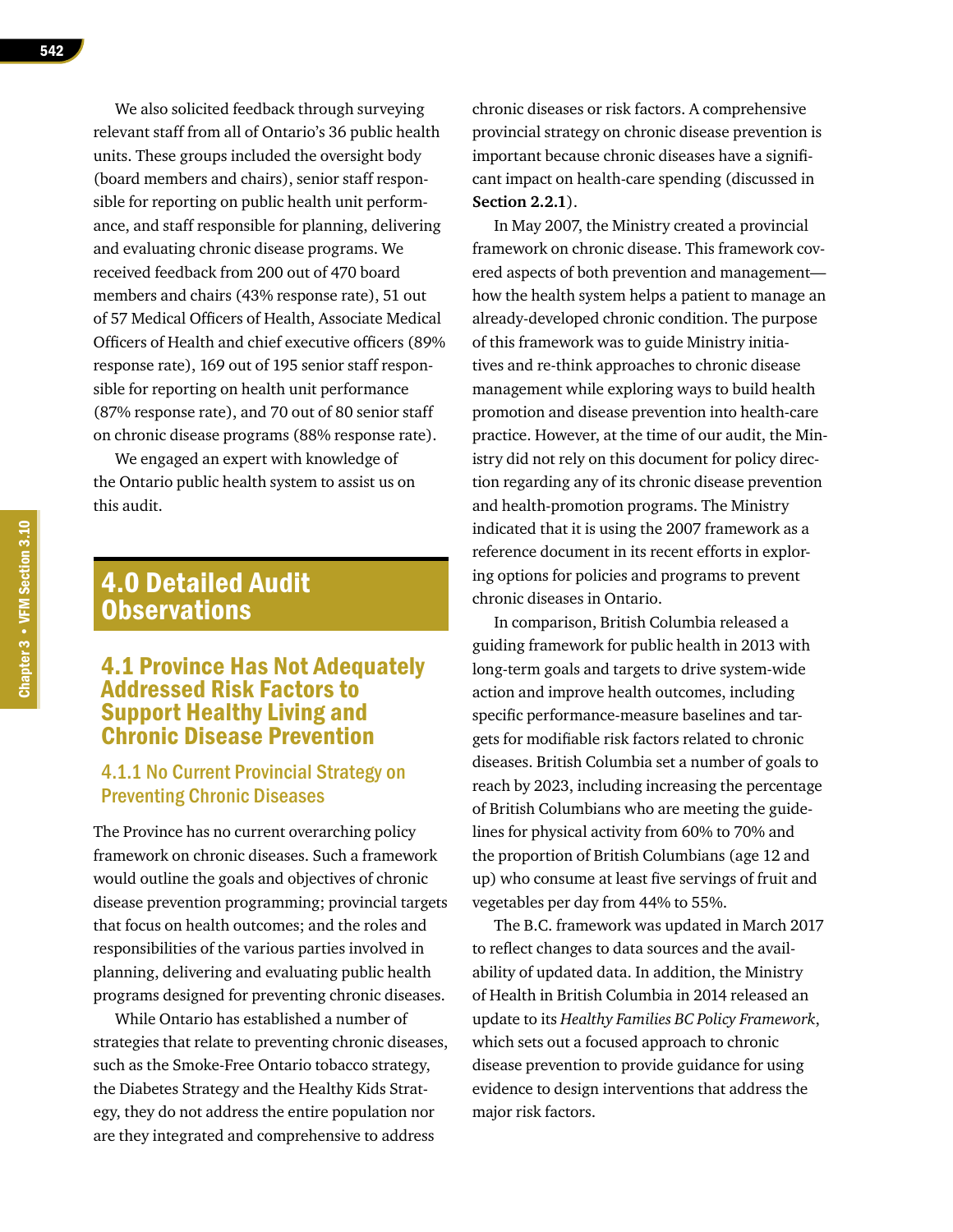We also solicited feedback through surveying relevant staff from all of Ontario's 36 public health units. These groups included the oversight body (board members and chairs), senior staff responsible for reporting on public health unit performance, and staff responsible for planning, delivering and evaluating chronic disease programs. We received feedback from 200 out of 470 board members and chairs (43% response rate), 51 out of 57 Medical Officers of Health, Associate Medical Officers of Health and chief executive officers (89% response rate), 169 out of 195 senior staff responsible for reporting on health unit performance (87% response rate), and 70 out of 80 senior staff on chronic disease programs (88% response rate).

We engaged an expert with knowledge of the Ontario public health system to assist us on this audit.

# 4.0 Detailed Audit Observations

## 4.1 Province Has Not Adequately Addressed Risk Factors to Support Healthy Living and Chronic Disease Prevention

### 4.1.1 No Current Provincial Strategy on Preventing Chronic Diseases

The Province has no current overarching policy framework on chronic diseases. Such a framework would outline the goals and objectives of chronic disease prevention programming; provincial targets that focus on health outcomes; and the roles and responsibilities of the various parties involved in planning, delivering and evaluating public health programs designed for preventing chronic diseases.

While Ontario has established a number of strategies that relate to preventing chronic diseases, such as the Smoke-Free Ontario tobacco strategy, the Diabetes Strategy and the Healthy Kids Strategy, they do not address the entire population nor are they integrated and comprehensive to address chronic diseases or risk factors. A comprehensive provincial strategy on chronic disease prevention is important because chronic diseases have a significant impact on health-care spending (discussed in **Section 2.2.1**).

In May 2007, the Ministry created a provincial framework on chronic disease. This framework covered aspects of both prevention and management—how the health system helps a patient to manage an already-developed chronic condition. The purpose of this framework was to guide Ministry initiatives and re-think approaches to chronic disease management while exploring ways to build health promotion and disease prevention into health-care practice. However, at the time of our audit, the Ministry did not rely on this document for policy direction regarding any of its chronic disease prevention and health-promotion programs. The Ministry indicated that it is using the 2007 framework as a reference document in its recent efforts in exploring options for policies and programs to prevent chronic diseases in Ontario.

In comparison, British Columbia released a guiding framework for public health in 2013 with long-term goals and targets to drive system-wide action and improve health outcomes, including specific performance-measure baselines and targets for modifiable risk factors related to chronic diseases. British Columbia set a number of goals to reach by 2023, including increasing the percentage of British Columbians who are meeting the guidelines for physical activity from 60% to 70% and the proportion of British Columbians (age 12 and up) who consume at least five servings of fruit and vegetables per day from 44% to 55%.

The B.C. framework was updated in March 2017 to reflect changes to data sources and the availability of updated data. In addition, the Ministry of Health in British Columbia in 2014 released an update to its *Healthy Families BC Policy Framework*, which sets out a focused approach to chronic disease prevention to provide guidance for using evidence to design interventions that address the major risk factors.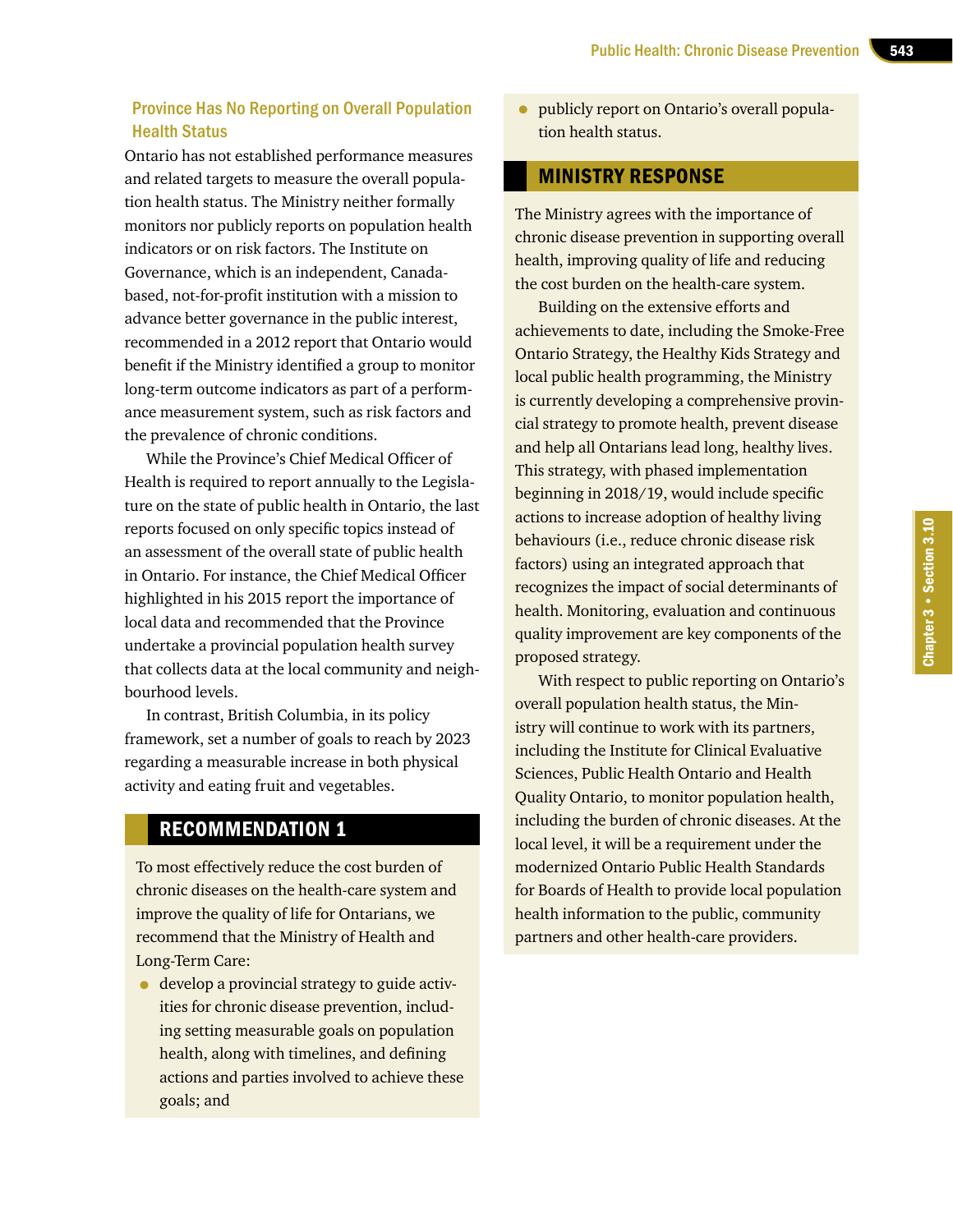### Province Has No Reporting on Overall Population Health Status

Ontario has not established performance measures and related targets to measure the overall population health status. The Ministry neither formally monitors nor publicly reports on population health indicators or on risk factors. The Institute on Governance, which is an independent, Canada-based, not-for-profit institution with a mission to advance better governance in the public interest, recommended in a 2012 report that Ontario would benefit if the Ministry identified a group to monitor long-term outcome indicators as part of a performance measurement system, such as risk factors and the prevalence of chronic conditions.

While the Province's Chief Medical Officer of Health is required to report annually to the Legislature on the state of public health in Ontario, the last reports focused on only specific topics instead of an assessment of the overall state of public health in Ontario. For instance, the Chief Medical Officer highlighted in his 2015 report the importance of local data and recommended that the Province undertake a provincial population health survey that collects data at the local community and neighbourhood levels.

In contrast, British Columbia, in its policy framework, set a number of goals to reach by 2023 regarding a measurable increase in both physical activity and eating fruit and vegetables.

## RECOMMENDATION 1

To most effectively reduce the cost burden of chronic diseases on the health-care system and improve the quality of life for Ontarians, we recommend that the Ministry of Health and Long-Term Care:

- develop a provincial strategy to guide activities for chronic disease prevention, including setting measurable goals on population health, along with timelines, and defining actions and parties involved to achieve these goals; and
- publicly report on Ontario's overall population health status.

## MINISTRY RESPONSE

The Ministry agrees with the importance of chronic disease prevention in supporting overall health, improving quality of life and reducing the cost burden on the health-care system.

Building on the extensive efforts and achievements to date, including the Smoke-Free Ontario Strategy, the Healthy Kids Strategy and local public health programming, the Ministry is currently developing a comprehensive provincial strategy to promote health, prevent disease and help all Ontarians lead long, healthy lives. This strategy, with phased implementation beginning in 2018/19, would include specific actions to increase adoption of healthy living behaviours (i.e., reduce chronic disease risk factors) using an integrated approach that recognizes the impact of social determinants of health. Monitoring, evaluation and continuous quality improvement are key components of the proposed strategy.

With respect to public reporting on Ontario's overall population health status, the Ministry will continue to work with its partners, including the Institute for Clinical Evaluative Sciences, Public Health Ontario and Health Quality Ontario, to monitor population health, including the burden of chronic diseases. At the local level, it will be a requirement under the modernized Ontario Public Health Standards for Boards of Health to provide local population health information to the public, community partners and other health-care providers.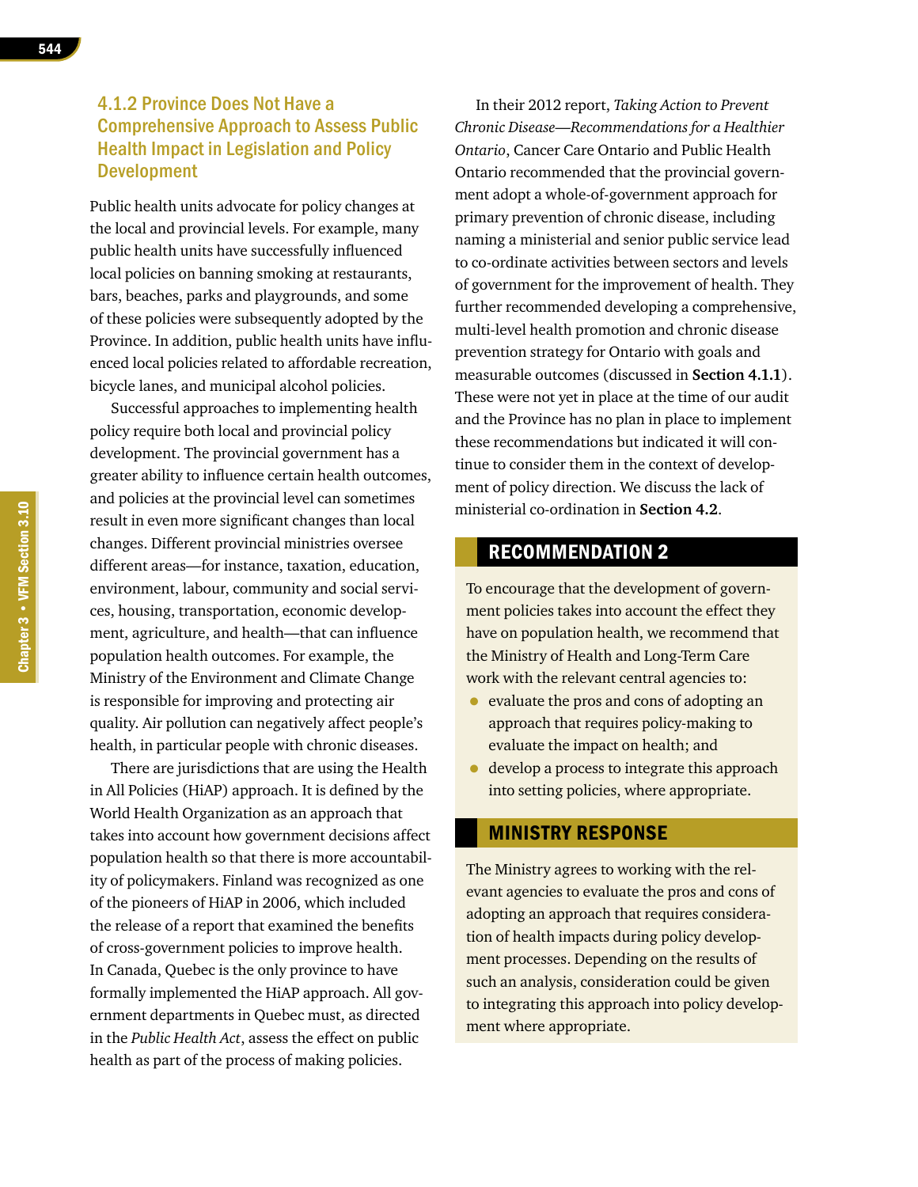#### 4.1.2 Province Does Not Have a Comprehensive Approach to Assess Public Health Impact in Legislation and Policy Development

Public health units advocate for policy changes at the local and provincial levels. For example, many public health units have successfully influenced local policies on banning smoking at restaurants, bars, beaches, parks and playgrounds, and some of these policies were subsequently adopted by the Province. In addition, public health units have influenced local policies related to affordable recreation, bicycle lanes, and municipal alcohol policies.

Successful approaches to implementing health policy require both local and provincial policy development. The provincial government has a greater ability to influence certain health outcomes, and policies at the provincial level can sometimes result in even more significant changes than local changes. Different provincial ministries oversee different areas—for instance, taxation, education, environment, labour, community and social services, housing, transportation, economic development, agriculture, and health—that can influence population health outcomes. For example, the Ministry of the Environment and Climate Change is responsible for improving and protecting air quality. Air pollution can negatively affect people's health, in particular people with chronic diseases.

There are jurisdictions that are using the Health in All Policies (HiAP) approach. It is defined by the World Health Organization as an approach that takes into account how government decisions affect population health so that there is more accountability of policymakers. Finland was recognized as one of the pioneers of HiAP in 2006, which included the release of a report that examined the benefits of cross-government policies to improve health. In Canada, Quebec is the only province to have formally implemented the HiAP approach. All government departments in Quebec must, as directed in the *Public Health Act*, assess the effect on public health as part of the process of making policies.

In their 2012 report, *Taking Action to Prevent Chronic Disease—Recommendations for a Healthier Ontario*, Cancer Care Ontario and Public Health Ontario recommended that the provincial government adopt a whole-of-government approach for primary prevention of chronic disease, including naming a ministerial and senior public service lead to co-ordinate activities between sectors and levels of government for the improvement of health. They further recommended developing a comprehensive, multi-level health promotion and chronic disease prevention strategy for Ontario with goals and measurable outcomes (discussed in **Section 4.1.1**). These were not yet in place at the time of our audit and the Province has no plan in place to implement these recommendations but indicated it will continue to consider them in the context of development of policy direction. We discuss the lack of ministerial co-ordination in **Section 4.2**.

## RECOMMENDATION 2

To encourage that the development of government policies takes into account the effect they have on population health, we recommend that the Ministry of Health and Long-Term Care work with the relevant central agencies to:

- evaluate the pros and cons of adopting an approach that requires policy-making to evaluate the impact on health; and
- develop a process to integrate this approach into setting policies, where appropriate.

## MINISTRY RESPONSE

The Ministry agrees to working with the relevant agencies to evaluate the pros and cons of adopting an approach that requires consideration of health impacts during policy development processes. Depending on the results of such an analysis, consideration could be given to integrating this approach into policy development where appropriate.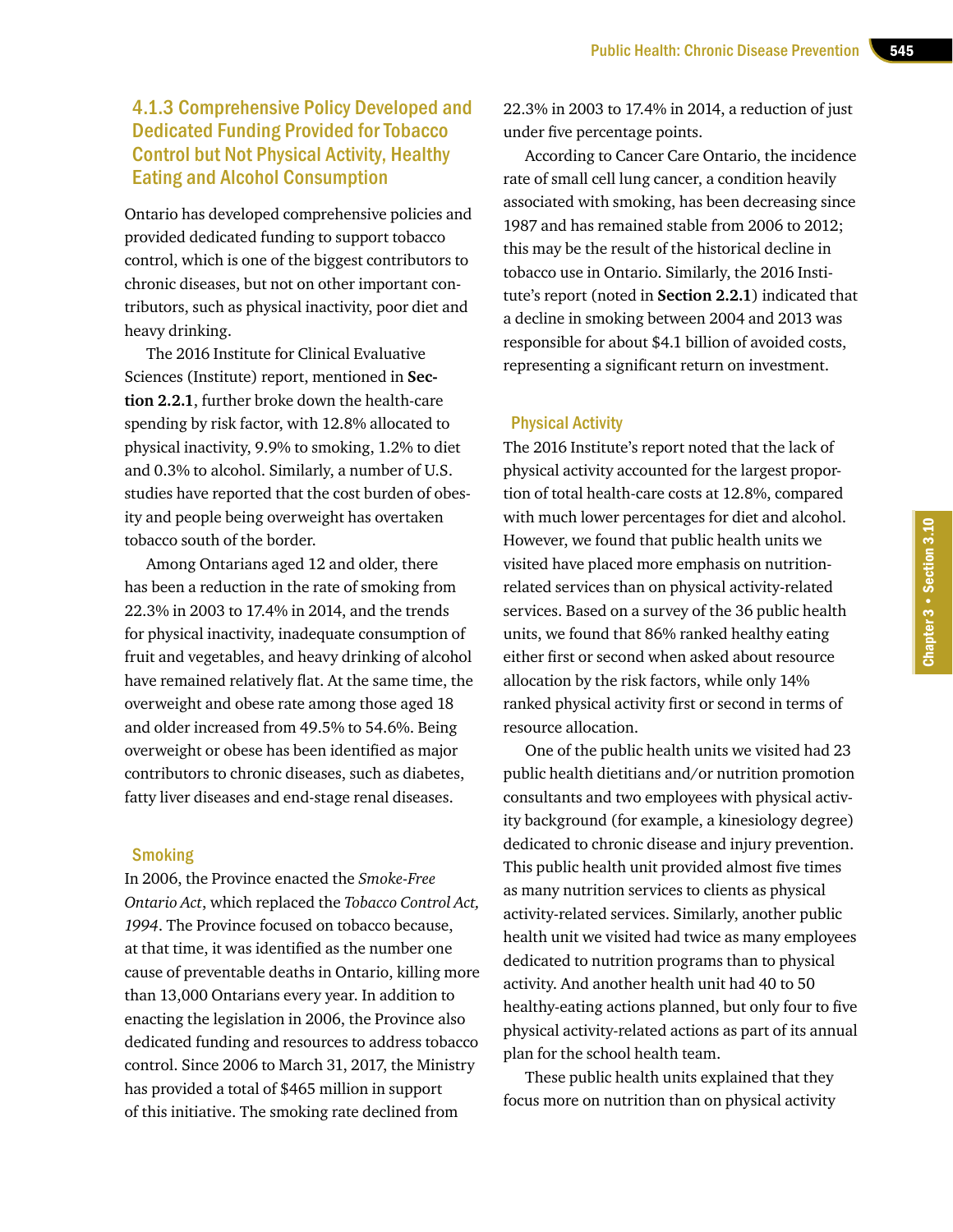### 4.1.3 Comprehensive Policy Developed and Dedicated Funding Provided for Tobacco Control but Not Physical Activity, Healthy Eating and Alcohol Consumption

Ontario has developed comprehensive policies and provided dedicated funding to support tobacco control, which is one of the biggest contributors to chronic diseases, but not on other important contributors, such as physical inactivity, poor diet and heavy drinking.

The 2016 Institute for Clinical Evaluative Sciences (Institute) report, mentioned in **Section 2.2.1**, further broke down the health-care spending by risk factor, with 12.8% allocated to physical inactivity, 9.9% to smoking, 1.2% to diet and 0.3% to alcohol. Similarly, a number of U.S. studies have reported that the cost burden of obesity and people being overweight has overtaken tobacco south of the border.

Among Ontarians aged 12 and older, there has been a reduction in the rate of smoking from 22.3% in 2003 to 17.4% in 2014, and the trends for physical inactivity, inadequate consumption of fruit and vegetables, and heavy drinking of alcohol have remained relatively flat. At the same time, the overweight and obese rate among those aged 18 and older increased from 49.5% to 54.6%. Being overweight or obese has been identified as major contributors to chronic diseases, such as diabetes, fatty liver diseases and end-stage renal diseases.

#### Smoking

In 2006, the Province enacted the *Smoke-Free Ontario Act*, which replaced the *Tobacco Control Act, 1994*. The Province focused on tobacco because, at that time, it was identified as the number one cause of preventable deaths in Ontario, killing more than 13,000 Ontarians every year. In addition to enacting the legislation in 2006, the Province also dedicated funding and resources to address tobacco control. Since 2006 to March 31, 2017, the Ministry has provided a total of $465 million in support of this initiative. The smoking rate declined from 22.3% in 2003 to 17.4% in 2014, a reduction of just under five percentage points.

According to Cancer Care Ontario, the incidence rate of small cell lung cancer, a condition heavily associated with smoking, has been decreasing since 1987 and has remained stable from 2006 to 2012; this may be the result of the historical decline in tobacco use in Ontario. Similarly, the 2016 Institute's report (noted in **Section 2.2.1**) indicated that a decline in smoking between 2004 and 2013 was responsible for about $4.1 billion of avoided costs, representing a significant return on investment.

#### Physical Activity

The 2016 Institute's report noted that the lack of physical activity accounted for the largest proportion of total health-care costs at 12.8%, compared with much lower percentages for diet and alcohol. However, we found that public health units we visited have placed more emphasis on nutrition-related services than on physical activity-related services. Based on a survey of the 36 public health units, we found that 86% ranked healthy eating either first or second when asked about resource allocation by the risk factors, while only 14% ranked physical activity first or second in terms of resource allocation.

One of the public health units we visited had 23 public health dietitians and/or nutrition promotion consultants and two employees with physical activity background (for example, a kinesiology degree) dedicated to chronic disease and injury prevention. This public health unit provided almost five times as many nutrition services to clients as physical activity-related services. Similarly, another public health unit we visited had twice as many employees dedicated to nutrition programs than to physical activity. And another health unit had 40 to 50 healthy-eating actions planned, but only four to five physical activity-related actions as part of its annual plan for the school health team.

These public health units explained that they focus more on nutrition than on physical activity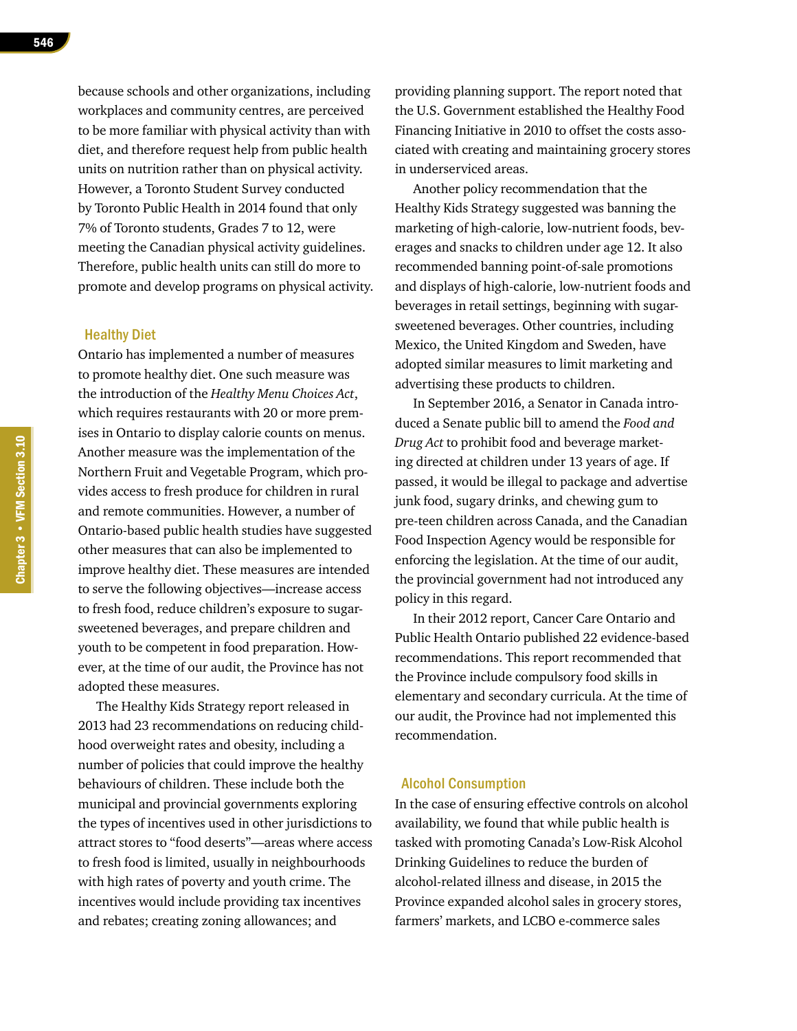because schools and other organizations, including workplaces and community centres, are perceived to be more familiar with physical activity than with diet, and therefore request help from public health units on nutrition rather than on physical activity. However, a Toronto Student Survey conducted by Toronto Public Health in 2014 found that only 7% of Toronto students, Grades 7 to 12, were meeting the Canadian physical activity guidelines. Therefore, public health units can still do more to promote and develop programs on physical activity.

### Healthy Diet

Ontario has implemented a number of measures to promote healthy diet. One such measure was the introduction of the *Healthy Menu Choices Act*, which requires restaurants with 20 or more premises in Ontario to display calorie counts on menus. Another measure was the implementation of the Northern Fruit and Vegetable Program, which provides access to fresh produce for children in rural and remote communities. However, a number of Ontario-based public health studies have suggested other measures that can also be implemented to improve healthy diet. These measures are intended to serve the following objectives—increase access to fresh food, reduce children's exposure to sugar-sweetened beverages, and prepare children and youth to be competent in food preparation. However, at the time of our audit, the Province has not adopted these measures.

The Healthy Kids Strategy report released in 2013 had 23 recommendations on reducing childhood overweight rates and obesity, including a number of policies that could improve the healthy behaviours of children. These include both the municipal and provincial governments exploring the types of incentives used in other jurisdictions to attract stores to "food deserts"—areas where access to fresh food is limited, usually in neighbourhoods with high rates of poverty and youth crime. The incentives would include providing tax incentives and rebates; creating zoning allowances; and providing planning support. The report noted that the U.S. Government established the Healthy Food Financing Initiative in 2010 to offset the costs associated with creating and maintaining grocery stores in underserviced areas.

Another policy recommendation that the Healthy Kids Strategy suggested was banning the marketing of high-calorie, low-nutrient foods, beverages and snacks to children under age 12. It also recommended banning point-of-sale promotions and displays of high-calorie, low-nutrient foods and beverages in retail settings, beginning with sugar-sweetened beverages. Other countries, including Mexico, the United Kingdom and Sweden, have adopted similar measures to limit marketing and advertising these products to children.

In September 2016, a Senator in Canada introduced a Senate public bill to amend the *Food and Drug Act* to prohibit food and beverage marketing directed at children under 13 years of age. If passed, it would be illegal to package and advertise junk food, sugary drinks, and chewing gum to pre-teen children across Canada, and the Canadian Food Inspection Agency would be responsible for enforcing the legislation. At the time of our audit, the provincial government had not introduced any policy in this regard.

In their 2012 report, Cancer Care Ontario and Public Health Ontario published 22 evidence-based recommendations. This report recommended that the Province include compulsory food skills in elementary and secondary curricula. At the time of our audit, the Province had not implemented this recommendation.

### Alcohol Consumption

In the case of ensuring effective controls on alcohol availability, we found that while public health is tasked with promoting Canada's Low-Risk Alcohol Drinking Guidelines to reduce the burden of alcohol-related illness and disease, in 2015 the Province expanded alcohol sales in grocery stores, farmers' markets, and LCBO e-commerce sales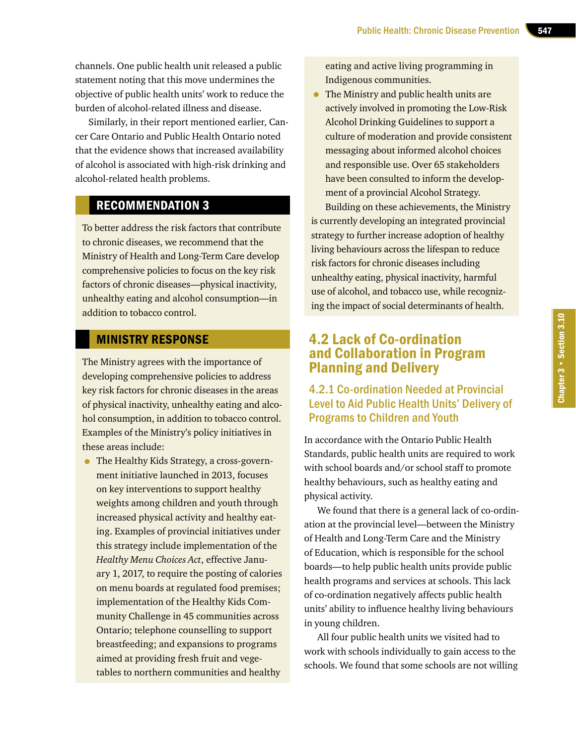channels. One public health unit released a public statement noting that this move undermines the objective of public health units' work to reduce the burden of alcohol-related illness and disease.

Similarly, in their report mentioned earlier, Cancer Care Ontario and Public Health Ontario noted that the evidence shows that increased availability of alcohol is associated with high-risk drinking and alcohol-related health problems.

## RECOMMENDATION 3

To better address the risk factors that contribute to chronic diseases, we recommend that the Ministry of Health and Long-Term Care develop comprehensive policies to focus on the key risk factors of chronic diseases—physical inactivity, unhealthy eating and alcohol consumption—in addition to tobacco control.

## MINISTRY RESPONSE

The Ministry agrees with the importance of developing comprehensive policies to address key risk factors for chronic diseases in the areas of physical inactivity, unhealthy eating and alcohol consumption, in addition to tobacco control. Examples of the Ministry's policy initiatives in these areas include:

- The Healthy Kids Strategy, a cross-government initiative launched in 2013, focuses on key interventions to support healthy weights among children and youth through increased physical activity and healthy eating. Examples of provincial initiatives under this strategy include implementation of the *Healthy Menu Choices Act*, effective January 1, 2017, to require the posting of calories on menu boards at regulated food premises; implementation of the Healthy Kids Community Challenge in 45 communities across Ontario; telephone counselling to support breastfeeding; and expansions to programs aimed at providing fresh fruit and vegetables to northern communities and healthy eating and active living programming in Indigenous communities.
- The Ministry and public health units are actively involved in promoting the Low-Risk Alcohol Drinking Guidelines to support a culture of moderation and provide consistent messaging about informed alcohol choices and responsible use. Over 65 stakeholders have been consulted to inform the development of a provincial Alcohol Strategy.

Building on these achievements, the Ministry is currently developing an integrated provincial strategy to further increase adoption of healthy living behaviours across the lifespan to reduce risk factors for chronic diseases including unhealthy eating, physical inactivity, harmful use of alcohol, and tobacco use, while recognizing the impact of social determinants of health.

## 4.2 Lack of Co-ordination and Collaboration in Program Planning and Delivery

### 4.2.1 Co-ordination Needed at Provincial Level to Aid Public Health Units' Delivery of Programs to Children and Youth

In accordance with the Ontario Public Health Standards, public health units are required to work with school boards and/or school staff to promote healthy behaviours, such as healthy eating and physical activity.

We found that there is a general lack of co-ordination at the provincial level—between the Ministry of Health and Long-Term Care and the Ministry of Education, which is responsible for the school boards—to help public health units provide public health programs and services at schools. This lack of co-ordination negatively affects public health units' ability to influence healthy living behaviours in young children.

All four public health units we visited had to work with schools individually to gain access to the schools. We found that some schools are not willing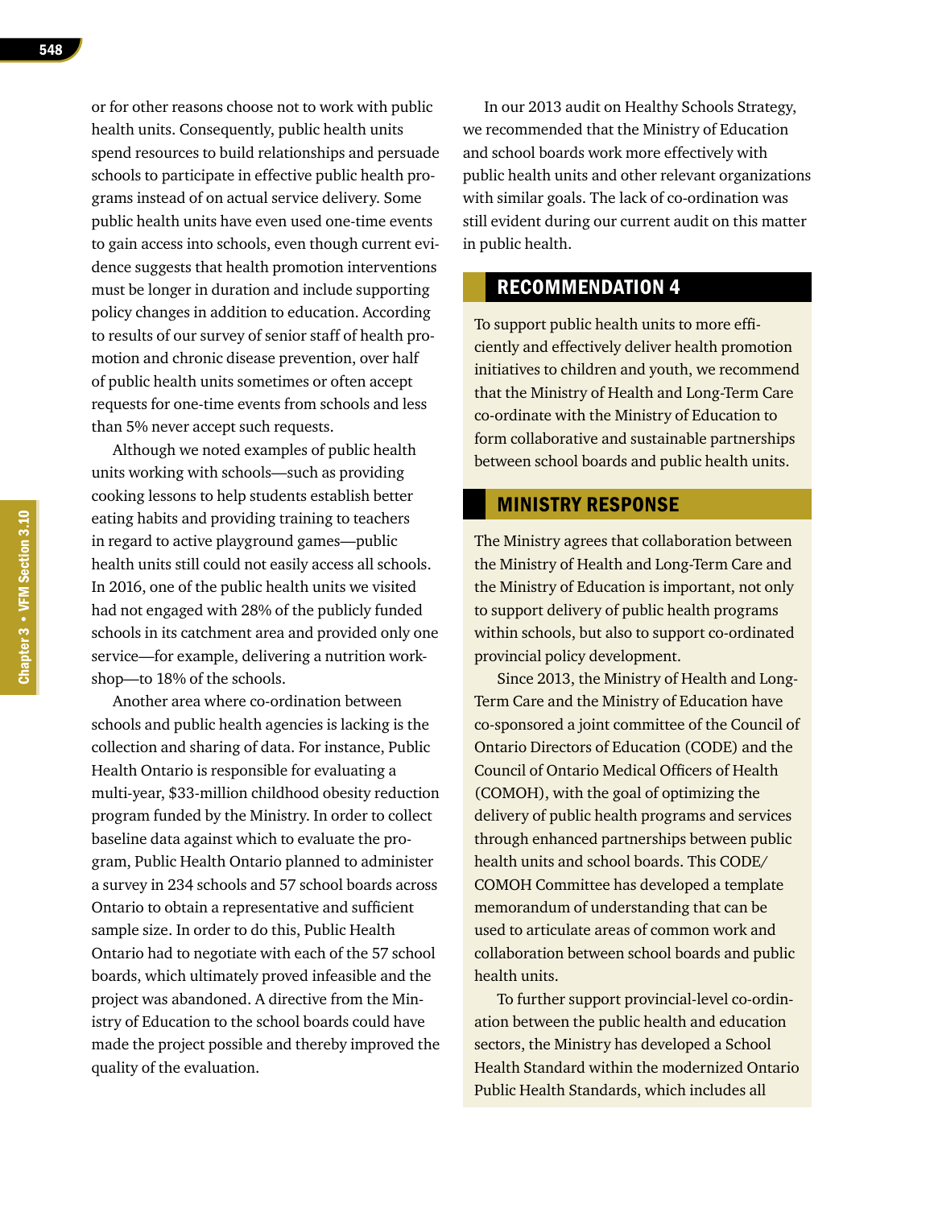or for other reasons choose not to work with public health units. Consequently, public health units spend resources to build relationships and persuade schools to participate in effective public health programs instead of on actual service delivery. Some public health units have even used one-time events to gain access into schools, even though current evidence suggests that health promotion interventions must be longer in duration and include supporting policy changes in addition to education. According to results of our survey of senior staff of health promotion and chronic disease prevention, over half of public health units sometimes or often accept requests for one-time events from schools and less than 5% never accept such requests.

Although we noted examples of public health units working with schools—such as providing cooking lessons to help students establish better eating habits and providing training to teachers in regard to active playground games—public health units still could not easily access all schools. In 2016, one of the public health units we visited had not engaged with 28% of the publicly funded schools in its catchment area and provided only one service—for example, delivering a nutrition workshop—to 18% of the schools.

Another area where co-ordination between schools and public health agencies is lacking is the collection and sharing of data. For instance, Public Health Ontario is responsible for evaluating a multi-year, $33-million childhood obesity reduction program funded by the Ministry. In order to collect baseline data against which to evaluate the program, Public Health Ontario planned to administer a survey in 234 schools and 57 school boards across Ontario to obtain a representative and sufficient sample size. In order to do this, Public Health Ontario had to negotiate with each of the 57 school boards, which ultimately proved infeasible and the project was abandoned. A directive from the Ministry of Education to the school boards could have made the project possible and thereby improved the quality of the evaluation.

In our 2013 audit on Healthy Schools Strategy, we recommended that the Ministry of Education and school boards work more effectively with public health units and other relevant organizations with similar goals. The lack of co-ordination was still evident during our current audit on this matter in public health.

## RECOMMENDATION 4

To support public health units to more efficiently and effectively deliver health promotion initiatives to children and youth, we recommend that the Ministry of Health and Long-Term Care co-ordinate with the Ministry of Education to form collaborative and sustainable partnerships between school boards and public health units.

## MINISTRY RESPONSE

The Ministry agrees that collaboration between the Ministry of Health and Long-Term Care and the Ministry of Education is important, not only to support delivery of public health programs within schools, but also to support co-ordinated provincial policy development.

Since 2013, the Ministry of Health and Long-Term Care and the Ministry of Education have co-sponsored a joint committee of the Council of Ontario Directors of Education (CODE) and the Council of Ontario Medical Officers of Health (COMOH), with the goal of optimizing the delivery of public health programs and services through enhanced partnerships between public health units and school boards. This CODE/COMOH Committee has developed a template memorandum of understanding that can be used to articulate areas of common work and collaboration between school boards and public health units.

To further support provincial-level co-ordination between the public health and education sectors, the Ministry has developed a School Health Standard within the modernized Ontario Public Health Standards, which includes all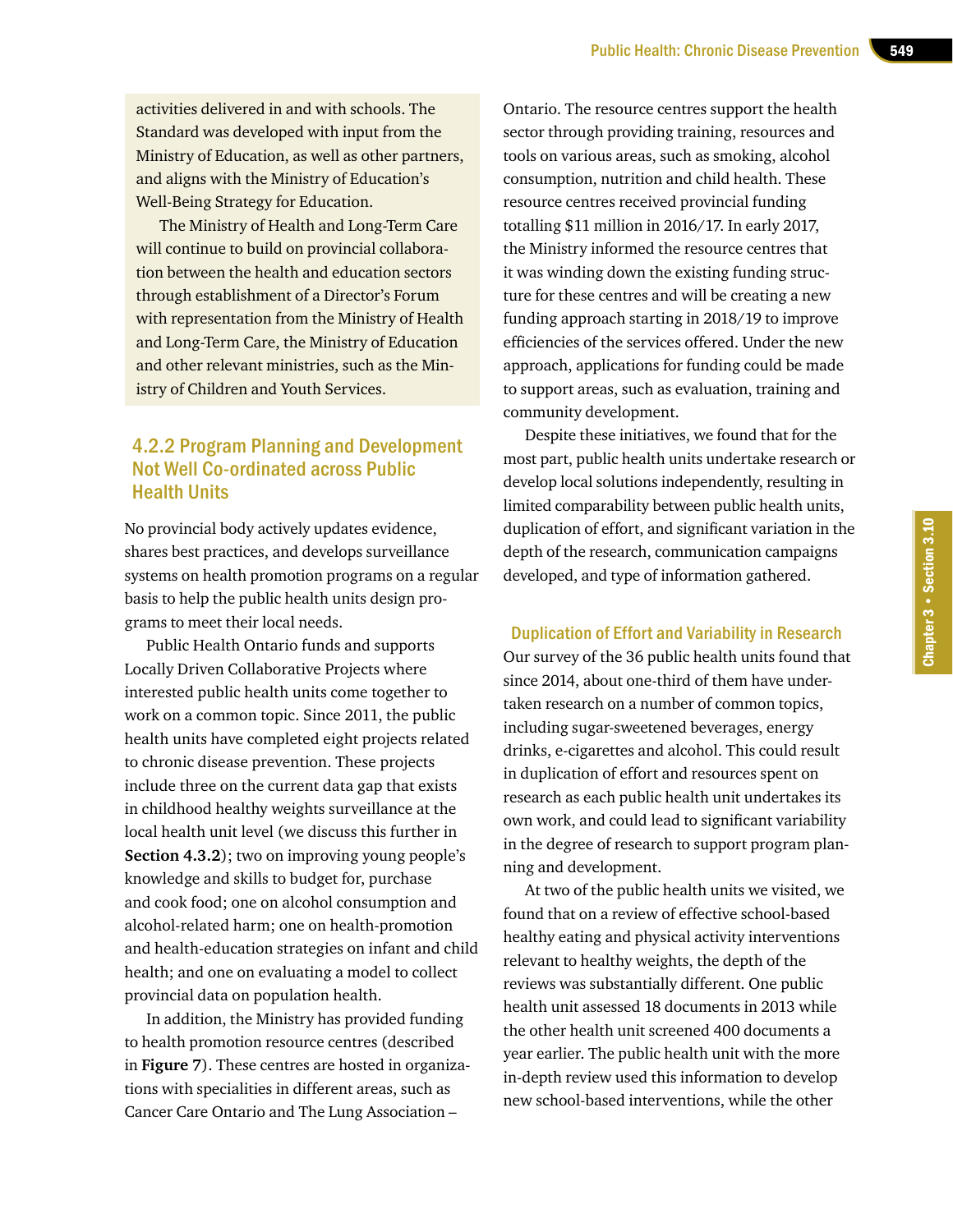activities delivered in and with schools. The Standard was developed with input from the Ministry of Education, as well as other partners, and aligns with the Ministry of Education's Well-Being Strategy for Education.

The Ministry of Health and Long-Term Care will continue to build on provincial collaboration between the health and education sectors through establishment of a Director's Forum with representation from the Ministry of Health and Long-Term Care, the Ministry of Education and other relevant ministries, such as the Ministry of Children and Youth Services.

### 4.2.2 Program Planning and Development Not Well Co-ordinated across Public Health Units

No provincial body actively updates evidence, shares best practices, and develops surveillance systems on health promotion programs on a regular basis to help the public health units design programs to meet their local needs.

Public Health Ontario funds and supports Locally Driven Collaborative Projects where interested public health units come together to work on a common topic. Since 2011, the public health units have completed eight projects related to chronic disease prevention. These projects include three on the current data gap that exists in childhood healthy weights surveillance at the local health unit level (we discuss this further in **Section 4.3.2**); two on improving young people's knowledge and skills to budget for, purchase and cook food; one on alcohol consumption and alcohol-related harm; one on health-promotion and health-education strategies on infant and child health; and one on evaluating a model to collect provincial data on population health.

In addition, the Ministry has provided funding to health promotion resource centres (described in **Figure 7**). These centres are hosted in organizations with specialities in different areas, such as Cancer Care Ontario and The Lung Association – Ontario. The resource centres support the health sector through providing training, resources and tools on various areas, such as smoking, alcohol consumption, nutrition and child health. These resource centres received provincial funding totalling $11 million in 2016/17. In early 2017, the Ministry informed the resource centres that it was winding down the existing funding structure for these centres and will be creating a new funding approach starting in 2018/19 to improve efficiencies of the services offered. Under the new approach, applications for funding could be made to support areas, such as evaluation, training and community development.

Despite these initiatives, we found that for the most part, public health units undertake research or develop local solutions independently, resulting in limited comparability between public health units, duplication of effort, and significant variation in the depth of the research, communication campaigns developed, and type of information gathered.

#### Duplication of Effort and Variability in Research

Our survey of the 36 public health units found that since 2014, about one-third of them have undertaken research on a number of common topics, including sugar-sweetened beverages, energy drinks, e-cigarettes and alcohol. This could result in duplication of effort and resources spent on research as each public health unit undertakes its own work, and could lead to significant variability in the degree of research to support program planning and development.

At two of the public health units we visited, we found that on a review of effective school-based healthy eating and physical activity interventions relevant to healthy weights, the depth of the reviews was substantially different. One public health unit assessed 18 documents in 2013 while the other health unit screened 400 documents a year earlier. The public health unit with the more in-depth review used this information to develop new school-based interventions, while the other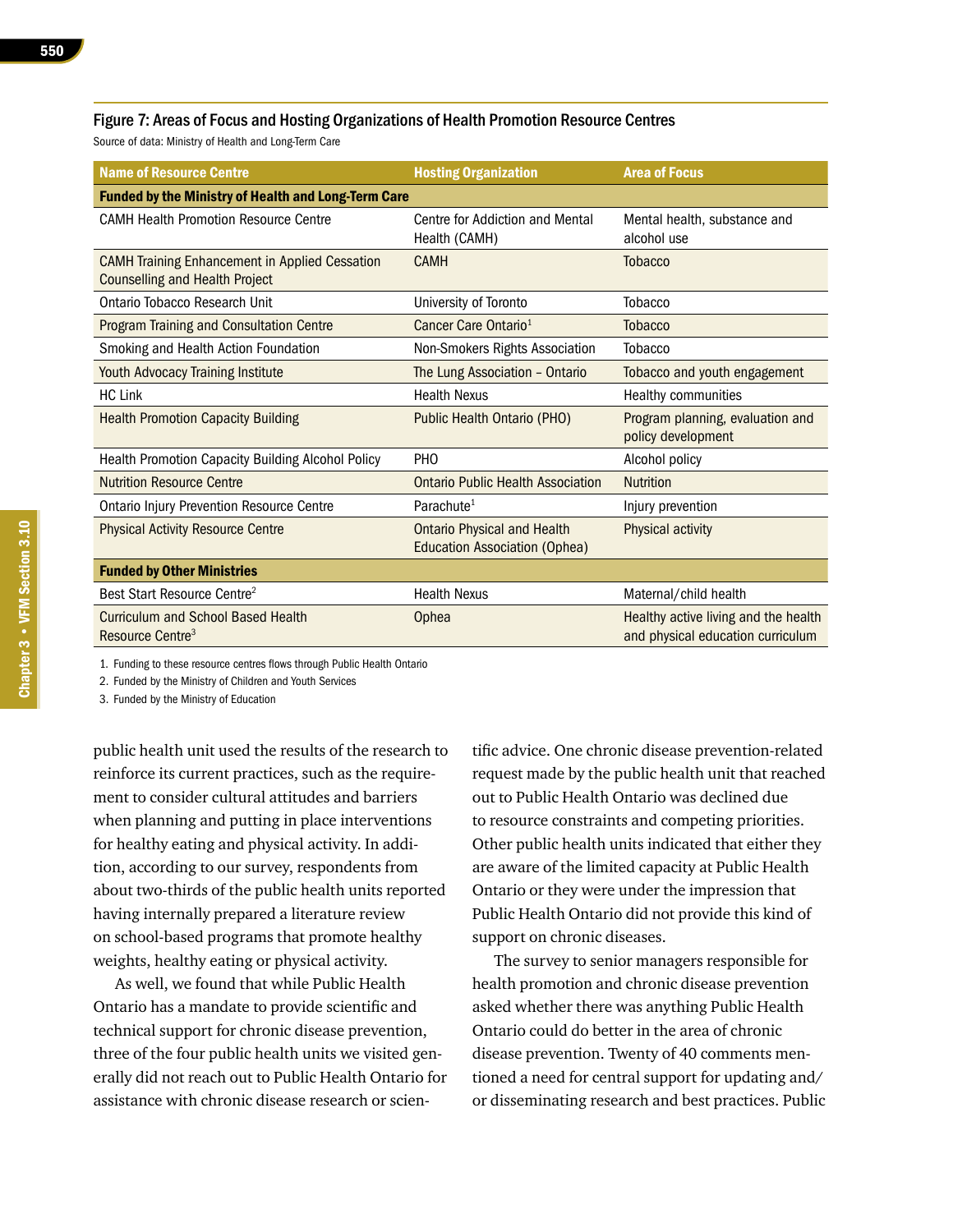### Figure 7: Areas of Focus and Hosting Organizations of Health Promotion Resource Centres

Source of data: Ministry of Health and Long-Term Care

| Name of Resource Centre | Hosting Organization | Area of Focus |
|---|---|---|
| **Funded by the Ministry of Health and Long-Term Care** | | |
| CAMH Health Promotion Resource Centre | Centre for Addiction and Mental Health (CAMH) | Mental health, substance and alcohol use |
| CAMH Training Enhancement in Applied Cessation Counselling and Health Project | CAMH | Tobacco |
| Ontario Tobacco Research Unit | University of Toronto | Tobacco |
| Program Training and Consultation Centre | Cancer Care Ontario[1] | Tobacco |
| Smoking and Health Action Foundation | Non-Smokers Rights Association | Tobacco |
| Youth Advocacy Training Institute | The Lung Association – Ontario | Tobacco and youth engagement |
| HC Link | Health Nexus | Healthy communities |
| Health Promotion Capacity Building | Public Health Ontario (PHO) | Program planning, evaluation and policy development |
| Health Promotion Capacity Building Alcohol Policy | PHO | Alcohol policy |
| Nutrition Resource Centre | Ontario Public Health Association | Nutrition |
| Ontario Injury Prevention Resource Centre | Parachute[1] | Injury prevention |
| Physical Activity Resource Centre | Ontario Physical and Health Education Association (Ophea) | Physical activity |
| **Funded by Other Ministries** | | |
| Best Start Resource Centre[2] | Health Nexus | Maternal/child health |
| Curriculum and School Based Health Resource Centre[3] | Ophea | Healthy active living and the health and physical education curriculum |

1. Funding to these resource centres flows through Public Health Ontario
2. Funded by the Ministry of Children and Youth Services
3. Funded by the Ministry of Education

public health unit used the results of the research to reinforce its current practices, such as the requirement to consider cultural attitudes and barriers when planning and putting in place interventions for healthy eating and physical activity. In addition, according to our survey, respondents from about two-thirds of the public health units reported having internally prepared a literature review on school-based programs that promote healthy weights, healthy eating or physical activity.

As well, we found that while Public Health Ontario has a mandate to provide scientific and technical support for chronic disease prevention, three of the four public health units we visited generally did not reach out to Public Health Ontario for assistance with chronic disease research or scientific advice. One chronic disease prevention-related request made by the public health unit that reached out to Public Health Ontario was declined due to resource constraints and competing priorities. Other public health units indicated that either they are aware of the limited capacity at Public Health Ontario or they were under the impression that Public Health Ontario did not provide this kind of support on chronic diseases.

The survey to senior managers responsible for health promotion and chronic disease prevention asked whether there was anything Public Health Ontario could do better in the area of chronic disease prevention. Twenty of 40 comments mentioned a need for central support for updating and/or disseminating research and best practices. Public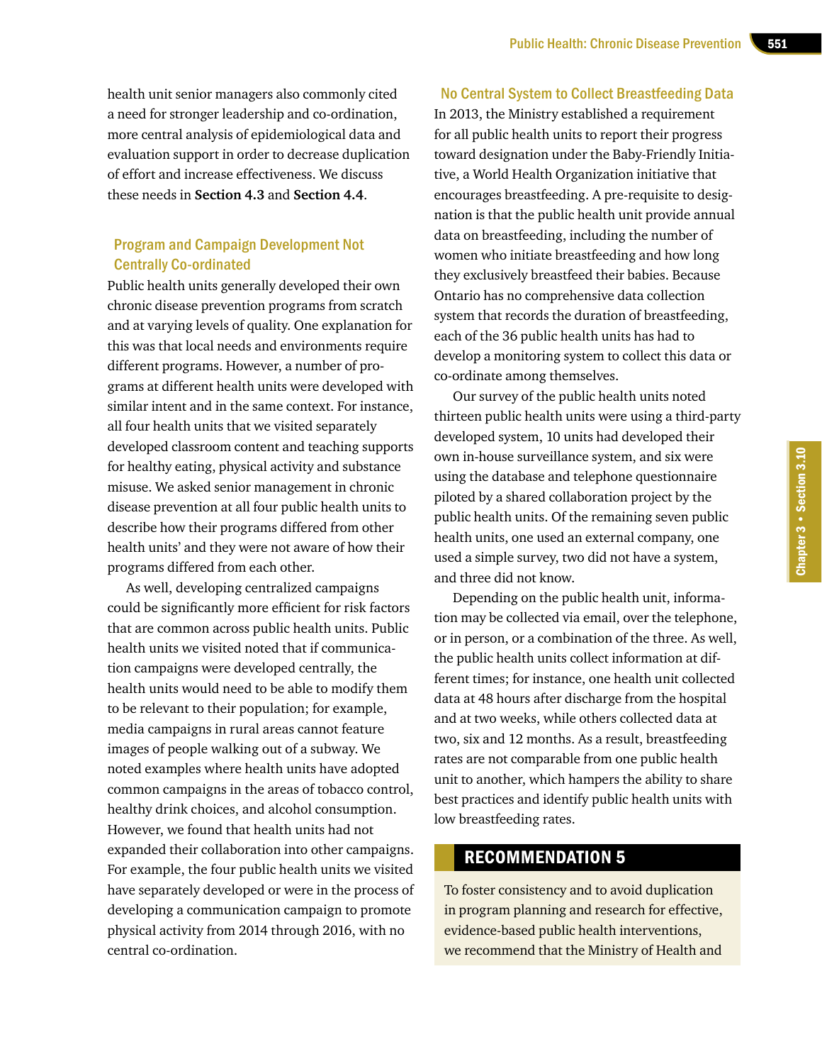health unit senior managers also commonly cited a need for stronger leadership and co-ordination, more central analysis of epidemiological data and evaluation support in order to decrease duplication of effort and increase effectiveness. We discuss these needs in **Section 4.3** and **Section 4.4**.

### Program and Campaign Development Not Centrally Co-ordinated

Public health units generally developed their own chronic disease prevention programs from scratch and at varying levels of quality. One explanation for this was that local needs and environments require different programs. However, a number of programs at different health units were developed with similar intent and in the same context. For instance, all four health units that we visited separately developed classroom content and teaching supports for healthy eating, physical activity and substance misuse. We asked senior management in chronic disease prevention at all four public health units to describe how their programs differed from other health units' and they were not aware of how their programs differed from each other.

As well, developing centralized campaigns could be significantly more efficient for risk factors that are common across public health units. Public health units we visited noted that if communication campaigns were developed centrally, the health units would need to be able to modify them to be relevant to their population; for example, media campaigns in rural areas cannot feature images of people walking out of a subway. We noted examples where health units have adopted common campaigns in the areas of tobacco control, healthy drink choices, and alcohol consumption. However, we found that health units had not expanded their collaboration into other campaigns. For example, the four public health units we visited have separately developed or were in the process of developing a communication campaign to promote physical activity from 2014 through 2016, with no central co-ordination.

### No Central System to Collect Breastfeeding Data

In 2013, the Ministry established a requirement for all public health units to report their progress toward designation under the Baby-Friendly Initiative, a World Health Organization initiative that encourages breastfeeding. A pre-requisite to designation is that the public health unit provide annual data on breastfeeding, including the number of women who initiate breastfeeding and how long they exclusively breastfeed their babies. Because Ontario has no comprehensive data collection system that records the duration of breastfeeding, each of the 36 public health units has had to develop a monitoring system to collect this data or co-ordinate among themselves.

Our survey of the public health units noted thirteen public health units were using a third-party developed system, 10 units had developed their own in-house surveillance system, and six were using the database and telephone questionnaire piloted by a shared collaboration project by the public health units. Of the remaining seven public health units, one used an external company, one used a simple survey, two did not have a system, and three did not know.

Depending on the public health unit, information may be collected via email, over the telephone, or in person, or a combination of the three. As well, the public health units collect information at different times; for instance, one health unit collected data at 48 hours after discharge from the hospital and at two weeks, while others collected data at two, six and 12 months. As a result, breastfeeding rates are not comparable from one public health unit to another, which hampers the ability to share best practices and identify public health units with low breastfeeding rates.

## RECOMMENDATION 5

To foster consistency and to avoid duplication in program planning and research for effective, evidence-based public health interventions, we recommend that the Ministry of Health and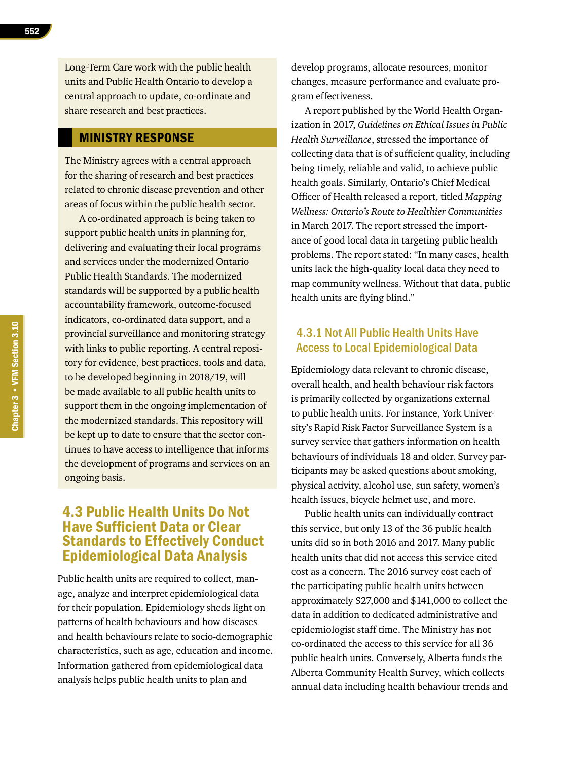Long-Term Care work with the public health units and Public Health Ontario to develop a central approach to update, co-ordinate and share research and best practices.

## MINISTRY RESPONSE

The Ministry agrees with a central approach for the sharing of research and best practices related to chronic disease prevention and other areas of focus within the public health sector.

A co-ordinated approach is being taken to support public health units in planning for, delivering and evaluating their local programs and services under the modernized Ontario Public Health Standards. The modernized standards will be supported by a public health accountability framework, outcome-focused indicators, co-ordinated data support, and a provincial surveillance and monitoring strategy with links to public reporting. A central repository for evidence, best practices, tools and data, to be developed beginning in 2018/19, will be made available to all public health units to support them in the ongoing implementation of the modernized standards. This repository will be kept up to date to ensure that the sector continues to have access to intelligence that informs the development of programs and services on an ongoing basis.

## 4.3 Public Health Units Do Not Have Sufficient Data or Clear Standards to Effectively Conduct Epidemiological Data Analysis

Public health units are required to collect, manage, analyze and interpret epidemiological data for their population. Epidemiology sheds light on patterns of health behaviours and how diseases and health behaviours relate to socio-demographic characteristics, such as age, education and income. Information gathered from epidemiological data analysis helps public health units to plan and develop programs, allocate resources, monitor changes, measure performance and evaluate program effectiveness.

A report published by the World Health Organization in 2017, *Guidelines on Ethical Issues in Public Health Surveillance*, stressed the importance of collecting data that is of sufficient quality, including being timely, reliable and valid, to achieve public health goals. Similarly, Ontario's Chief Medical Officer of Health released a report, titled *Mapping Wellness: Ontario's Route to Healthier Communities* in March 2017. The report stressed the importance of good local data in targeting public health problems. The report stated: "In many cases, health units lack the high-quality local data they need to map community wellness. Without that data, public health units are flying blind."

### 4.3.1 Not All Public Health Units Have Access to Local Epidemiological Data

Epidemiology data relevant to chronic disease, overall health, and health behaviour risk factors is primarily collected by organizations external to public health units. For instance, York University's Rapid Risk Factor Surveillance System is a survey service that gathers information on health behaviours of individuals 18 and older. Survey participants may be asked questions about smoking, physical activity, alcohol use, sun safety, women's health issues, bicycle helmet use, and more.

Public health units can individually contract this service, but only 13 of the 36 public health units did so in both 2016 and 2017. Many public health units that did not access this service cited cost as a concern. The 2016 survey cost each of the participating public health units between approximately $27,000 and $141,000 to collect the data in addition to dedicated administrative and epidemiologist staff time. The Ministry has not co-ordinated the access to this service for all 36 public health units. Conversely, Alberta funds the Alberta Community Health Survey, which collects annual data including health behaviour trends and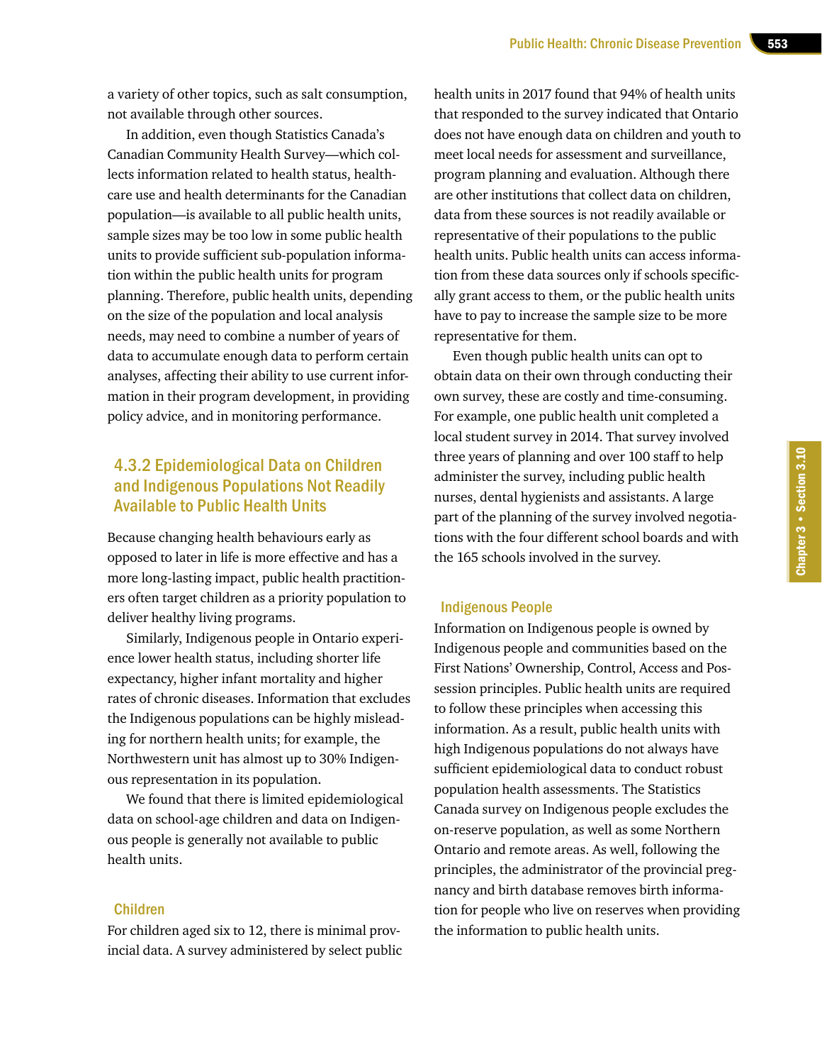a variety of other topics, such as salt consumption, not available through other sources.

In addition, even though Statistics Canada's Canadian Community Health Survey—which collects information related to health status, health-care use and health determinants for the Canadian population—is available to all public health units, sample sizes may be too low in some public health units to provide sufficient sub-population information within the public health units for program planning. Therefore, public health units, depending on the size of the population and local analysis needs, may need to combine a number of years of data to accumulate enough data to perform certain analyses, affecting their ability to use current information in their program development, in providing policy advice, and in monitoring performance.

### 4.3.2 Epidemiological Data on Children and Indigenous Populations Not Readily Available to Public Health Units

Because changing health behaviours early as opposed to later in life is more effective and has a more long-lasting impact, public health practitioners often target children as a priority population to deliver healthy living programs.

Similarly, Indigenous people in Ontario experience lower health status, including shorter life expectancy, higher infant mortality and higher rates of chronic diseases. Information that excludes the Indigenous populations can be highly misleading for northern health units; for example, the Northwestern unit has almost up to 30% Indigenous representation in its population.

We found that there is limited epidemiological data on school-age children and data on Indigenous people is generally not available to public health units.

#### Children

For children aged six to 12, there is minimal provincial data. A survey administered by select public health units in 2017 found that 94% of health units that responded to the survey indicated that Ontario does not have enough data on children and youth to meet local needs for assessment and surveillance, program planning and evaluation. Although there are other institutions that collect data on children, data from these sources is not readily available or representative of their populations to the public health units. Public health units can access information from these data sources only if schools specifically grant access to them, or the public health units have to pay to increase the sample size to be more representative for them.

Even though public health units can opt to obtain data on their own through conducting their own survey, these are costly and time-consuming. For example, one public health unit completed a local student survey in 2014. That survey involved three years of planning and over 100 staff to help administer the survey, including public health nurses, dental hygienists and assistants. A large part of the planning of the survey involved negotiations with the four different school boards and with the 165 schools involved in the survey.

#### Indigenous People

Information on Indigenous people is owned by Indigenous people and communities based on the First Nations' Ownership, Control, Access and Possession principles. Public health units are required to follow these principles when accessing this information. As a result, public health units with high Indigenous populations do not always have sufficient epidemiological data to conduct robust population health assessments. The Statistics Canada survey on Indigenous people excludes the on-reserve population, as well as some Northern Ontario and remote areas. As well, following the principles, the administrator of the provincial pregnancy and birth database removes birth information for people who live on reserves when providing the information to public health units.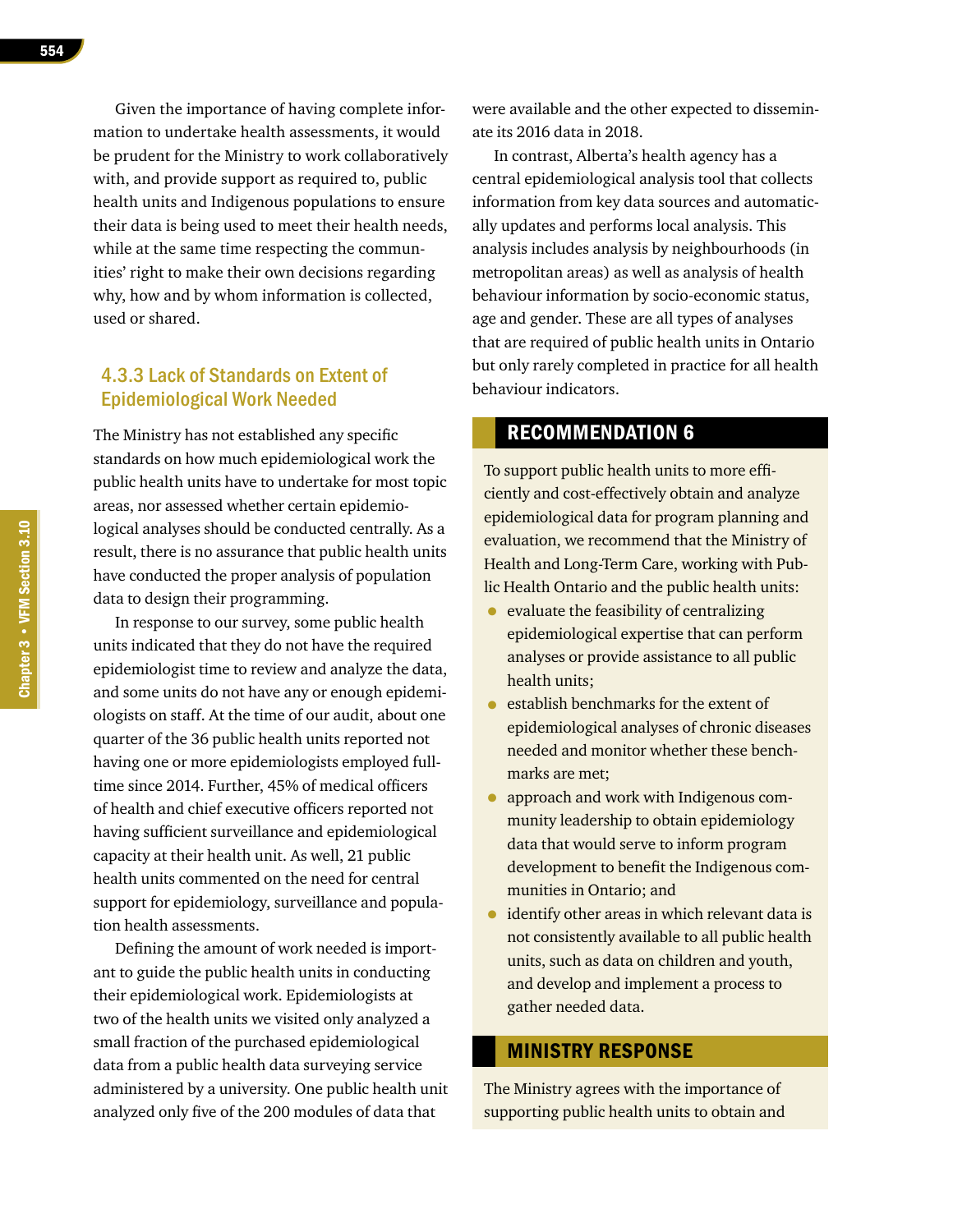Given the importance of having complete information to undertake health assessments, it would be prudent for the Ministry to work collaboratively with, and provide support as required to, public health units and Indigenous populations to ensure their data is being used to meet their health needs, while at the same time respecting the communities' right to make their own decisions regarding why, how and by whom information is collected, used or shared.

### 4.3.3 Lack of Standards on Extent of Epidemiological Work Needed

The Ministry has not established any specific standards on how much epidemiological work the public health units have to undertake for most topic areas, nor assessed whether certain epidemiological analyses should be conducted centrally. As a result, there is no assurance that public health units have conducted the proper analysis of population data to design their programming.

In response to our survey, some public health units indicated that they do not have the required epidemiologist time to review and analyze the data, and some units do not have any or enough epidemiologists on staff. At the time of our audit, about one quarter of the 36 public health units reported not having one or more epidemiologists employed full-time since 2014. Further, 45% of medical officers of health and chief executive officers reported not having sufficient surveillance and epidemiological capacity at their health unit. As well, 21 public health units commented on the need for central support for epidemiology, surveillance and population health assessments.

Defining the amount of work needed is important to guide the public health units in conducting their epidemiological work. Epidemiologists at two of the health units we visited only analyzed a small fraction of the purchased epidemiological data from a public health data surveying service administered by a university. One public health unit analyzed only five of the 200 modules of data that were available and the other expected to disseminate its 2016 data in 2018.

In contrast, Alberta's health agency has a central epidemiological analysis tool that collects information from key data sources and automatically updates and performs local analysis. This analysis includes analysis by neighbourhoods (in metropolitan areas) as well as analysis of health behaviour information by socio-economic status, age and gender. These are all types of analyses that are required of public health units in Ontario but only rarely completed in practice for all health behaviour indicators.

## RECOMMENDATION 6

To support public health units to more efficiently and cost-effectively obtain and analyze epidemiological data for program planning and evaluation, we recommend that the Ministry of Health and Long-Term Care, working with Public Health Ontario and the public health units:

- evaluate the feasibility of centralizing epidemiological expertise that can perform analyses or provide assistance to all public health units;
- establish benchmarks for the extent of epidemiological analyses of chronic diseases needed and monitor whether these benchmarks are met;
- approach and work with Indigenous community leadership to obtain epidemiology data that would serve to inform program development to benefit the Indigenous communities in Ontario; and
- identify other areas in which relevant data is not consistently available to all public health units, such as data on children and youth, and develop and implement a process to gather needed data.

## MINISTRY RESPONSE

The Ministry agrees with the importance of supporting public health units to obtain and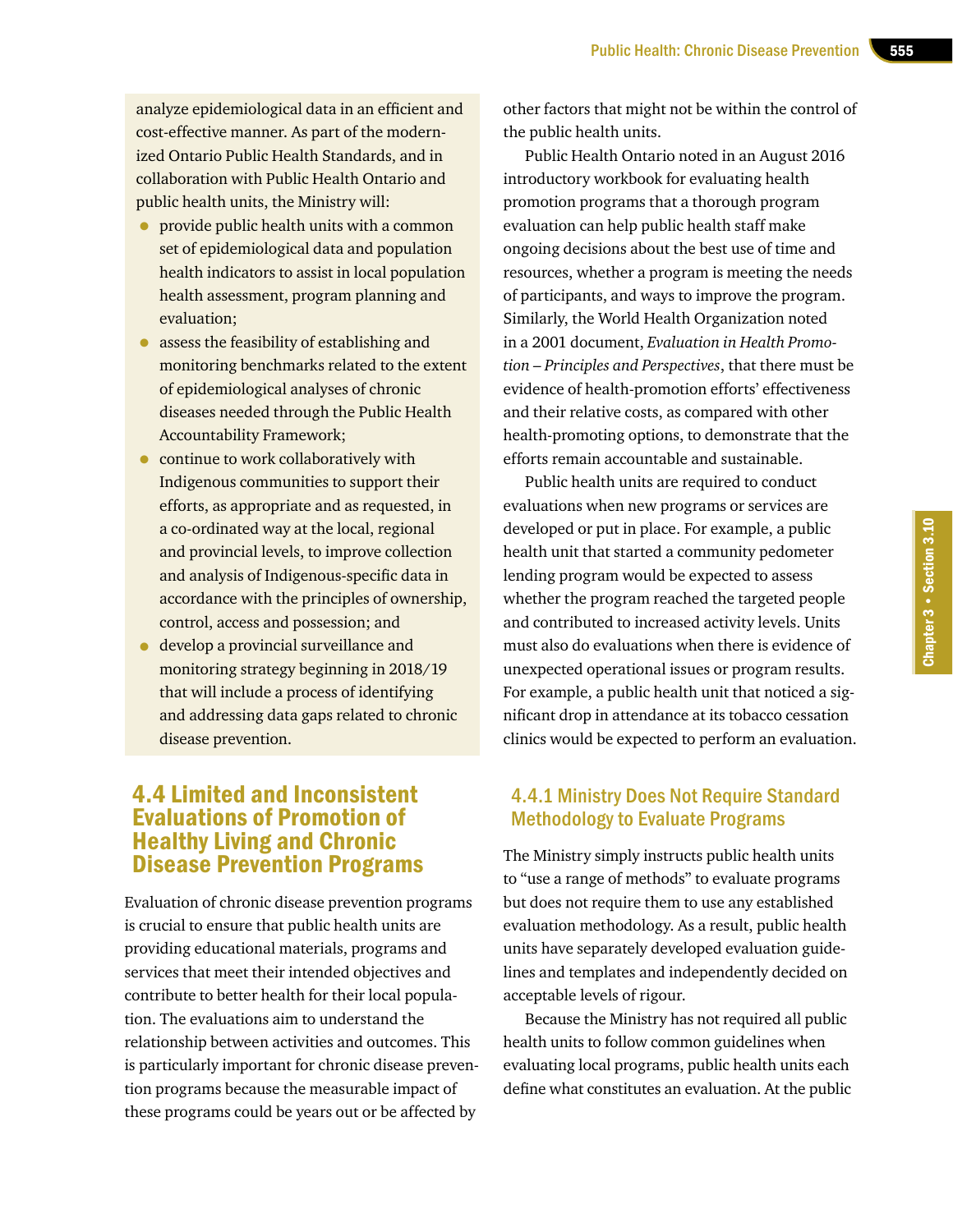analyze epidemiological data in an efficient and cost-effective manner. As part of the modernized Ontario Public Health Standards, and in collaboration with Public Health Ontario and public health units, the Ministry will:

- provide public health units with a common set of epidemiological data and population health indicators to assist in local population health assessment, program planning and evaluation;
- assess the feasibility of establishing and monitoring benchmarks related to the extent of epidemiological analyses of chronic diseases needed through the Public Health Accountability Framework;
- continue to work collaboratively with Indigenous communities to support their efforts, as appropriate and as requested, in a co-ordinated way at the local, regional and provincial levels, to improve collection and analysis of Indigenous-specific data in accordance with the principles of ownership, control, access and possession; and
- develop a provincial surveillance and monitoring strategy beginning in 2018/19 that will include a process of identifying and addressing data gaps related to chronic disease prevention.

## 4.4 Limited and Inconsistent Evaluations of Promotion of Healthy Living and Chronic Disease Prevention Programs

Evaluation of chronic disease prevention programs is crucial to ensure that public health units are providing educational materials, programs and services that meet their intended objectives and contribute to better health for their local population. The evaluations aim to understand the relationship between activities and outcomes. This is particularly important for chronic disease prevention programs because the measurable impact of these programs could be years out or be affected by other factors that might not be within the control of the public health units.

Public Health Ontario noted in an August 2016 introductory workbook for evaluating health promotion programs that a thorough program evaluation can help public health staff make ongoing decisions about the best use of time and resources, whether a program is meeting the needs of participants, and ways to improve the program. Similarly, the World Health Organization noted in a 2001 document, *Evaluation in Health Promotion – Principles and Perspectives*, that there must be evidence of health-promotion efforts' effectiveness and their relative costs, as compared with other health-promoting options, to demonstrate that the efforts remain accountable and sustainable.

Public health units are required to conduct evaluations when new programs or services are developed or put in place. For example, a public health unit that started a community pedometer lending program would be expected to assess whether the program reached the targeted people and contributed to increased activity levels. Units must also do evaluations when there is evidence of unexpected operational issues or program results. For example, a public health unit that noticed a significant drop in attendance at its tobacco cessation clinics would be expected to perform an evaluation.

### 4.4.1 Ministry Does Not Require Standard Methodology to Evaluate Programs

The Ministry simply instructs public health units to "use a range of methods" to evaluate programs but does not require them to use any established evaluation methodology. As a result, public health units have separately developed evaluation guidelines and templates and independently decided on acceptable levels of rigour.

Because the Ministry has not required all public health units to follow common guidelines when evaluating local programs, public health units each define what constitutes an evaluation. At the public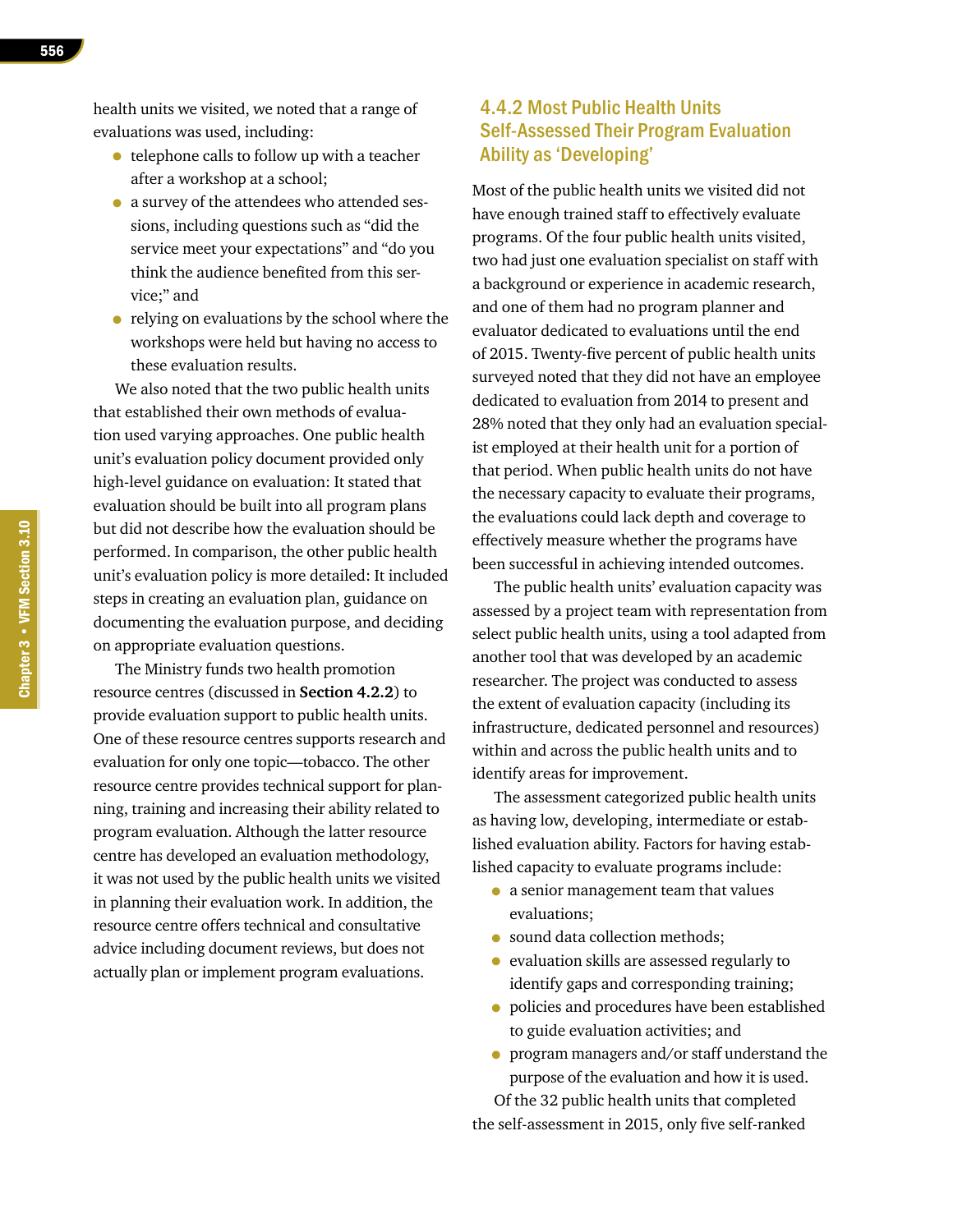health units we visited, we noted that a range of evaluations was used, including:

- telephone calls to follow up with a teacher after a workshop at a school;
- a survey of the attendees who attended sessions, including questions such as "did the service meet your expectations" and "do you think the audience benefited from this service;" and
- relying on evaluations by the school where the workshops were held but having no access to these evaluation results.

We also noted that the two public health units that established their own methods of evaluation used varying approaches. One public health unit's evaluation policy document provided only high-level guidance on evaluation: It stated that evaluation should be built into all program plans but did not describe how the evaluation should be performed. In comparison, the other public health unit's evaluation policy is more detailed: It included steps in creating an evaluation plan, guidance on documenting the evaluation purpose, and deciding on appropriate evaluation questions.

The Ministry funds two health promotion resource centres (discussed in **Section 4.2.2**) to provide evaluation support to public health units. One of these resource centres supports research and evaluation for only one topic—tobacco. The other resource centre provides technical support for planning, training and increasing their ability related to program evaluation. Although the latter resource centre has developed an evaluation methodology, it was not used by the public health units we visited in planning their evaluation work. In addition, the resource centre offers technical and consultative advice including document reviews, but does not actually plan or implement program evaluations.

### 4.4.2 Most Public Health Units Self-Assessed Their Program Evaluation Ability as 'Developing'

Most of the public health units we visited did not have enough trained staff to effectively evaluate programs. Of the four public health units visited, two had just one evaluation specialist on staff with a background or experience in academic research, and one of them had no program planner and evaluator dedicated to evaluations until the end of 2015. Twenty-five percent of public health units surveyed noted that they did not have an employee dedicated to evaluation from 2014 to present and 28% noted that they only had an evaluation specialist employed at their health unit for a portion of that period. When public health units do not have the necessary capacity to evaluate their programs, the evaluations could lack depth and coverage to effectively measure whether the programs have been successful in achieving intended outcomes.

The public health units' evaluation capacity was assessed by a project team with representation from select public health units, using a tool adapted from another tool that was developed by an academic researcher. The project was conducted to assess the extent of evaluation capacity (including its infrastructure, dedicated personnel and resources) within and across the public health units and to identify areas for improvement.

The assessment categorized public health units as having low, developing, intermediate or established evaluation ability. Factors for having established capacity to evaluate programs include:

- a senior management team that values evaluations;
- sound data collection methods;
- evaluation skills are assessed regularly to identify gaps and corresponding training;
- policies and procedures have been established to guide evaluation activities; and
- program managers and/or staff understand the purpose of the evaluation and how it is used.

Of the 32 public health units that completed the self-assessment in 2015, only five self-ranked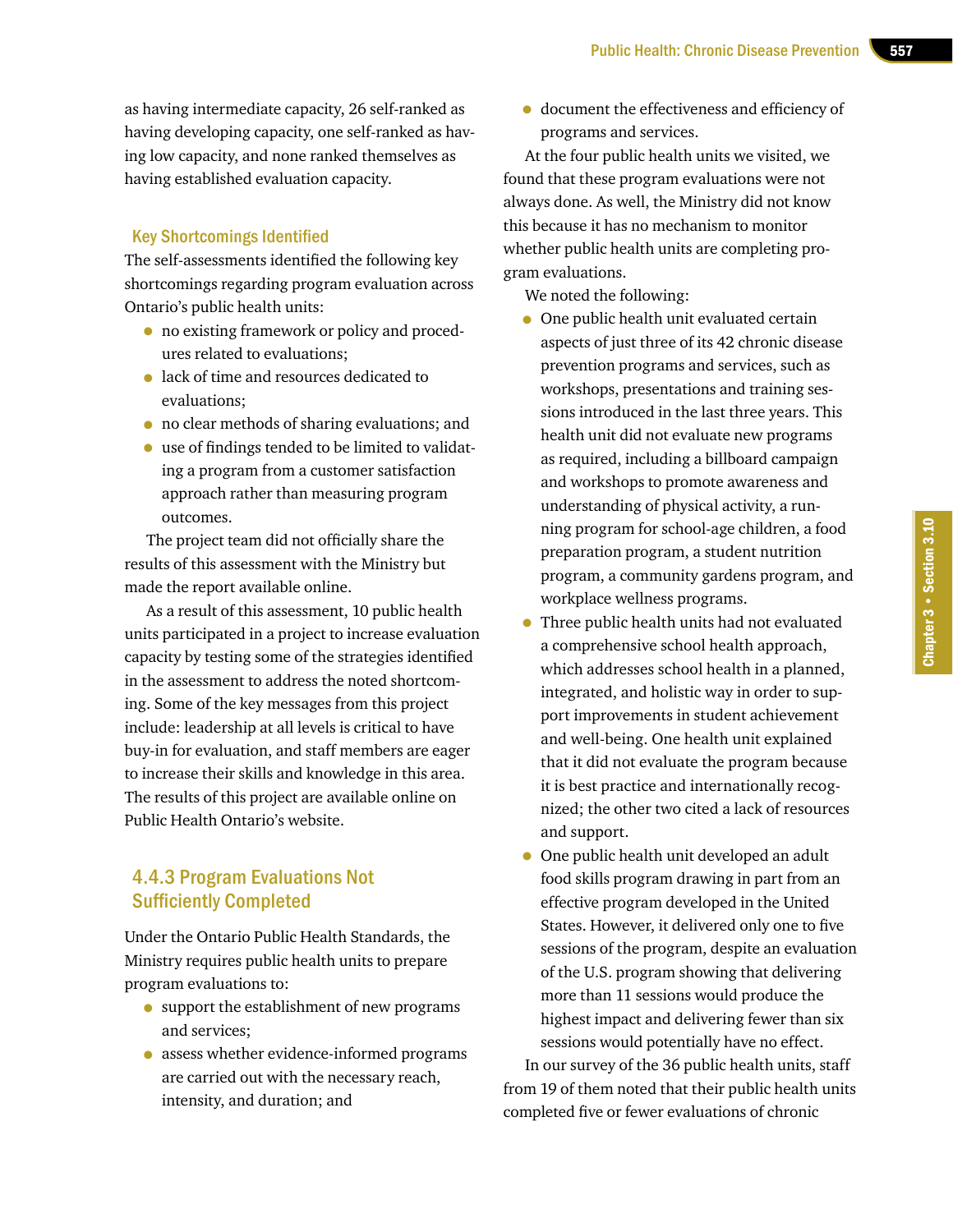as having intermediate capacity, 26 self-ranked as having developing capacity, one self-ranked as having low capacity, and none ranked themselves as having established evaluation capacity.

### Key Shortcomings Identified

The self-assessments identified the following key shortcomings regarding program evaluation across Ontario's public health units:

- no existing framework or policy and procedures related to evaluations;
- lack of time and resources dedicated to evaluations;
- no clear methods of sharing evaluations; and
- use of findings tended to be limited to validating a program from a customer satisfaction approach rather than measuring program outcomes.

The project team did not officially share the results of this assessment with the Ministry but made the report available online.

As a result of this assessment, 10 public health units participated in a project to increase evaluation capacity by testing some of the strategies identified in the assessment to address the noted shortcoming. Some of the key messages from this project include: leadership at all levels is critical to have buy-in for evaluation, and staff members are eager to increase their skills and knowledge in this area. The results of this project are available online on Public Health Ontario's website.

## 4.4.3 Program Evaluations Not Sufficiently Completed

Under the Ontario Public Health Standards, the Ministry requires public health units to prepare program evaluations to:

- support the establishment of new programs and services;
- assess whether evidence-informed programs are carried out with the necessary reach, intensity, and duration; and
- document the effectiveness and efficiency of programs and services.

At the four public health units we visited, we found that these program evaluations were not always done. As well, the Ministry did not know this because it has no mechanism to monitor whether public health units are completing program evaluations.

We noted the following:

- One public health unit evaluated certain aspects of just three of its 42 chronic disease prevention programs and services, such as workshops, presentations and training sessions introduced in the last three years. This health unit did not evaluate new programs as required, including a billboard campaign and workshops to promote awareness and understanding of physical activity, a running program for school-age children, a food preparation program, a student nutrition program, a community gardens program, and workplace wellness programs.
- Three public health units had not evaluated a comprehensive school health approach, which addresses school health in a planned, integrated, and holistic way in order to support improvements in student achievement and well-being. One health unit explained that it did not evaluate the program because it is best practice and internationally recognized; the other two cited a lack of resources and support.
- One public health unit developed an adult food skills program drawing in part from an effective program developed in the United States. However, it delivered only one to five sessions of the program, despite an evaluation of the U.S. program showing that delivering more than 11 sessions would produce the highest impact and delivering fewer than six sessions would potentially have no effect.

In our survey of the 36 public health units, staff from 19 of them noted that their public health units completed five or fewer evaluations of chronic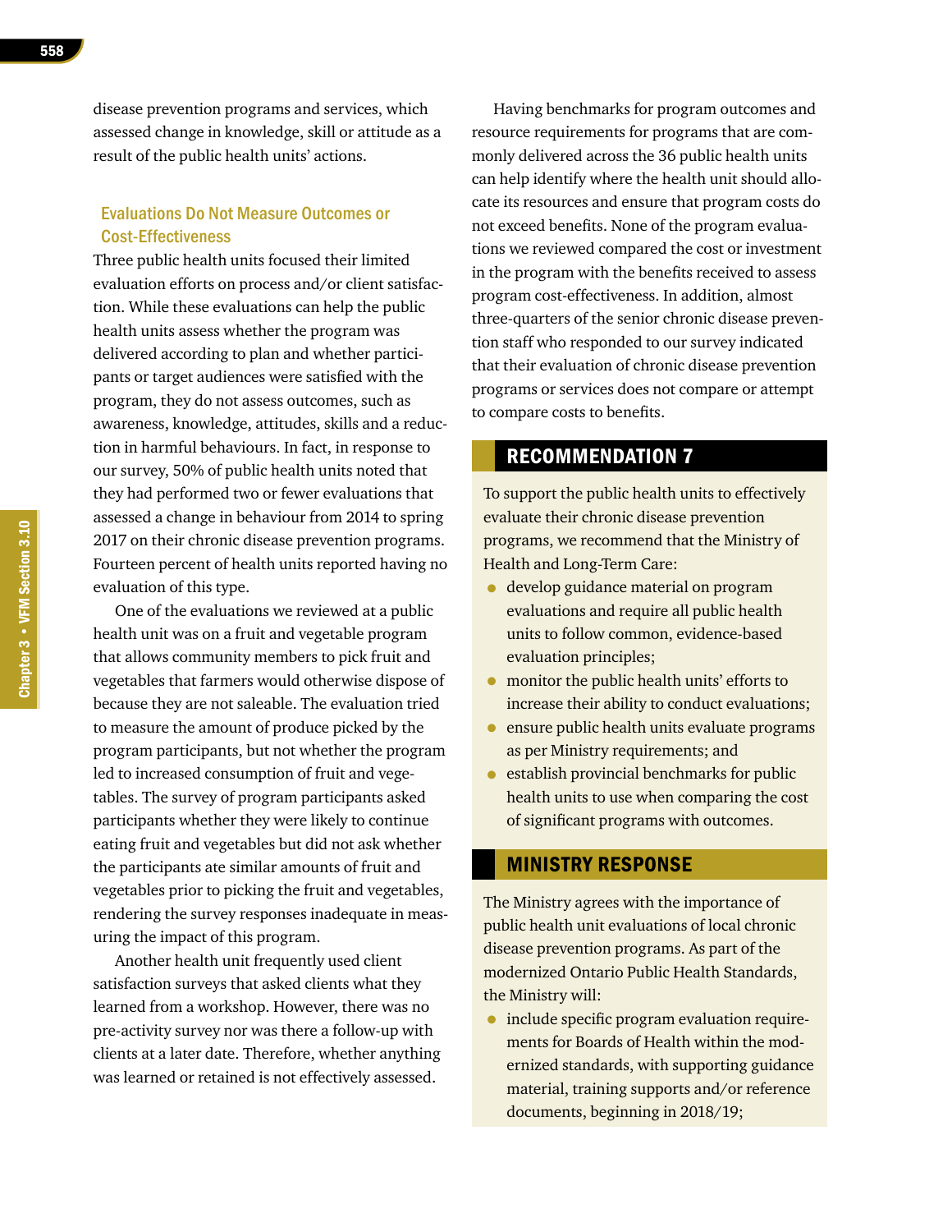disease prevention programs and services, which assessed change in knowledge, skill or attitude as a result of the public health units' actions.

### Evaluations Do Not Measure Outcomes or Cost-Effectiveness

Three public health units focused their limited evaluation efforts on process and/or client satisfaction. While these evaluations can help the public health units assess whether the program was delivered according to plan and whether participants or target audiences were satisfied with the program, they do not assess outcomes, such as awareness, knowledge, attitudes, skills and a reduction in harmful behaviours. In fact, in response to our survey, 50% of public health units noted that they had performed two or fewer evaluations that assessed a change in behaviour from 2014 to spring 2017 on their chronic disease prevention programs. Fourteen percent of health units reported having no evaluation of this type.

One of the evaluations we reviewed at a public health unit was on a fruit and vegetable program that allows community members to pick fruit and vegetables that farmers would otherwise dispose of because they are not saleable. The evaluation tried to measure the amount of produce picked by the program participants, but not whether the program led to increased consumption of fruit and vegetables. The survey of program participants asked participants whether they were likely to continue eating fruit and vegetables but did not ask whether the participants ate similar amounts of fruit and vegetables prior to picking the fruit and vegetables, rendering the survey responses inadequate in measuring the impact of this program.

Another health unit frequently used client satisfaction surveys that asked clients what they learned from a workshop. However, there was no pre-activity survey nor was there a follow-up with clients at a later date. Therefore, whether anything was learned or retained is not effectively assessed.

Having benchmarks for program outcomes and resource requirements for programs that are commonly delivered across the 36 public health units can help identify where the health unit should allocate its resources and ensure that program costs do not exceed benefits. None of the program evaluations we reviewed compared the cost or investment in the program with the benefits received to assess program cost-effectiveness. In addition, almost three-quarters of the senior chronic disease prevention staff who responded to our survey indicated that their evaluation of chronic disease prevention programs or services does not compare or attempt to compare costs to benefits.

## RECOMMENDATION 7

To support the public health units to effectively evaluate their chronic disease prevention programs, we recommend that the Ministry of Health and Long-Term Care:

- develop guidance material on program evaluations and require all public health units to follow common, evidence-based evaluation principles;
- monitor the public health units' efforts to increase their ability to conduct evaluations;
- ensure public health units evaluate programs as per Ministry requirements; and
- establish provincial benchmarks for public health units to use when comparing the cost of significant programs with outcomes.

## MINISTRY RESPONSE

The Ministry agrees with the importance of public health unit evaluations of local chronic disease prevention programs. As part of the modernized Ontario Public Health Standards, the Ministry will:

- include specific program evaluation requirements for Boards of Health within the modernized standards, with supporting guidance material, training supports and/or reference documents, beginning in 2018/19;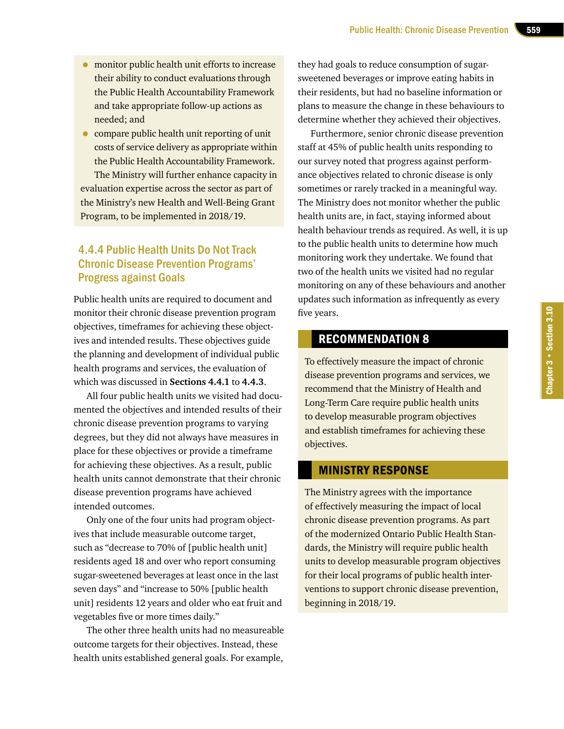- monitor public health unit efforts to increase their ability to conduct evaluations through the Public Health Accountability Framework and take appropriate follow-up actions as needed; and
- compare public health unit reporting of unit costs of service delivery as appropriate within the Public Health Accountability Framework.

The Ministry will further enhance capacity in evaluation expertise across the sector as part of the Ministry's new Health and Well-Being Grant Program, to be implemented in 2018/19.

### 4.4.4 Public Health Units Do Not Track Chronic Disease Prevention Programs' Progress against Goals

Public health units are required to document and monitor their chronic disease prevention program objectives, timeframes for achieving these objectives and intended results. These objectives guide the planning and development of individual public health programs and services, the evaluation of which was discussed in **Sections 4.4.1** to **4.4.3**.

All four public health units we visited had documented the objectives and intended results of their chronic disease prevention programs to varying degrees, but they did not always have measures in place for these objectives or provide a timeframe for achieving these objectives. As a result, public health units cannot demonstrate that their chronic disease prevention programs have achieved intended outcomes.

Only one of the four units had program objectives that include measurable outcome target, such as "decrease to 70% of [public health unit] residents aged 18 and over who report consuming sugar-sweetened beverages at least once in the last seven days" and "increase to 50% [public health unit] residents 12 years and older who eat fruit and vegetables five or more times daily."

The other three health units had no measureable outcome targets for their objectives. Instead, these health units established general goals. For example, they had goals to reduce consumption of sugar-sweetened beverages or improve eating habits in their residents, but had no baseline information or plans to measure the change in these behaviours to determine whether they achieved their objectives.

Furthermore, senior chronic disease prevention staff at 45% of public health units responding to our survey noted that progress against performance objectives related to chronic disease is only sometimes or rarely tracked in a meaningful way. The Ministry does not monitor whether the public health units are, in fact, staying informed about health behaviour trends as required. As well, it is up to the public health units to determine how much monitoring work they undertake. We found that two of the health units we visited had no regular monitoring on any of these behaviours and another updates such information as infrequently as every five years.

#### RECOMMENDATION 8

To effectively measure the impact of chronic disease prevention programs and services, we recommend that the Ministry of Health and Long-Term Care require public health units to develop measurable program objectives and establish timeframes for achieving these objectives.

#### MINISTRY RESPONSE

The Ministry agrees with the importance of effectively measuring the impact of local chronic disease prevention programs. As part of the modernized Ontario Public Health Standards, the Ministry will require public health units to develop measurable program objectives for their local programs of public health interventions to support chronic disease prevention, beginning in 2018/19.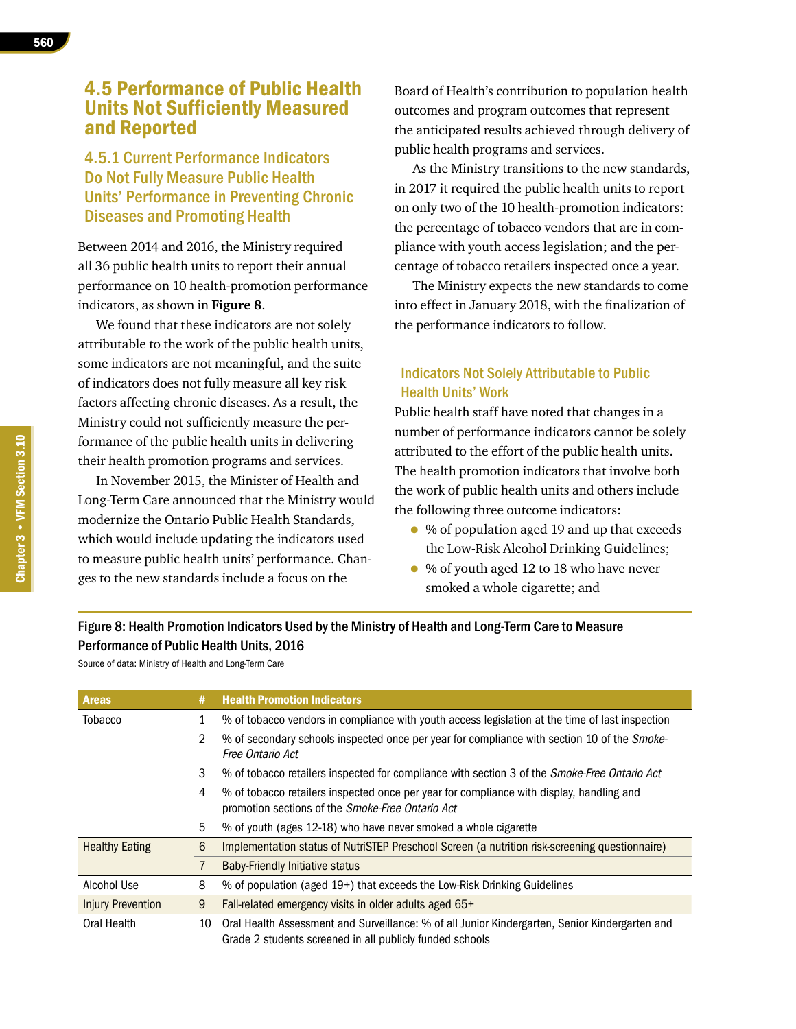## 4.5 Performance of Public Health Units Not Sufficiently Measured and Reported

### 4.5.1 Current Performance Indicators Do Not Fully Measure Public Health Units' Performance in Preventing Chronic Diseases and Promoting Health

Between 2014 and 2016, the Ministry required all 36 public health units to report their annual performance on 10 health-promotion performance indicators, as shown in **Figure 8**.

We found that these indicators are not solely attributable to the work of the public health units, some indicators are not meaningful, and the suite of indicators does not fully measure all key risk factors affecting chronic diseases. As a result, the Ministry could not sufficiently measure the performance of the public health units in delivering their health promotion programs and services.

In November 2015, the Minister of Health and Long-Term Care announced that the Ministry would modernize the Ontario Public Health Standards, which would include updating the indicators used to measure public health units' performance. Changes to the new standards include a focus on the Board of Health's contribution to population health outcomes and program outcomes that represent the anticipated results achieved through delivery of public health programs and services.

As the Ministry transitions to the new standards, in 2017 it required the public health units to report on only two of the 10 health-promotion indicators: the percentage of tobacco vendors that are in compliance with youth access legislation; and the percentage of tobacco retailers inspected once a year.

The Ministry expects the new standards to come into effect in January 2018, with the finalization of the performance indicators to follow.

#### Indicators Not Solely Attributable to Public Health Units' Work

Public health staff have noted that changes in a number of performance indicators cannot be solely attributed to the effort of the public health units. The health promotion indicators that involve both the work of public health units and others include the following three outcome indicators:

- % of population aged 19 and up that exceeds the Low-Risk Alcohol Drinking Guidelines;
- % of youth aged 12 to 18 who have never smoked a whole cigarette; and

**Figure 8: Health Promotion Indicators Used by the Ministry of Health and Long-Term Care to Measure Performance of Public Health Units, 2016**

Source of data: Ministry of Health and Long-Term Care

| Areas | # | Health Promotion Indicators |
|---|---|---|
| Tobacco | 1 | % of tobacco vendors in compliance with youth access legislation at the time of last inspection |
| | 2 | % of secondary schools inspected once per year for compliance with section 10 of the *Smoke-Free Ontario Act* |
| | 3 | % of tobacco retailers inspected for compliance with section 3 of the *Smoke-Free Ontario Act* |
| | 4 | % of tobacco retailers inspected once per year for compliance with display, handling and promotion sections of the *Smoke-Free Ontario Act* |
| | 5 | % of youth (ages 12-18) who have never smoked a whole cigarette |
| Healthy Eating | 6 | Implementation status of NutriSTEP Preschool Screen (a nutrition risk-screening questionnaire) |
| | 7 | Baby-Friendly Initiative status |
| Alcohol Use | 8 | % of population (aged 19+) that exceeds the Low-Risk Drinking Guidelines |
| Injury Prevention | 9 | Fall-related emergency visits in older adults aged 65+ |
| Oral Health | 10 | Oral Health Assessment and Surveillance: % of all Junior Kindergarten, Senior Kindergarten and Grade 2 students screened in all publicly funded schools |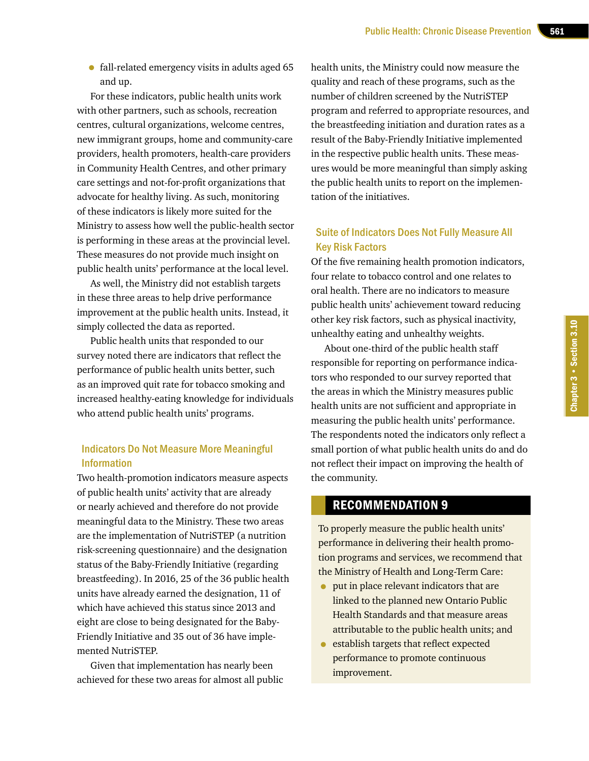- fall-related emergency visits in adults aged 65 and up.

For these indicators, public health units work with other partners, such as schools, recreation centres, cultural organizations, welcome centres, new immigrant groups, home and community-care providers, health promoters, health-care providers in Community Health Centres, and other primary care settings and not-for-profit organizations that advocate for healthy living. As such, monitoring of these indicators is likely more suited for the Ministry to assess how well the public-health sector is performing in these areas at the provincial level. These measures do not provide much insight on public health units' performance at the local level.

As well, the Ministry did not establish targets in these three areas to help drive performance improvement at the public health units. Instead, it simply collected the data as reported.

Public health units that responded to our survey noted there are indicators that reflect the performance of public health units better, such as an improved quit rate for tobacco smoking and increased healthy-eating knowledge for individuals who attend public health units' programs.

### Indicators Do Not Measure More Meaningful Information

Two health-promotion indicators measure aspects of public health units' activity that are already or nearly achieved and therefore do not provide meaningful data to the Ministry. These two areas are the implementation of NutriSTEP (a nutrition risk-screening questionnaire) and the designation status of the Baby-Friendly Initiative (regarding breastfeeding). In 2016, 25 of the 36 public health units have already earned the designation, 11 of which have achieved this status since 2013 and eight are close to being designated for the Baby-Friendly Initiative and 35 out of 36 have implemented NutriSTEP.

Given that implementation has nearly been achieved for these two areas for almost all public health units, the Ministry could now measure the quality and reach of these programs, such as the number of children screened by the NutriSTEP program and referred to appropriate resources, and the breastfeeding initiation and duration rates as a result of the Baby-Friendly Initiative implemented in the respective public health units. These measures would be more meaningful than simply asking the public health units to report on the implementation of the initiatives.

### Suite of Indicators Does Not Fully Measure All Key Risk Factors

Of the five remaining health promotion indicators, four relate to tobacco control and one relates to oral health. There are no indicators to measure public health units' achievement toward reducing other key risk factors, such as physical inactivity, unhealthy eating and unhealthy weights.

About one-third of the public health staff responsible for reporting on performance indicators who responded to our survey reported that the areas in which the Ministry measures public health units are not sufficient and appropriate in measuring the public health units' performance. The respondents noted the indicators only reflect a small portion of what public health units do and do not reflect their impact on improving the health of the community.

## RECOMMENDATION 9

To properly measure the public health units' performance in delivering their health promotion programs and services, we recommend that the Ministry of Health and Long-Term Care:

- put in place relevant indicators that are linked to the planned new Ontario Public Health Standards and that measure areas attributable to the public health units; and
- establish targets that reflect expected performance to promote continuous improvement.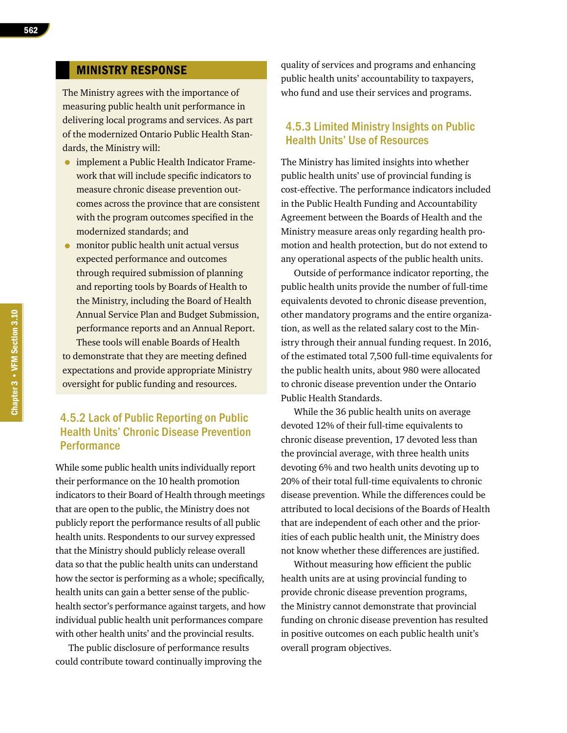## MINISTRY RESPONSE

The Ministry agrees with the importance of measuring public health unit performance in delivering local programs and services. As part of the modernized Ontario Public Health Standards, the Ministry will:

- implement a Public Health Indicator Framework that will include specific indicators to measure chronic disease prevention outcomes across the province that are consistent with the program outcomes specified in the modernized standards; and
- monitor public health unit actual versus expected performance and outcomes through required submission of planning and reporting tools by Boards of Health to the Ministry, including the Board of Health Annual Service Plan and Budget Submission, performance reports and an Annual Report.

These tools will enable Boards of Health to demonstrate that they are meeting defined expectations and provide appropriate Ministry oversight for public funding and resources.

### 4.5.2 Lack of Public Reporting on Public Health Units' Chronic Disease Prevention Performance

While some public health units individually report their performance on the 10 health promotion indicators to their Board of Health through meetings that are open to the public, the Ministry does not publicly report the performance results of all public health units. Respondents to our survey expressed that the Ministry should publicly release overall data so that the public health units can understand how the sector is performing as a whole; specifically, health units can gain a better sense of the public-health sector's performance against targets, and how individual public health unit performances compare with other health units' and the provincial results.

The public disclosure of performance results could contribute toward continually improving the quality of services and programs and enhancing public health units' accountability to taxpayers, who fund and use their services and programs.

### 4.5.3 Limited Ministry Insights on Public Health Units' Use of Resources

The Ministry has limited insights into whether public health units' use of provincial funding is cost-effective. The performance indicators included in the Public Health Funding and Accountability Agreement between the Boards of Health and the Ministry measure areas only regarding health promotion and health protection, but do not extend to any operational aspects of the public health units.

Outside of performance indicator reporting, the public health units provide the number of full-time equivalents devoted to chronic disease prevention, other mandatory programs and the entire organization, as well as the related salary cost to the Ministry through their annual funding request. In 2016, of the estimated total 7,500 full-time equivalents for the public health units, about 980 were allocated to chronic disease prevention under the Ontario Public Health Standards.

While the 36 public health units on average devoted 12% of their full-time equivalents to chronic disease prevention, 17 devoted less than the provincial average, with three health units devoting 6% and two health units devoting up to 20% of their total full-time equivalents to chronic disease prevention. While the differences could be attributed to local decisions of the Boards of Health that are independent of each other and the priorities of each public health unit, the Ministry does not know whether these differences are justified.

Without measuring how efficient the public health units are at using provincial funding to provide chronic disease prevention programs, the Ministry cannot demonstrate that provincial funding on chronic disease prevention has resulted in positive outcomes on each public health unit's overall program objectives.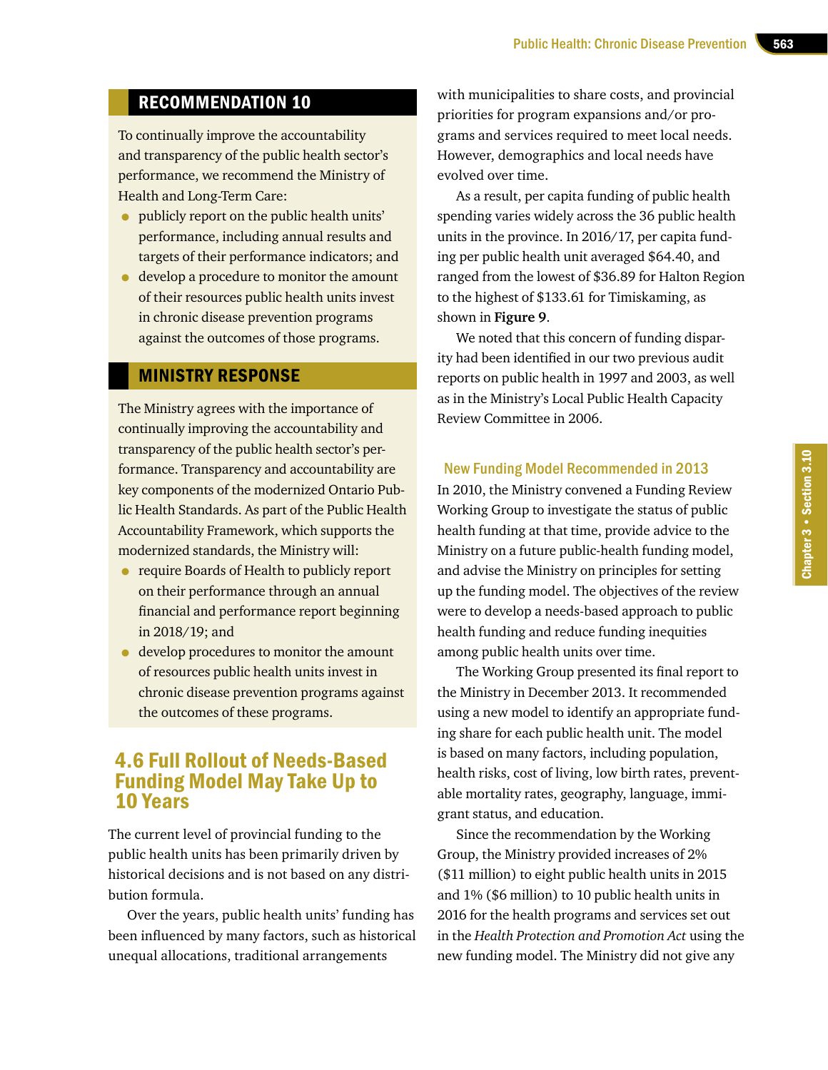## RECOMMENDATION 10

To continually improve the accountability and transparency of the public health sector's performance, we recommend the Ministry of Health and Long-Term Care:

- publicly report on the public health units' performance, including annual results and targets of their performance indicators; and
- develop a procedure to monitor the amount of their resources public health units invest in chronic disease prevention programs against the outcomes of those programs.

## MINISTRY RESPONSE

The Ministry agrees with the importance of continually improving the accountability and transparency of the public health sector's performance. Transparency and accountability are key components of the modernized Ontario Public Health Standards. As part of the Public Health Accountability Framework, which supports the modernized standards, the Ministry will:

- require Boards of Health to publicly report on their performance through an annual financial and performance report beginning in 2018/19; and
- develop procedures to monitor the amount of resources public health units invest in chronic disease prevention programs against the outcomes of these programs.

## 4.6 Full Rollout of Needs-Based Funding Model May Take Up to 10 Years

The current level of provincial funding to the public health units has been primarily driven by historical decisions and is not based on any distribution formula.

Over the years, public health units' funding has been influenced by many factors, such as historical unequal allocations, traditional arrangements with municipalities to share costs, and provincial priorities for program expansions and/or programs and services required to meet local needs. However, demographics and local needs have evolved over time.

As a result, per capita funding of public health spending varies widely across the 36 public health units in the province. In 2016/17, per capita funding per public health unit averaged $64.40, and ranged from the lowest of $36.89 for Halton Region to the highest of $133.61 for Timiskaming, as shown in **Figure 9**.

We noted that this concern of funding disparity had been identified in our two previous audit reports on public health in 1997 and 2003, as well as in the Ministry's Local Public Health Capacity Review Committee in 2006.

### New Funding Model Recommended in 2013

In 2010, the Ministry convened a Funding Review Working Group to investigate the status of public health funding at that time, provide advice to the Ministry on a future public-health funding model, and advise the Ministry on principles for setting up the funding model. The objectives of the review were to develop a needs-based approach to public health funding and reduce funding inequities among public health units over time.

The Working Group presented its final report to the Ministry in December 2013. It recommended using a new model to identify an appropriate funding share for each public health unit. The model is based on many factors, including population, health risks, cost of living, low birth rates, preventable mortality rates, geography, language, immigrant status, and education.

Since the recommendation by the Working Group, the Ministry provided increases of 2% ($11 million) to eight public health units in 2015 and 1% ($6 million) to 10 public health units in 2016 for the health programs and services set out in the *Health Protection and Promotion Act* using the new funding model. The Ministry did not give any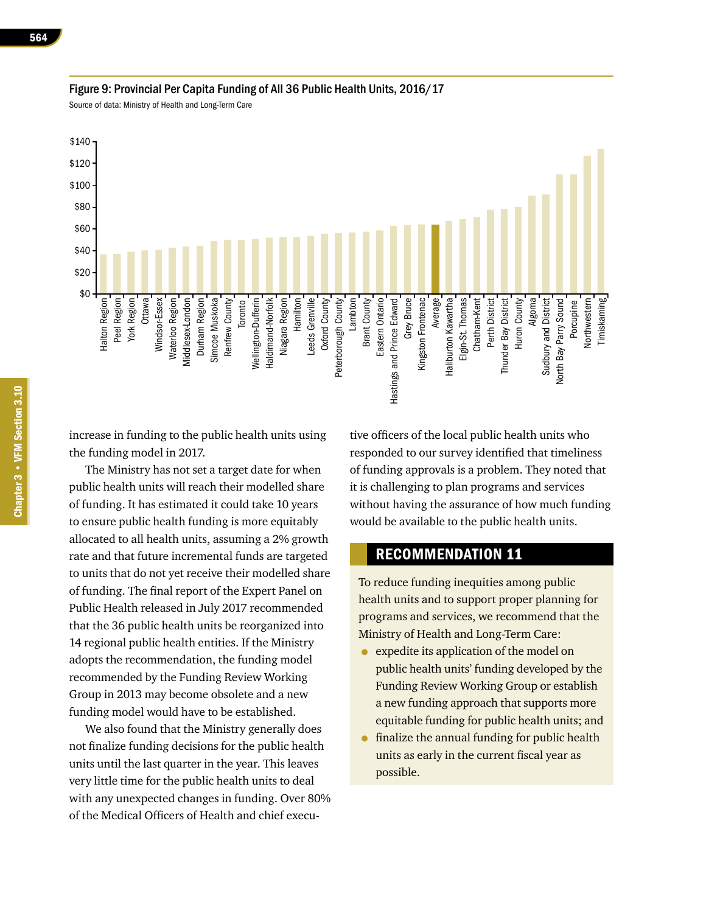Figure 9: Provincial Per Capita Funding of All 36 Public Health Units, 2016/17

Source of data: Ministry of Health and Long-Term Care

increase in funding to the public health units using the funding model in 2017.

The Ministry has not set a target date for when public health units will reach their modelled share of funding. It has estimated it could take 10 years to ensure public health funding is more equitably allocated to all health units, assuming a 2% growth rate and that future incremental funds are targeted to units that do not yet receive their modelled share of funding. The final report of the Expert Panel on Public Health released in July 2017 recommended that the 36 public health units be reorganized into 14 regional public health entities. If the Ministry adopts the recommendation, the funding model recommended by the Funding Review Working Group in 2013 may become obsolete and a new funding model would have to be established.

We also found that the Ministry generally does not finalize funding decisions for the public health units until the last quarter in the year. This leaves very little time for the public health units to deal with any unexpected changes in funding. Over 80% of the Medical Officers of Health and chief executive officers of the local public health units who responded to our survey identified that timeliness of funding approvals is a problem. They noted that it is challenging to plan programs and services without having the assurance of how much funding would be available to the public health units.

## RECOMMENDATION 11

To reduce funding inequities among public health units and to support proper planning for programs and services, we recommend that the Ministry of Health and Long-Term Care:

- expedite its application of the model on public health units' funding developed by the Funding Review Working Group or establish a new funding approach that supports more equitable funding for public health units; and
- finalize the annual funding for public health units as early in the current fiscal year as possible.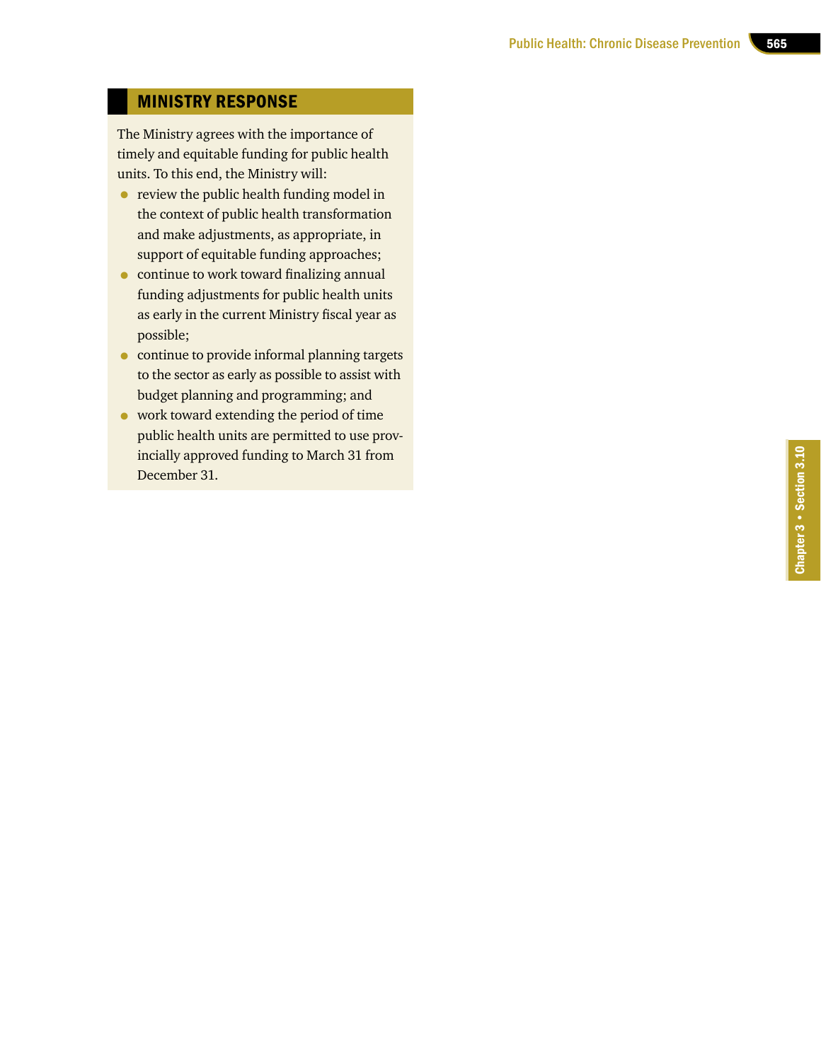## MINISTRY RESPONSE

The Ministry agrees with the importance of timely and equitable funding for public health units. To this end, the Ministry will:

- review the public health funding model in the context of public health transformation and make adjustments, as appropriate, in support of equitable funding approaches;
- continue to work toward finalizing annual funding adjustments for public health units as early in the current Ministry fiscal year as possible;
- continue to provide informal planning targets to the sector as early as possible to assist with budget planning and programming; and
- work toward extending the period of time public health units are permitted to use provincially approved funding to March 31 from December 31.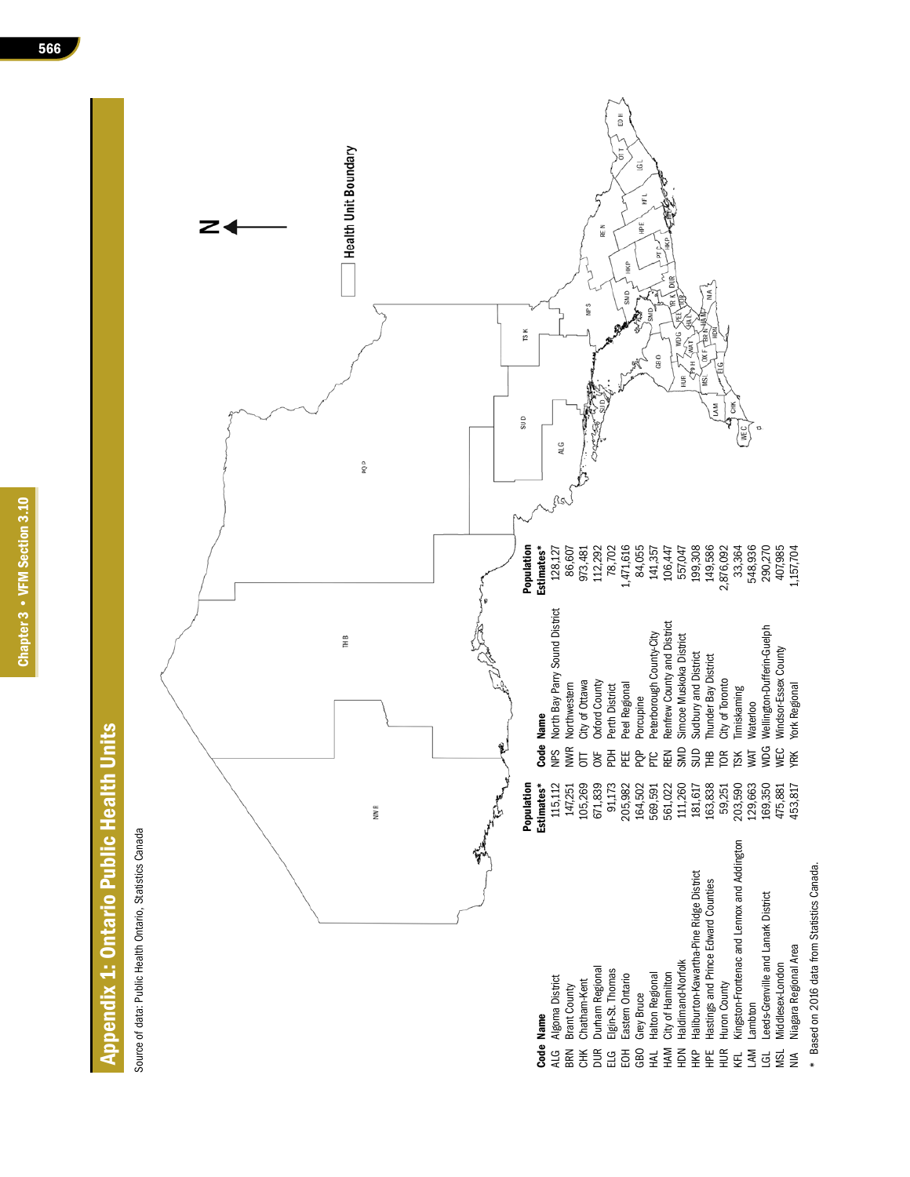# Appendix 1: Ontario Public Health Units

Source of data: Public Health Ontario, Statistics Canada

| Code | Name | Population Estimates* |
|---|---|---|
| ALG | Algoma District | 115,112 |
| BRN | Brant County | 147,251 |
| CHK | Chatham-Kent | 105,269 |
| DUR | Durham Regional | 671,839 |
| ELG | Elgin-St. Thomas | 91,173 |
| EOH | Eastern Ontario | 205,982 |
| GBO | Grey Bruce | 164,502 |
| HAL | Halton Regional | 569,591 |
| HAM | City of Hamilton | 561,022 |
| HDN | Haldimand-Norfolk | 111,260 |
| HKP | Haliburton-Kawartha-Pine Ridge District | 181,617 |
| HPE | Hastings and Prince Edward Counties | 163,838 |
| HUR | Huron County | 59,251 |
| KFL | Kingston-Frontenac and Lennox and Addington | 203,590 |
| LAM | Lambton | 129,663 |
| LGL | Leeds-Grenville and Lanark District | 169,350 |
| MSL | Middlesex-London | 475,881 |
| NIA | Niagara Regional Area | 453,817 |
| NPS | North Bay Parry Sound District | 128,127 |
| NWR | Northwestern | 86,607 |
| OTT | City of Ottawa | 973,481 |
| OXF | Oxford County | 112,292 |
| PDH | Perth District | 78,702 |
| PEE | Peel Regional | 1,471,616 |
| PQP | Porcupine | 84,055 |
| PTC | Peterborough County-City | 141,357 |
| REN | Renfrew County and District | 106,447 |
| SMD | Simcoe Muskoka District | 557,047 |
| SUD | Sudbury and District | 199,308 |
| THB | Thunder Bay District | 149,586 |
| TOR | City of Toronto | 2,876,092 |
| TSK | Timiskaming | 33,364 |
| WAT | Waterloo | 548,936 |
| WDG | Wellington-Dufferin-Guelph | 290,270 |
| WEC | Windsor-Essex County | 407,985 |
| YRK | York Regional | 1,157,704 |

\* Based on 2016 data from Statistics Canada.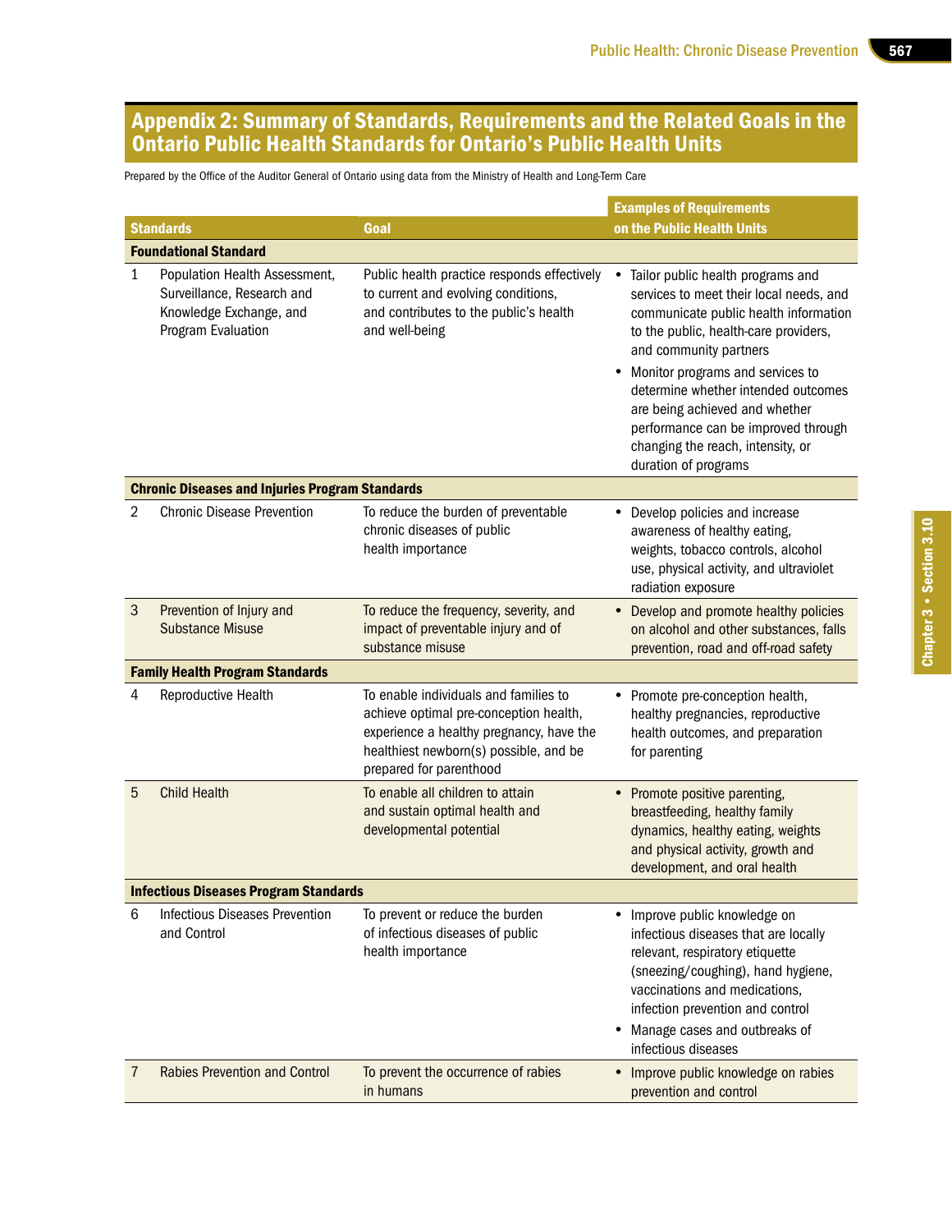## Appendix 2: Summary of Standards, Requirements and the Related Goals in the Ontario Public Health Standards for Ontario's Public Health Units

Prepared by the Office of the Auditor General of Ontario using data from the Ministry of Health and Long-Term Care

| | Standards | Goal | Examples of Requirements on the Public Health Units |
|---|---|---|---|
| **Foundational Standard** | | | |
| 1 | Population Health Assessment, Surveillance, Research and Knowledge Exchange, and Program Evaluation | Public health practice responds effectively to current and evolving conditions, and contributes to the public's health and well-being | • Tailor public health programs and services to meet their local needs, and communicate public health information to the public, health-care providers, and community partners<br>• Monitor programs and services to determine whether intended outcomes are being achieved and whether performance can be improved through changing the reach, intensity, or duration of programs |
| **Chronic Diseases and Injuries Program Standards** | | | |
| 2 | Chronic Disease Prevention | To reduce the burden of preventable chronic diseases of public health importance | • Develop policies and increase awareness of healthy eating, weights, tobacco controls, alcohol use, physical activity, and ultraviolet radiation exposure |
| 3 | Prevention of Injury and Substance Misuse | To reduce the frequency, severity, and impact of preventable injury and of substance misuse | • Develop and promote healthy policies on alcohol and other substances, falls prevention, road and off-road safety |
| **Family Health Program Standards** | | | |
| 4 | Reproductive Health | To enable individuals and families to achieve optimal pre-conception health, experience a healthy pregnancy, have the healthiest newborn(s) possible, and be prepared for parenthood | • Promote pre-conception health, healthy pregnancies, reproductive health outcomes, and preparation for parenting |
| 5 | Child Health | To enable all children to attain and sustain optimal health and developmental potential | • Promote positive parenting, breastfeeding, healthy family dynamics, healthy eating, weights and physical activity, growth and development, and oral health |
| **Infectious Diseases Program Standards** | | | |
| 6 | Infectious Diseases Prevention and Control | To prevent or reduce the burden of infectious diseases of public health importance | • Improve public knowledge on infectious diseases that are locally relevant, respiratory etiquette (sneezing/coughing), hand hygiene, vaccinations and medications, infection prevention and control<br>• Manage cases and outbreaks of infectious diseases |
| 7 | Rabies Prevention and Control | To prevent the occurrence of rabies in humans | • Improve public knowledge on rabies prevention and control |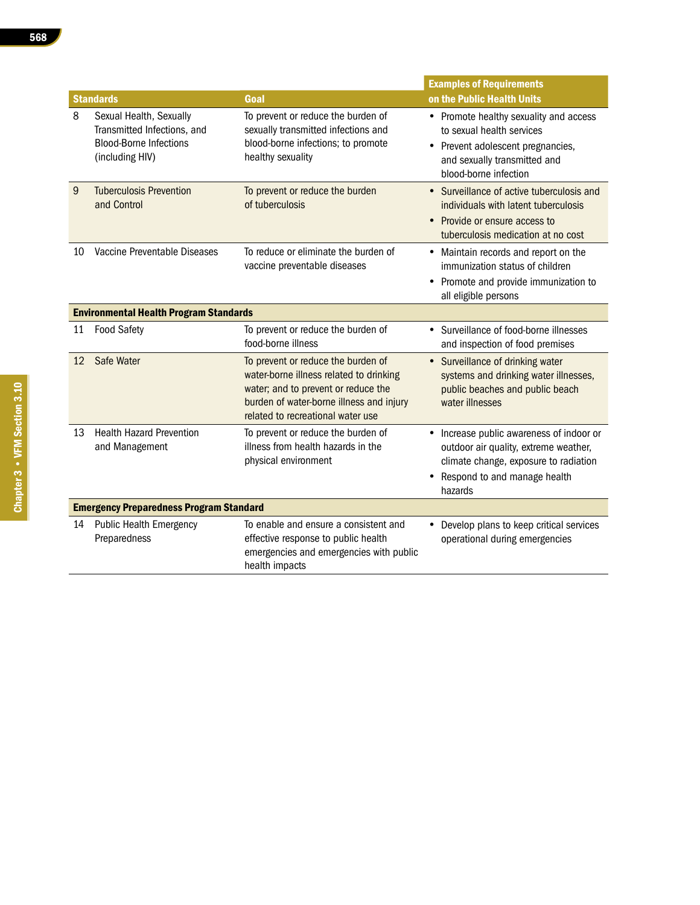| Standards | | Goal | Examples of Requirements on the Public Health Units |
|---|---|---|---|
| 8 | Sexual Health, Sexually Transmitted Infections, and Blood-Borne Infections (including HIV) | To prevent or reduce the burden of sexually transmitted infections and blood-borne infections; to promote healthy sexuality | • Promote healthy sexuality and access to sexual health services<br>• Prevent adolescent pregnancies, and sexually transmitted and blood-borne infection |
| 9 | Tuberculosis Prevention and Control | To prevent or reduce the burden of tuberculosis | • Surveillance of active tuberculosis and individuals with latent tuberculosis<br>• Provide or ensure access to tuberculosis medication at no cost |
| 10 | Vaccine Preventable Diseases | To reduce or eliminate the burden of vaccine preventable diseases | • Maintain records and report on the immunization status of children<br>• Promote and provide immunization to all eligible persons |
| **Environmental Health Program Standards** | | | |
| 11 | Food Safety | To prevent or reduce the burden of food-borne illness | • Surveillance of food-borne illnesses and inspection of food premises |
| 12 | Safe Water | To prevent or reduce the burden of water-borne illness related to drinking water; and to prevent or reduce the burden of water-borne illness and injury related to recreational water use | • Surveillance of drinking water systems and drinking water illnesses, public beaches and public beach water illnesses |
| 13 | Health Hazard Prevention and Management | To prevent or reduce the burden of illness from health hazards in the physical environment | • Increase public awareness of indoor or outdoor air quality, extreme weather, climate change, exposure to radiation<br>• Respond to and manage health hazards |
| **Emergency Preparedness Program Standard** | | | |
| 14 | Public Health Emergency Preparedness | To enable and ensure a consistent and effective response to public health emergencies and emergencies with public health impacts | • Develop plans to keep critical services operational during emergencies |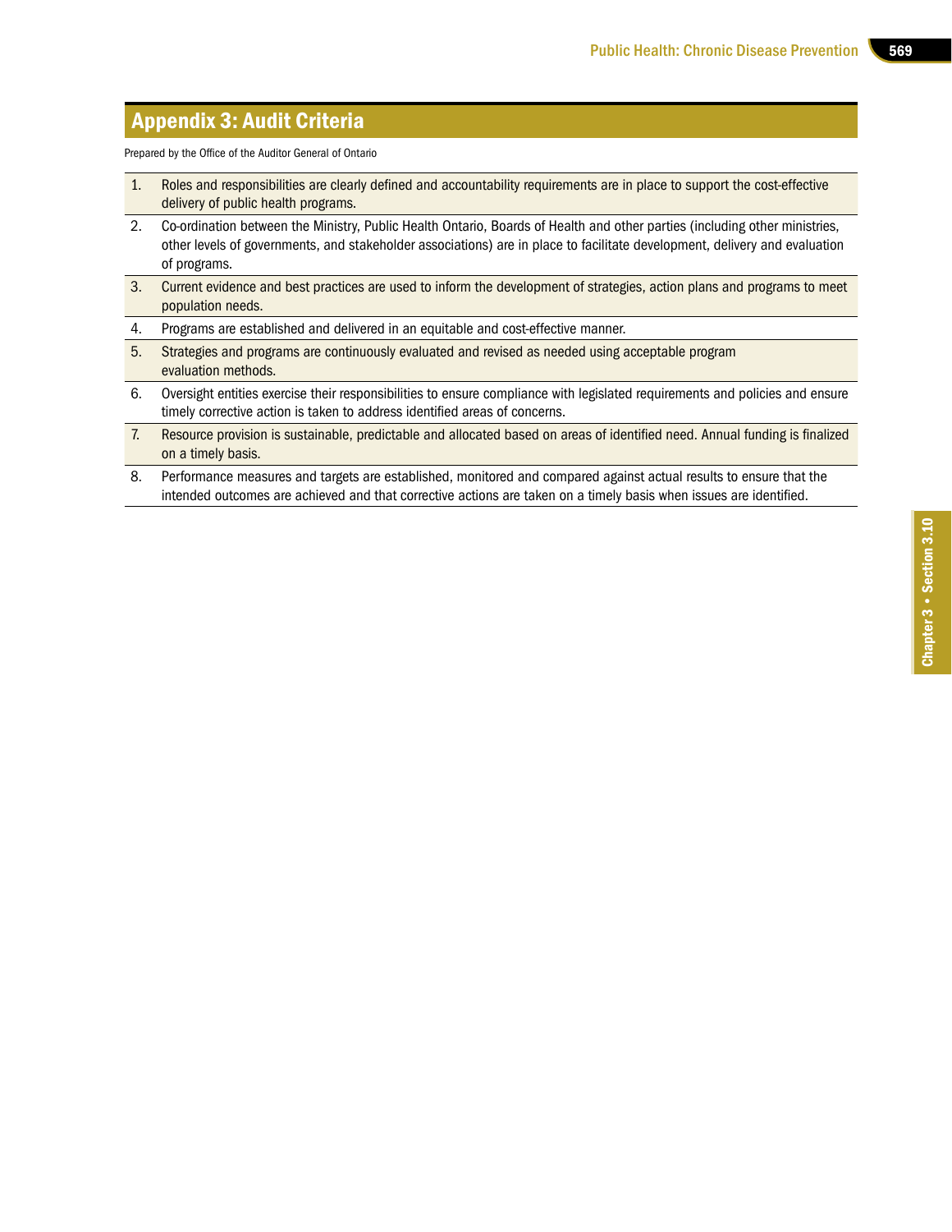## Appendix 3: Audit Criteria

Prepared by the Office of the Auditor General of Ontario

| | |
|---|---|
| 1. | Roles and responsibilities are clearly defined and accountability requirements are in place to support the cost-effective delivery of public health programs. |
| 2. | Co-ordination between the Ministry, Public Health Ontario, Boards of Health and other parties (including other ministries, other levels of governments, and stakeholder associations) are in place to facilitate development, delivery and evaluation of programs. |
| 3. | Current evidence and best practices are used to inform the development of strategies, action plans and programs to meet population needs. |
| 4. | Programs are established and delivered in an equitable and cost-effective manner. |
| 5. | Strategies and programs are continuously evaluated and revised as needed using acceptable program evaluation methods. |
| 6. | Oversight entities exercise their responsibilities to ensure compliance with legislated requirements and policies and ensure timely corrective action is taken to address identified areas of concerns. |
| 7. | Resource provision is sustainable, predictable and allocated based on areas of identified need. Annual funding is finalized on a timely basis. |
| 8. | Performance measures and targets are established, monitored and compared against actual results to ensure that the intended outcomes are achieved and that corrective actions are taken on a timely basis when issues are identified. |